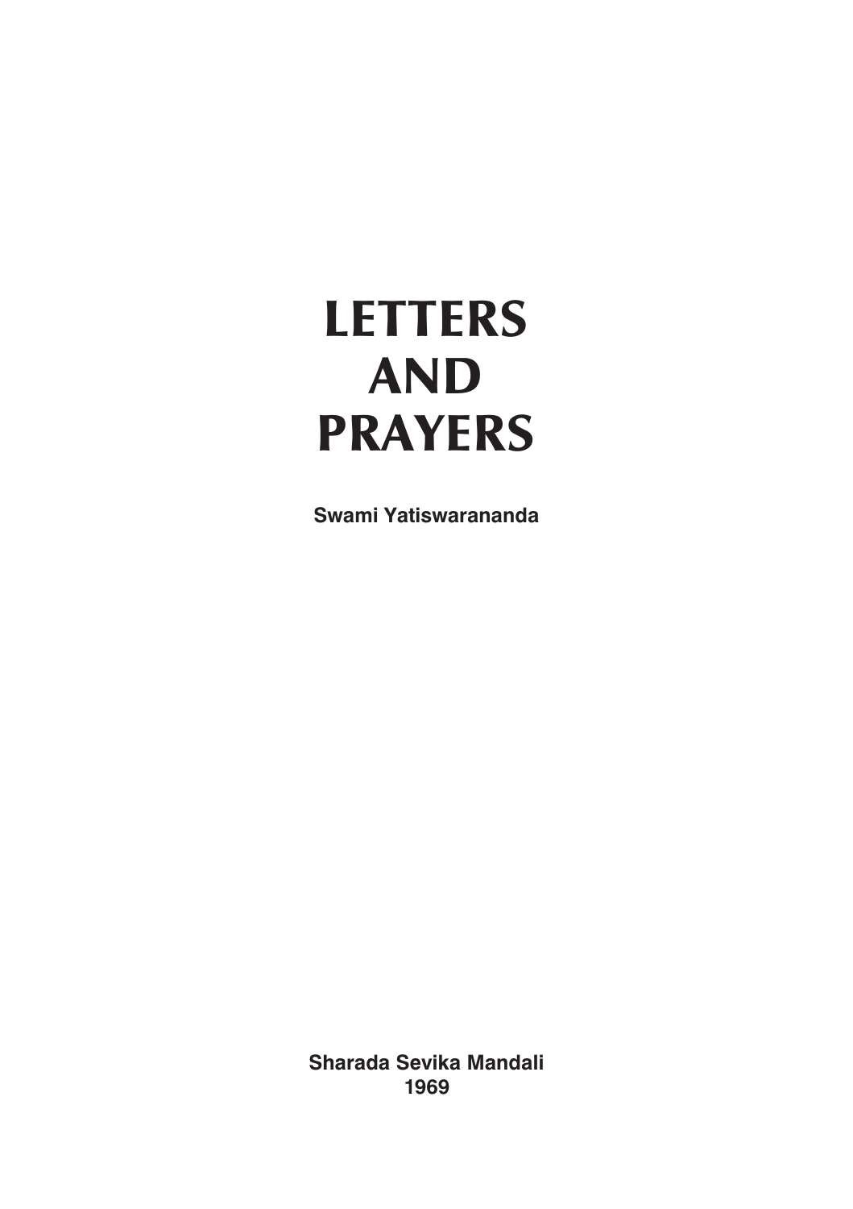# LETTERS AND PRAYERS

**Swami Yatiswarananda**

**Sharada Sevika Mandali**
**1969**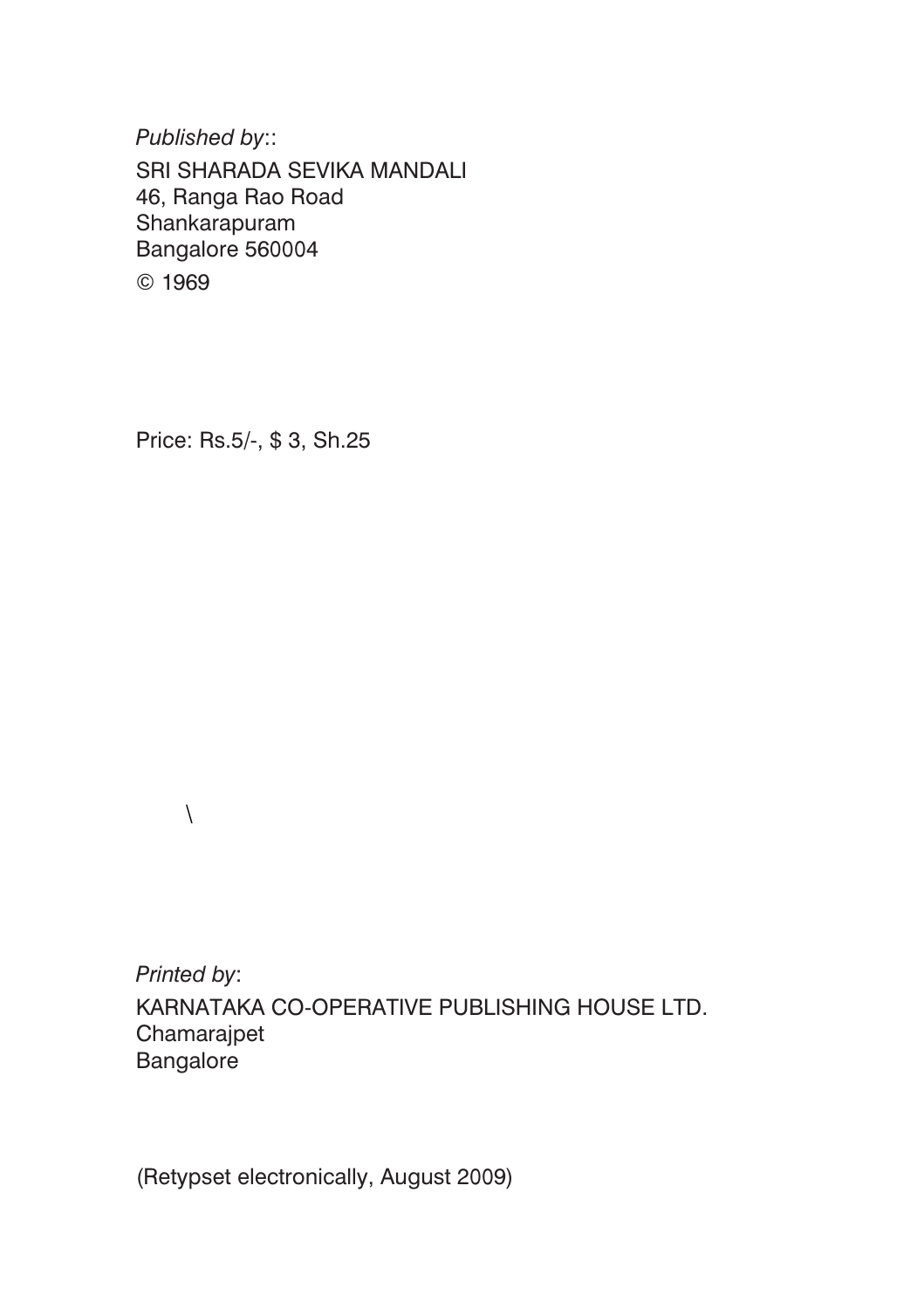*Published by*::

SRI SHARADA SEVIKA MANDALI
46, Ranga Rao Road
Shankarapuram
Bangalore 560004

© 1969

Price: Rs.5/-, $ 3, Sh.25

\

*Printed by*:

KARNATAKA CO-OPERATIVE PUBLISHING HOUSE LTD.
Chamarajpet
Bangalore

(Retypset electronically, August 2009)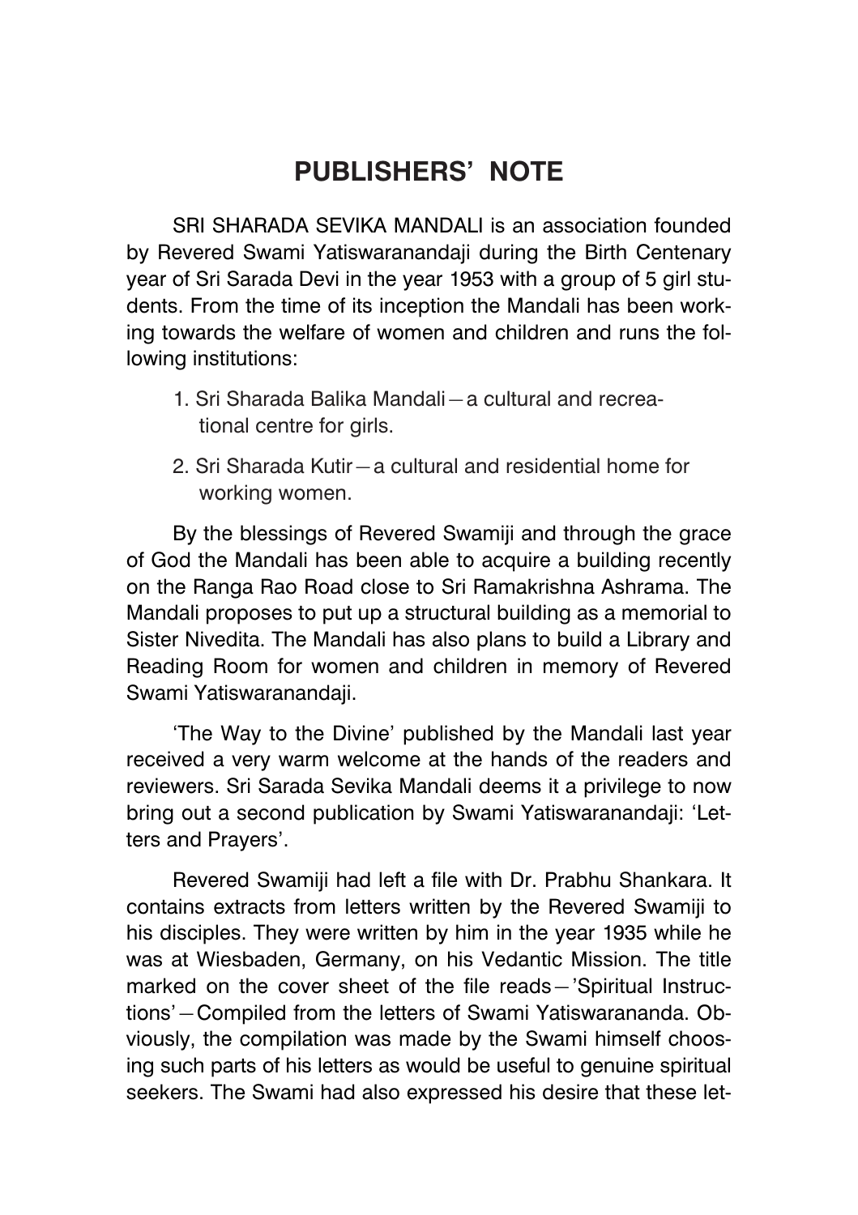## PUBLISHERS' NOTE

SRI SHARADA SEVIKA MANDALI is an association founded by Revered Swami Yatiswaranandaji during the Birth Centenary year of Sri Sarada Devi in the year 1953 with a group of 5 girl students. From the time of its inception the Mandali has been working towards the welfare of women and children and runs the following institutions:

1. Sri Sharada Balika Mandali—a cultural and recreational centre for girls.
2. Sri Sharada Kutir—a cultural and residential home for working women.

By the blessings of Revered Swamiji and through the grace of God the Mandali has been able to acquire a building recently on the Ranga Rao Road close to Sri Ramakrishna Ashrama. The Mandali proposes to put up a structural building as a memorial to Sister Nivedita. The Mandali has also plans to build a Library and Reading Room for women and children in memory of Revered Swami Yatiswaranandaji.

'The Way to the Divine' published by the Mandali last year received a very warm welcome at the hands of the readers and reviewers. Sri Sarada Sevika Mandali deems it a privilege to now bring out a second publication by Swami Yatiswaranandaji: 'Letters and Prayers'.

Revered Swamiji had left a file with Dr. Prabhu Shankara. It contains extracts from letters written by the Revered Swamiji to his disciples. They were written by him in the year 1935 while he was at Wiesbaden, Germany, on his Vedantic Mission. The title marked on the cover sheet of the file reads—'Spiritual Instructions'—Compiled from the letters of Swami Yatiswarananda. Obviously, the compilation was made by the Swami himself choosing such parts of his letters as would be useful to genuine spiritual seekers. The Swami had also expressed his desire that these let-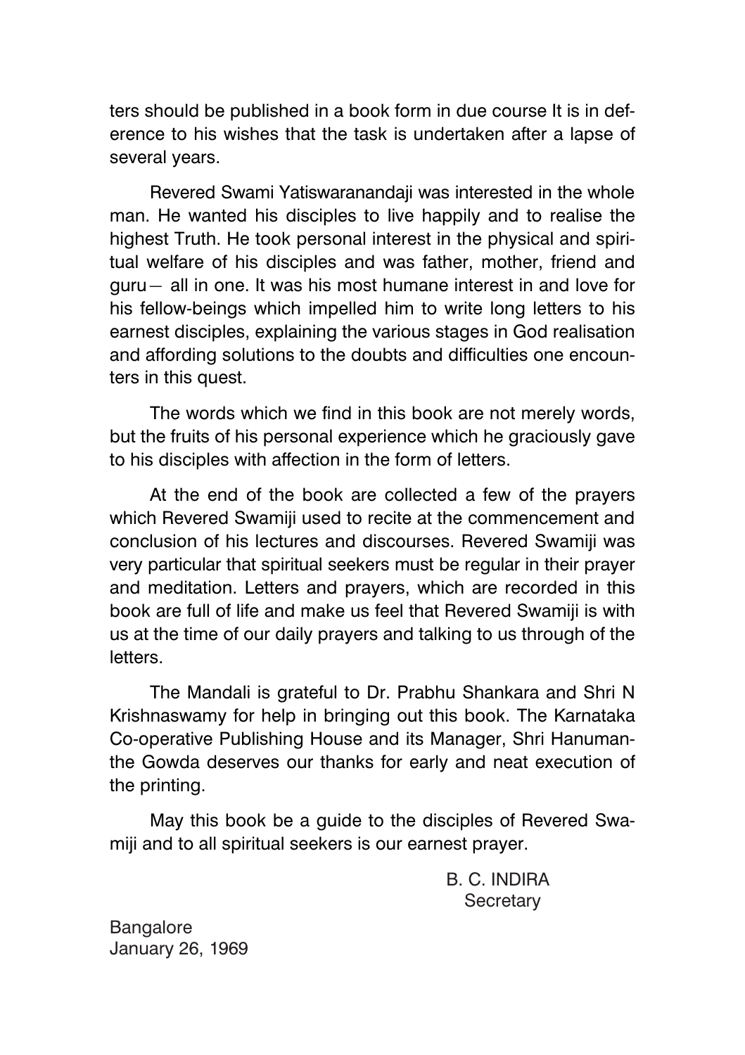ters should be published in a book form in due course It is in deference to his wishes that the task is undertaken after a lapse of several years.

Revered Swami Yatiswaranandaji was interested in the whole man. He wanted his disciples to live happily and to realise the highest Truth. He took personal interest in the physical and spiritual welfare of his disciples and was father, mother, friend and guru— all in one. It was his most humane interest in and love for his fellow-beings which impelled him to write long letters to his earnest disciples, explaining the various stages in God realisation and affording solutions to the doubts and difficulties one encounters in this quest.

The words which we find in this book are not merely words, but the fruits of his personal experience which he graciously gave to his disciples with affection in the form of letters.

At the end of the book are collected a few of the prayers which Revered Swamiji used to recite at the commencement and conclusion of his lectures and discourses. Revered Swamiji was very particular that spiritual seekers must be regular in their prayer and meditation. Letters and prayers, which are recorded in this book are full of life and make us feel that Revered Swamiji is with us at the time of our daily prayers and talking to us through of the letters.

The Mandali is grateful to Dr. Prabhu Shankara and Shri N Krishnaswamy for help in bringing out this book. The Karnataka Co-operative Publishing House and its Manager, Shri Hanumanthe Gowda deserves our thanks for early and neat execution of the printing.

May this book be a guide to the disciples of Revered Swamiji and to all spiritual seekers is our earnest prayer.

B. C. INDIRA
Secretary

Bangalore
January 26, 1969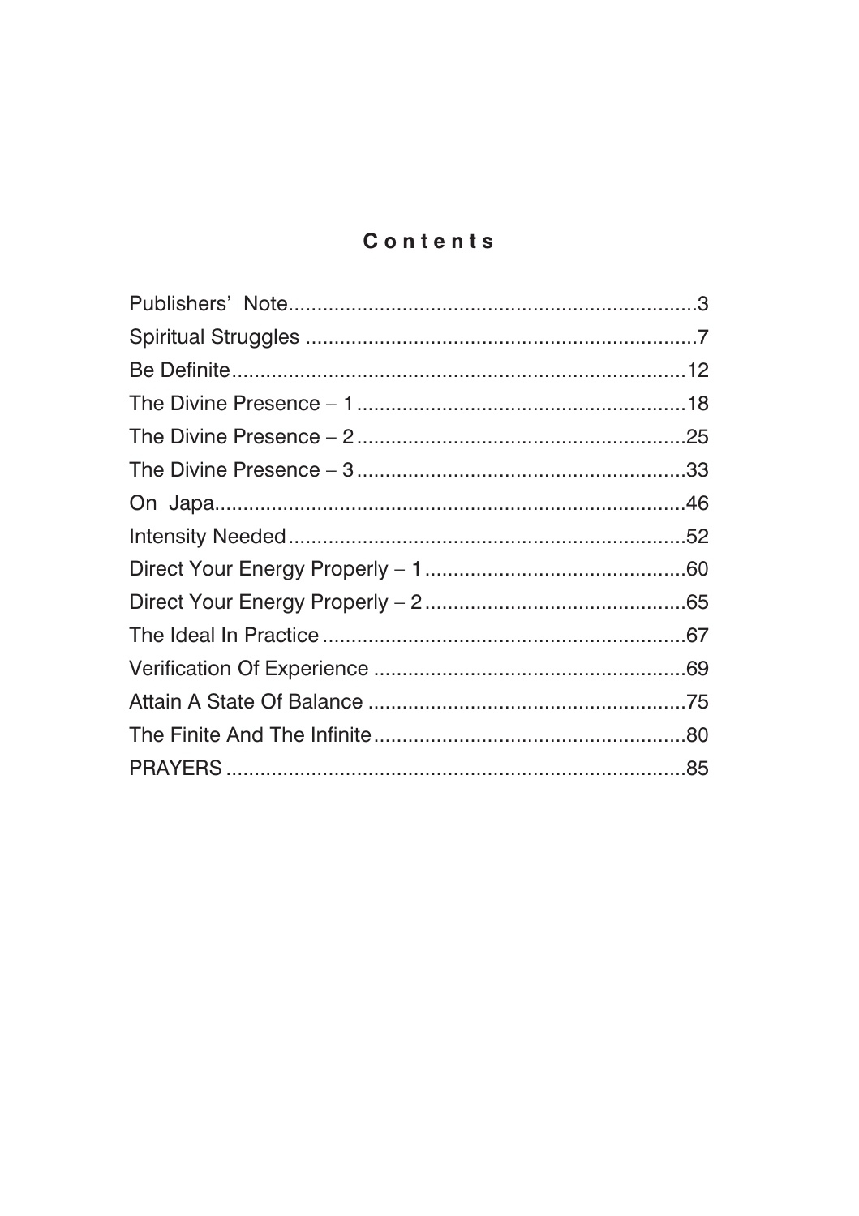# Contents

- Publishers' Note....................3
- Spiritual Struggles....................7
- Be Definite....................12
- The Divine Presence – 1....................18
- The Divine Presence – 2....................25
- The Divine Presence – 3....................33
- On Japa....................46
- Intensity Needed....................52
- Direct Your Energy Properly – 1....................60
- Direct Your Energy Properly – 2....................65
- The Ideal In Practice....................67
- Verification Of Experience....................69
- Attain A State Of Balance....................75
- The Finite And The Infinite....................80
- PRAYERS....................85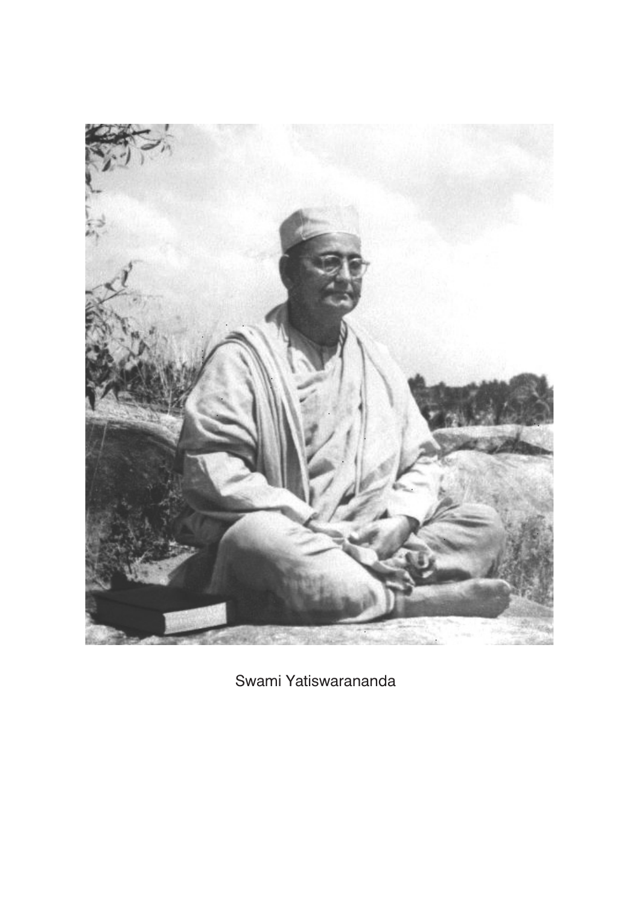Swami Yatiswarananda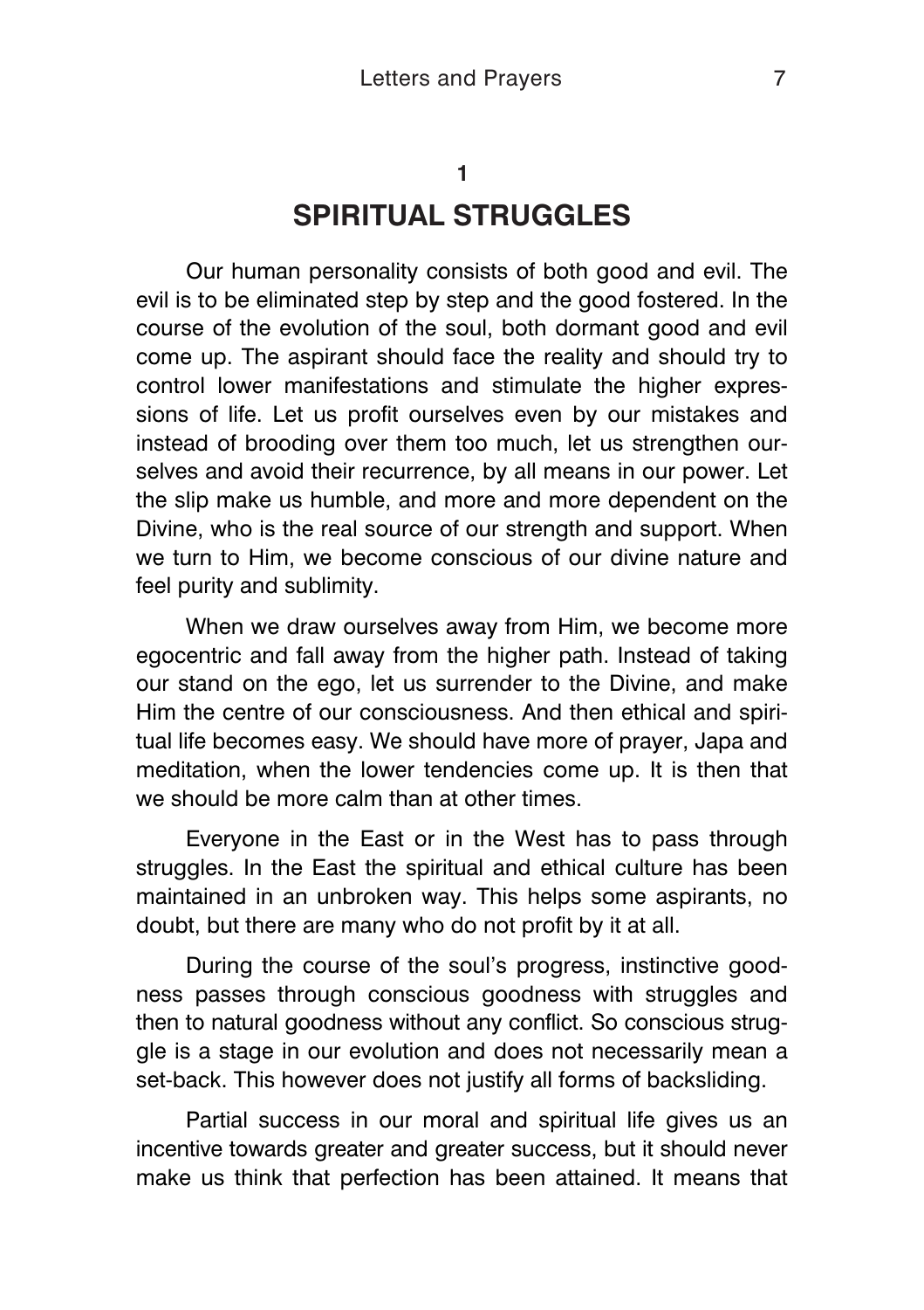**1**

## SPIRITUAL STRUGGLES

Our human personality consists of both good and evil. The evil is to be eliminated step by step and the good fostered. In the course of the evolution of the soul, both dormant good and evil come up. The aspirant should face the reality and should try to control lower manifestations and stimulate the higher expressions of life. Let us profit ourselves even by our mistakes and instead of brooding over them too much, let us strengthen ourselves and avoid their recurrence, by all means in our power. Let the slip make us humble, and more and more dependent on the Divine, who is the real source of our strength and support. When we turn to Him, we become conscious of our divine nature and feel purity and sublimity.

When we draw ourselves away from Him, we become more egocentric and fall away from the higher path. Instead of taking our stand on the ego, let us surrender to the Divine, and make Him the centre of our consciousness. And then ethical and spiritual life becomes easy. We should have more of prayer, Japa and meditation, when the lower tendencies come up. It is then that we should be more calm than at other times.

Everyone in the East or in the West has to pass through struggles. In the East the spiritual and ethical culture has been maintained in an unbroken way. This helps some aspirants, no doubt, but there are many who do not profit by it at all.

During the course of the soul's progress, instinctive goodness passes through conscious goodness with struggles and then to natural goodness without any conflict. So conscious struggle is a stage in our evolution and does not necessarily mean a set-back. This however does not justify all forms of backsliding.

Partial success in our moral and spiritual life gives us an incentive towards greater and greater success, but it should never make us think that perfection has been attained. It means that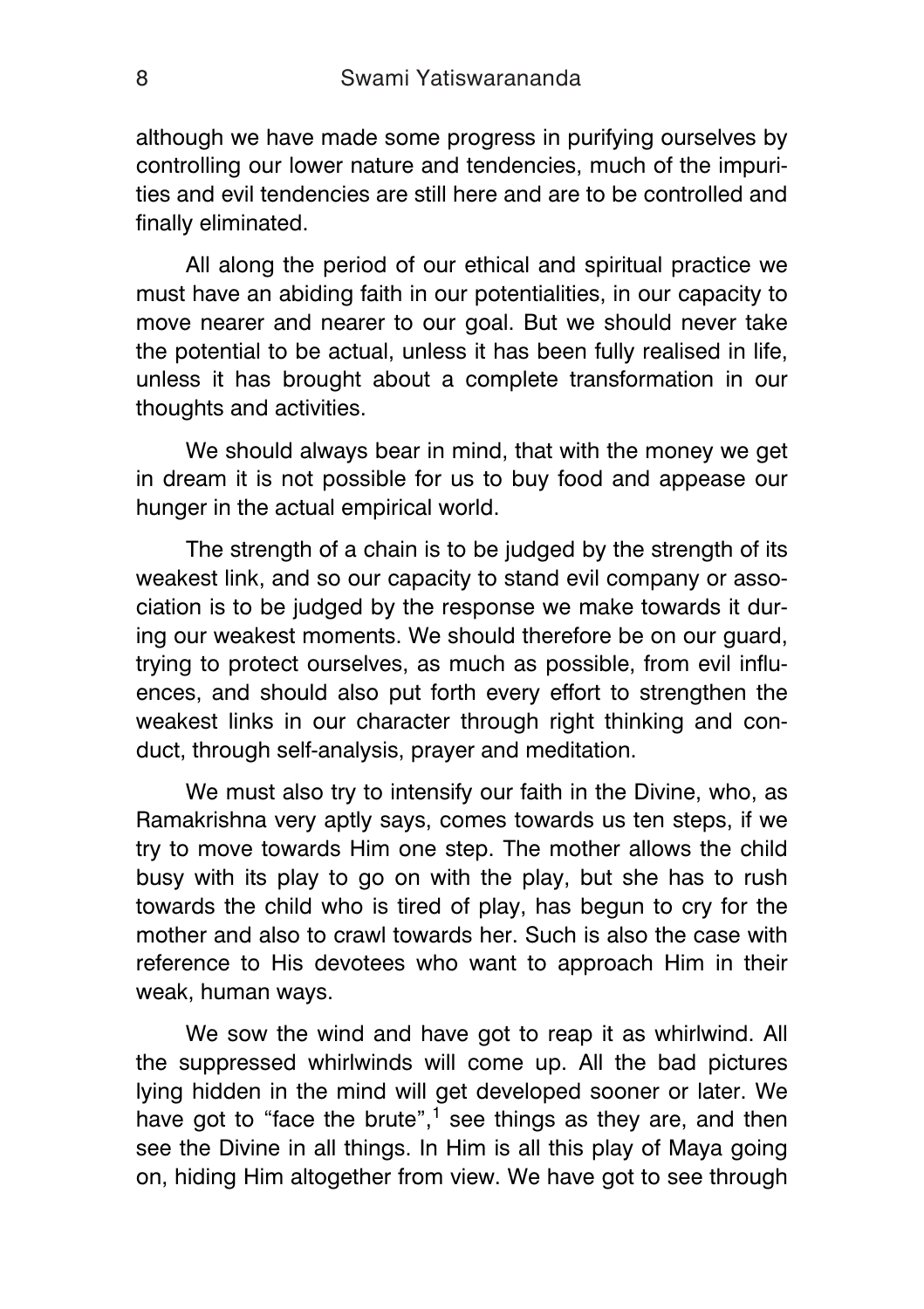although we have made some progress in purifying ourselves by controlling our lower nature and tendencies, much of the impurities and evil tendencies are still here and are to be controlled and finally eliminated.

All along the period of our ethical and spiritual practice we must have an abiding faith in our potentialities, in our capacity to move nearer and nearer to our goal. But we should never take the potential to be actual, unless it has been fully realised in life, unless it has brought about a complete transformation in our thoughts and activities.

We should always bear in mind, that with the money we get in dream it is not possible for us to buy food and appease our hunger in the actual empirical world.

The strength of a chain is to be judged by the strength of its weakest link, and so our capacity to stand evil company or association is to be judged by the response we make towards it during our weakest moments. We should therefore be on our guard, trying to protect ourselves, as much as possible, from evil influences, and should also put forth every effort to strengthen the weakest links in our character through right thinking and conduct, through self-analysis, prayer and meditation.

We must also try to intensify our faith in the Divine, who, as Ramakrishna very aptly says, comes towards us ten steps, if we try to move towards Him one step. The mother allows the child busy with its play to go on with the play, but she has to rush towards the child who is tired of play, has begun to cry for the mother and also to crawl towards her. Such is also the case with reference to His devotees who want to approach Him in their weak, human ways.

We sow the wind and have got to reap it as whirlwind. All the suppressed whirlwinds will come up. All the bad pictures lying hidden in the mind will get developed sooner or later. We have got to "face the brute",[1] see things as they are, and then see the Divine in all things. In Him is all this play of Maya going on, hiding Him altogether from view. We have got to see through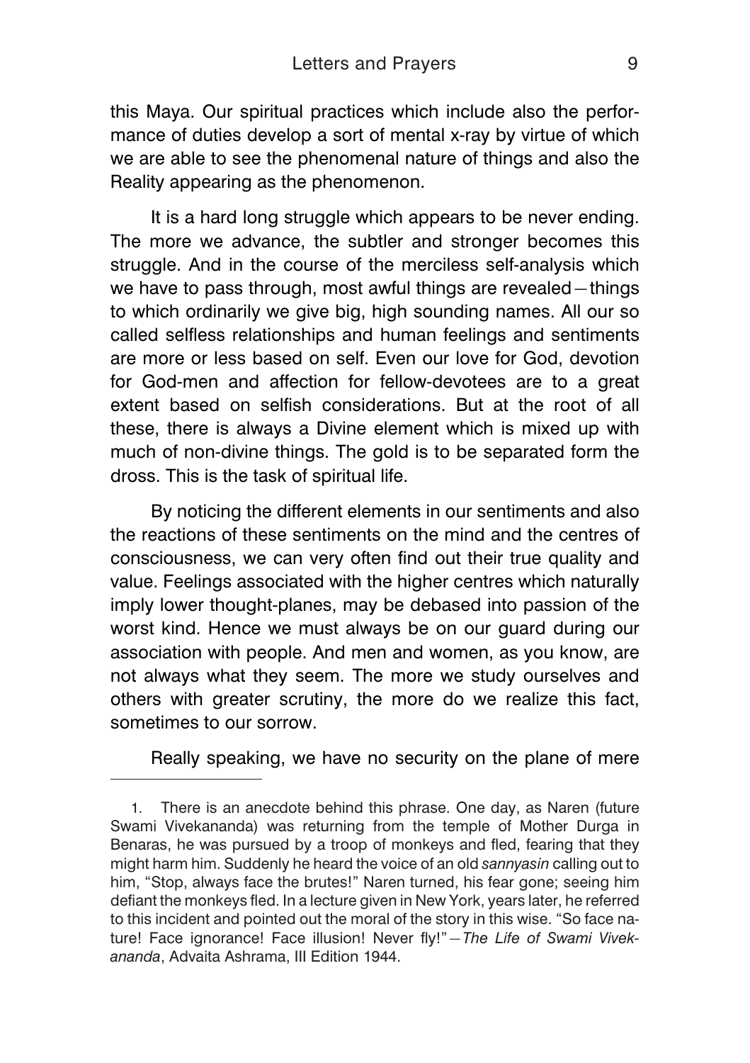this Maya. Our spiritual practices which include also the performance of duties develop a sort of mental x-ray by virtue of which we are able to see the phenomenal nature of things and also the Reality appearing as the phenomenon.

It is a hard long struggle which appears to be never ending. The more we advance, the subtler and stronger becomes this struggle. And in the course of the merciless self-analysis which we have to pass through, most awful things are revealed—things to which ordinarily we give big, high sounding names. All our so called selfless relationships and human feelings and sentiments are more or less based on self. Even our love for God, devotion for God-men and affection for fellow-devotees are to a great extent based on selfish considerations. But at the root of all these, there is always a Divine element which is mixed up with much of non-divine things. The gold is to be separated form the dross. This is the task of spiritual life.

By noticing the different elements in our sentiments and also the reactions of these sentiments on the mind and the centres of consciousness, we can very often find out their true quality and value. Feelings associated with the higher centres which naturally imply lower thought-planes, may be debased into passion of the worst kind. Hence we must always be on our guard during our association with people. And men and women, as you know, are not always what they seem. The more we study ourselves and others with greater scrutiny, the more do we realize this fact, sometimes to our sorrow.

Really speaking, we have no security on the plane of mere

---

1. There is an anecdote behind this phrase. One day, as Naren (future Swami Vivekananda) was returning from the temple of Mother Durga in Benaras, he was pursued by a troop of monkeys and fled, fearing that they might harm him. Suddenly he heard the voice of an old *sannyasin* calling out to him, "Stop, always face the brutes!" Naren turned, his fear gone; seeing him defiant the monkeys fled. In a lecture given in New York, years later, he referred to this incident and pointed out the moral of the story in this wise. "So face nature! Face ignorance! Face illusion! Never fly!"—*The Life of Swami Vivekananda*, Advaita Ashrama, III Edition 1944.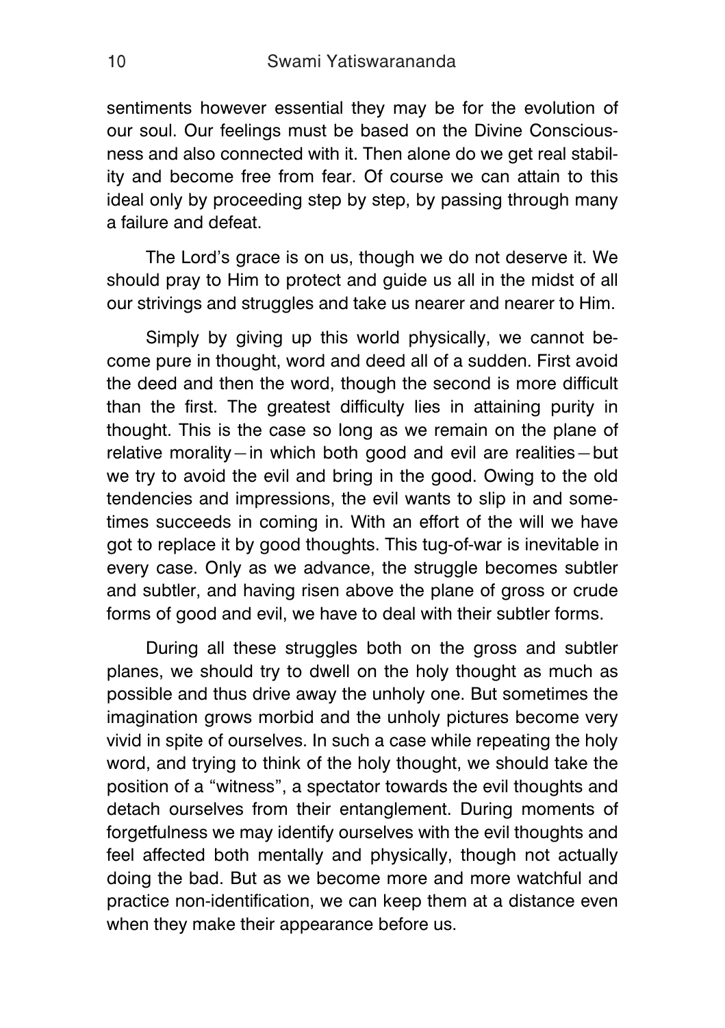sentiments however essential they may be for the evolution of our soul. Our feelings must be based on the Divine Consciousness and also connected with it. Then alone do we get real stability and become free from fear. Of course we can attain to this ideal only by proceeding step by step, by passing through many a failure and defeat.

The Lord's grace is on us, though we do not deserve it. We should pray to Him to protect and guide us all in the midst of all our strivings and struggles and take us nearer and nearer to Him.

Simply by giving up this world physically, we cannot become pure in thought, word and deed all of a sudden. First avoid the deed and then the word, though the second is more difficult than the first. The greatest difficulty lies in attaining purity in thought. This is the case so long as we remain on the plane of relative morality—in which both good and evil are realities—but we try to avoid the evil and bring in the good. Owing to the old tendencies and impressions, the evil wants to slip in and sometimes succeeds in coming in. With an effort of the will we have got to replace it by good thoughts. This tug-of-war is inevitable in every case. Only as we advance, the struggle becomes subtler and subtler, and having risen above the plane of gross or crude forms of good and evil, we have to deal with their subtler forms.

During all these struggles both on the gross and subtler planes, we should try to dwell on the holy thought as much as possible and thus drive away the unholy one. But sometimes the imagination grows morbid and the unholy pictures become very vivid in spite of ourselves. In such a case while repeating the holy word, and trying to think of the holy thought, we should take the position of a "witness", a spectator towards the evil thoughts and detach ourselves from their entanglement. During moments of forgetfulness we may identify ourselves with the evil thoughts and feel affected both mentally and physically, though not actually doing the bad. But as we become more and more watchful and practice non-identification, we can keep them at a distance even when they make their appearance before us.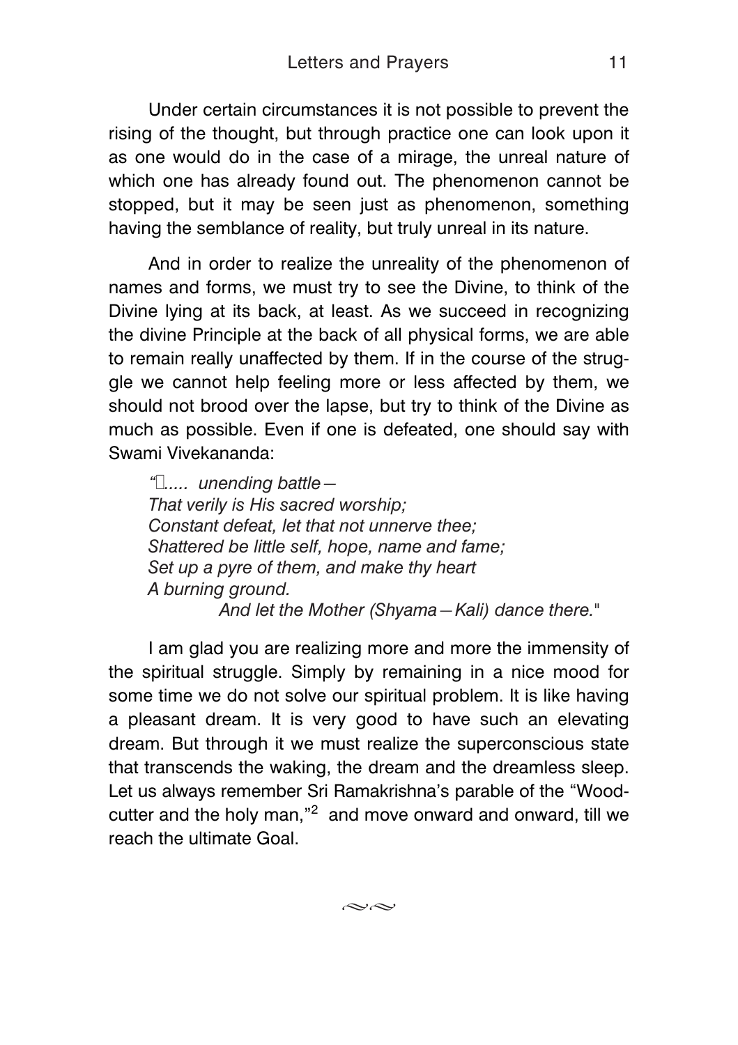Under certain circumstances it is not possible to prevent the rising of the thought, but through practice one can look upon it as one would do in the case of a mirage, the unreal nature of which one has already found out. The phenomenon cannot be stopped, but it may be seen just as phenomenon, something having the semblance of reality, but truly unreal in its nature.

And in order to realize the unreality of the phenomenon of names and forms, we must try to see the Divine, to think of the Divine lying at its back, at least. As we succeed in recognizing the divine Principle at the back of all physical forms, we are able to remain really unaffected by them. If in the course of the struggle we cannot help feeling more or less affected by them, we should not brood over the lapse, but try to think of the Divine as much as possible. Even if one is defeated, one should say with Swami Vivekananda:

> *"..... unending battle—*
> *That verily is His sacred worship;*
> *Constant defeat, let that not unnerve thee;*
> *Shattered be little self, hope, name and fame;*
> *Set up a pyre of them, and make thy heart*
> *A burning ground.*
> *And let the Mother (Shyama—Kali) dance there."*

I am glad you are realizing more and more the immensity of the spiritual struggle. Simply by remaining in a nice mood for some time we do not solve our spiritual problem. It is like having a pleasant dream. It is very good to have such an elevating dream. But through it we must realize the superconscious state that transcends the waking, the dream and the dreamless sleep. Let us always remember Sri Ramakrishna's parable of the "Woodcutter and the holy man,"[2] and move onward and onward, till we reach the ultimate Goal.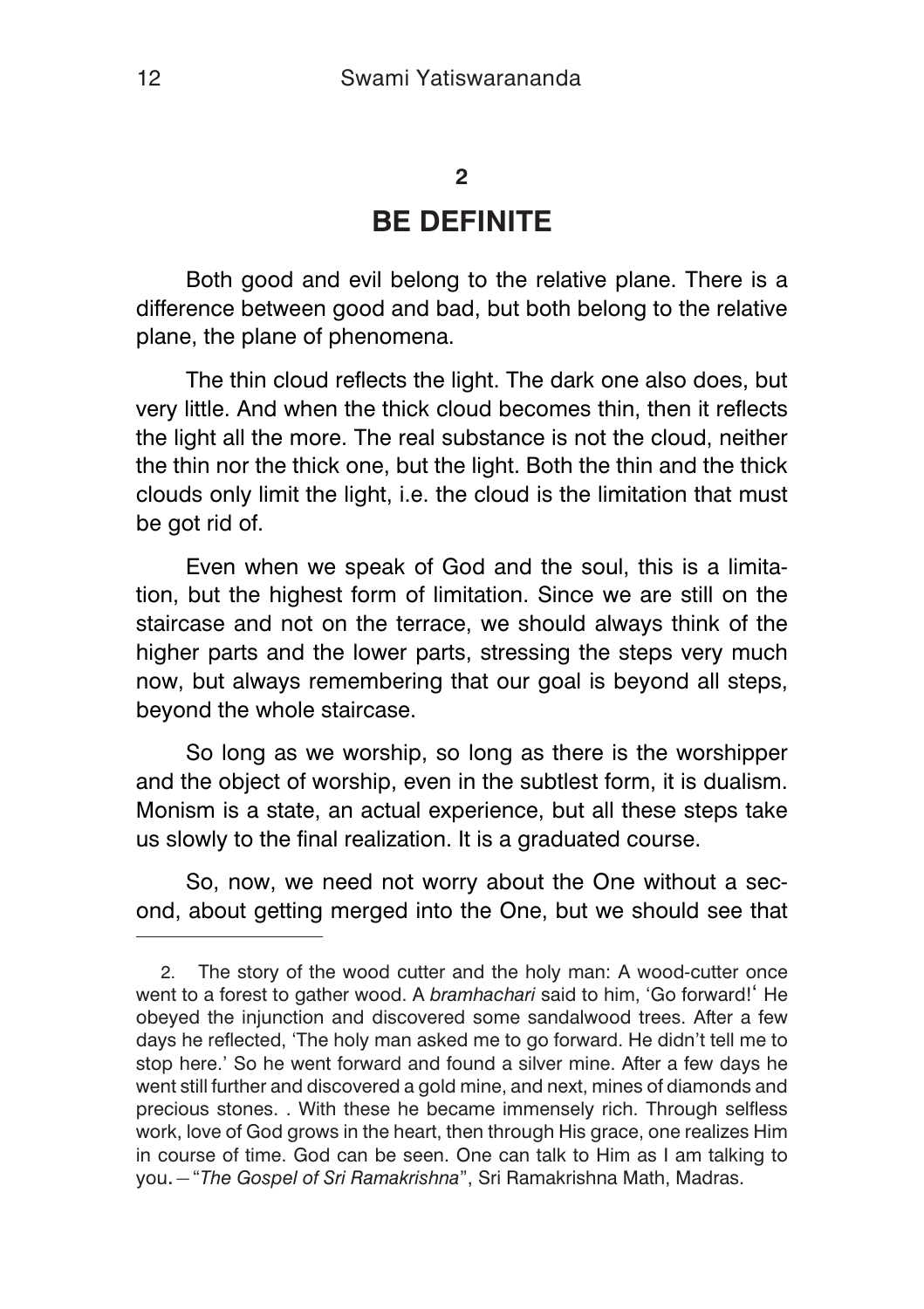## 2

## BE DEFINITE

Both good and evil belong to the relative plane. There is a difference between good and bad, but both belong to the relative plane, the plane of phenomena.

The thin cloud reflects the light. The dark one also does, but very little. And when the thick cloud becomes thin, then it reflects the light all the more. The real substance is not the cloud, neither the thin nor the thick one, but the light. Both the thin and the thick clouds only limit the light, i.e. the cloud is the limitation that must be got rid of.

Even when we speak of God and the soul, this is a limitation, but the highest form of limitation. Since we are still on the staircase and not on the terrace, we should always think of the higher parts and the lower parts, stressing the steps very much now, but always remembering that our goal is beyond all steps, beyond the whole staircase.

So long as we worship, so long as there is the worshipper and the object of worship, even in the subtlest form, it is dualism. Monism is a state, an actual experience, but all these steps take us slowly to the final realization. It is a graduated course.

So, now, we need not worry about the One without a second, about getting merged into the One, but we should see that

---

2. The story of the wood cutter and the holy man: A wood-cutter once went to a forest to gather wood. A *bramhachari* said to him, 'Go forward!' He obeyed the injunction and discovered some sandalwood trees. After a few days he reflected, 'The holy man asked me to go forward. He didn't tell me to stop here.' So he went forward and found a silver mine. After a few days he went still further and discovered a gold mine, and next, mines of diamonds and precious stones. . With these he became immensely rich. Through selfless work, love of God grows in the heart, then through His grace, one realizes Him in course of time. God can be seen. One can talk to Him as I am talking to you. – "*The Gospel of Sri Ramakrishna*", Sri Ramakrishna Math, Madras.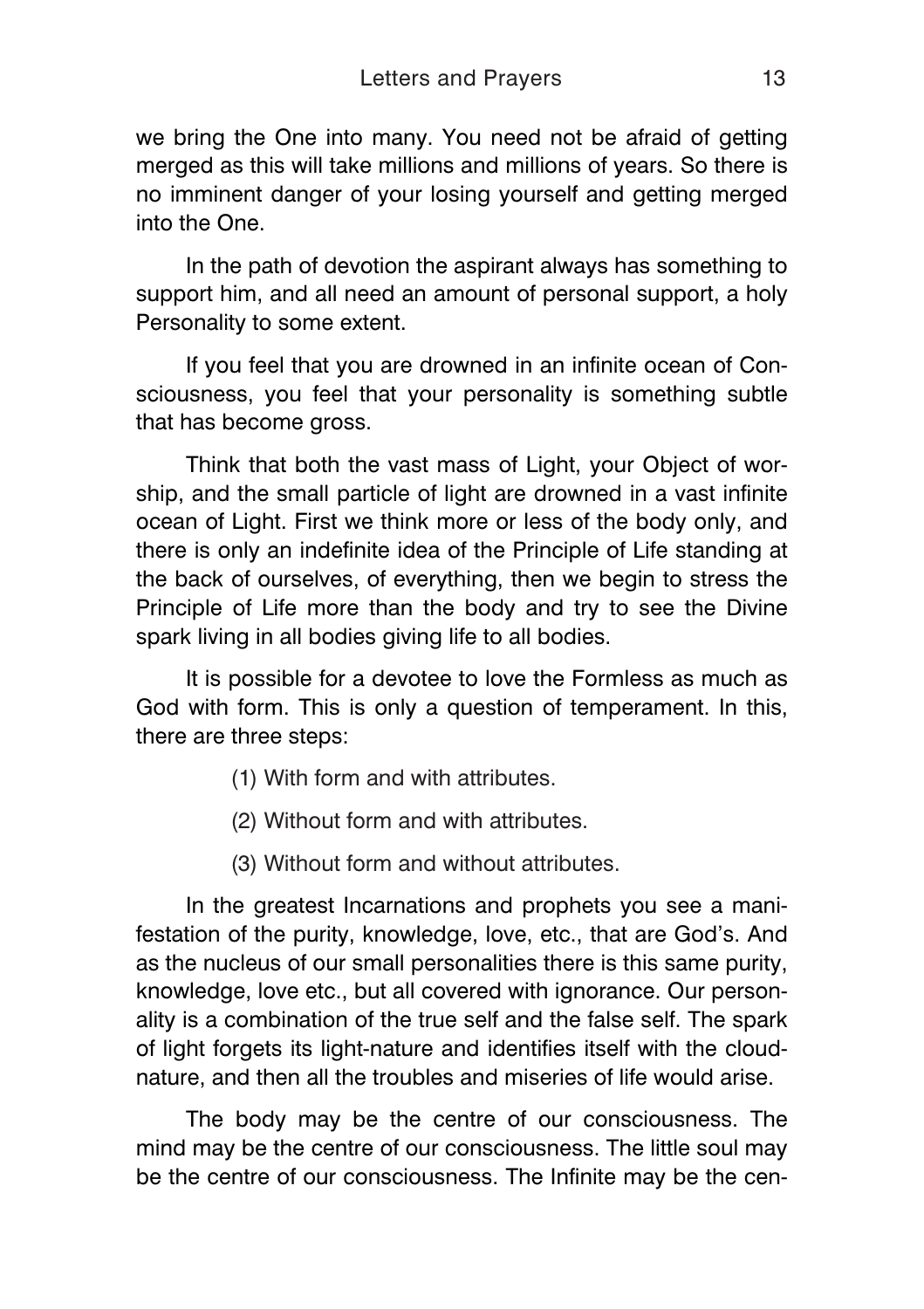we bring the One into many. You need not be afraid of getting merged as this will take millions and millions of years. So there is no imminent danger of your losing yourself and getting merged into the One.

In the path of devotion the aspirant always has something to support him, and all need an amount of personal support, a holy Personality to some extent.

If you feel that you are drowned in an infinite ocean of Consciousness, you feel that your personality is something subtle that has become gross.

Think that both the vast mass of Light, your Object of worship, and the small particle of light are drowned in a vast infinite ocean of Light. First we think more or less of the body only, and there is only an indefinite idea of the Principle of Life standing at the back of ourselves, of everything, then we begin to stress the Principle of Life more than the body and try to see the Divine spark living in all bodies giving life to all bodies.

It is possible for a devotee to love the Formless as much as God with form. This is only a question of temperament. In this, there are three steps:

(1) With form and with attributes.

(2) Without form and with attributes.

(3) Without form and without attributes.

In the greatest Incarnations and prophets you see a manifestation of the purity, knowledge, love, etc., that are God's. And as the nucleus of our small personalities there is this same purity, knowledge, love etc., but all covered with ignorance. Our personality is a combination of the true self and the false self. The spark of light forgets its light-nature and identifies itself with the cloud-nature, and then all the troubles and miseries of life would arise.

The body may be the centre of our consciousness. The mind may be the centre of our consciousness. The little soul may be the centre of our consciousness. The Infinite may be the cen-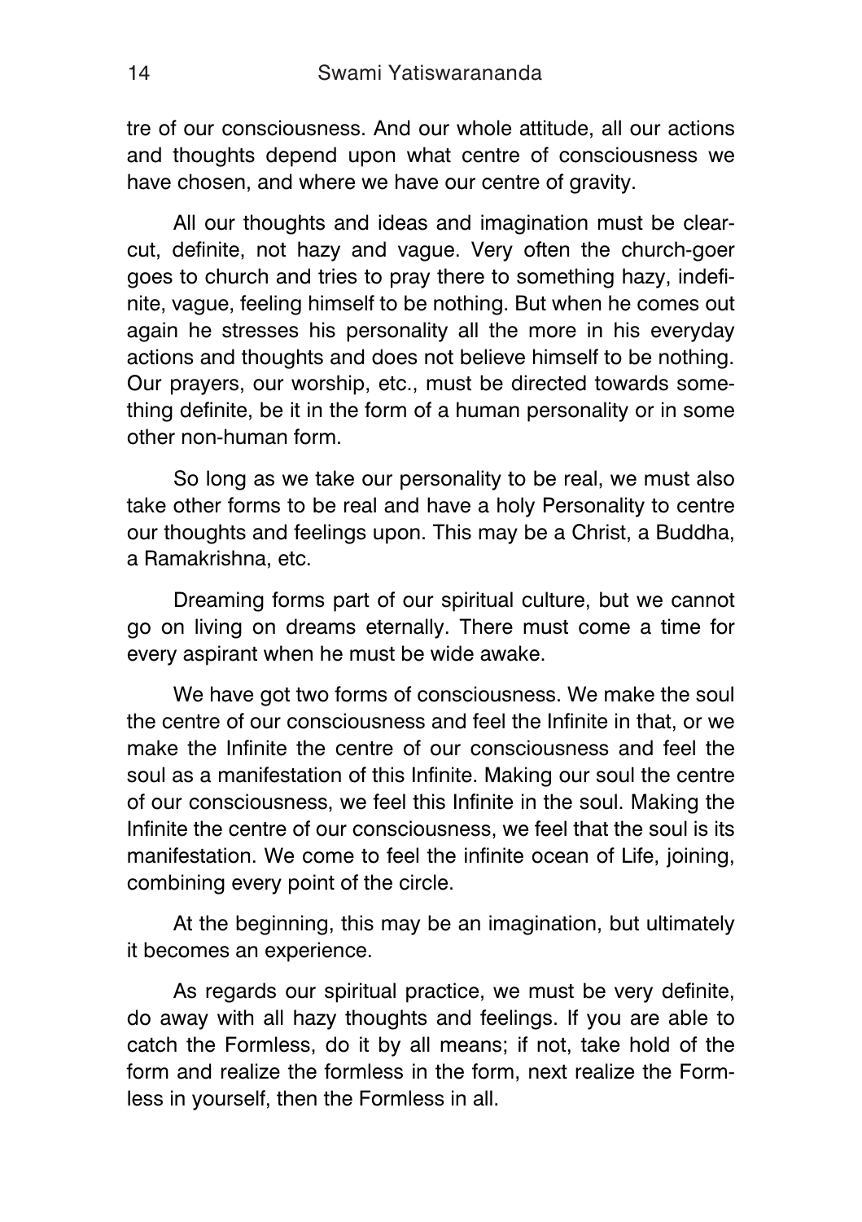tre of our consciousness. And our whole attitude, all our actions and thoughts depend upon what centre of consciousness we have chosen, and where we have our centre of gravity.

All our thoughts and ideas and imagination must be clear-cut, definite, not hazy and vague. Very often the church-goer goes to church and tries to pray there to something hazy, indefinite, vague, feeling himself to be nothing. But when he comes out again he stresses his personality all the more in his everyday actions and thoughts and does not believe himself to be nothing. Our prayers, our worship, etc., must be directed towards something definite, be it in the form of a human personality or in some other non-human form.

So long as we take our personality to be real, we must also take other forms to be real and have a holy Personality to centre our thoughts and feelings upon. This may be a Christ, a Buddha, a Ramakrishna, etc.

Dreaming forms part of our spiritual culture, but we cannot go on living on dreams eternally. There must come a time for every aspirant when he must be wide awake.

We have got two forms of consciousness. We make the soul the centre of our consciousness and feel the Infinite in that, or we make the Infinite the centre of our consciousness and feel the soul as a manifestation of this Infinite. Making our soul the centre of our consciousness, we feel this Infinite in the soul. Making the Infinite the centre of our consciousness, we feel that the soul is its manifestation. We come to feel the infinite ocean of Life, joining, combining every point of the circle.

At the beginning, this may be an imagination, but ultimately it becomes an experience.

As regards our spiritual practice, we must be very definite, do away with all hazy thoughts and feelings. If you are able to catch the Formless, do it by all means; if not, take hold of the form and realize the formless in the form, next realize the Formless in yourself, then the Formless in all.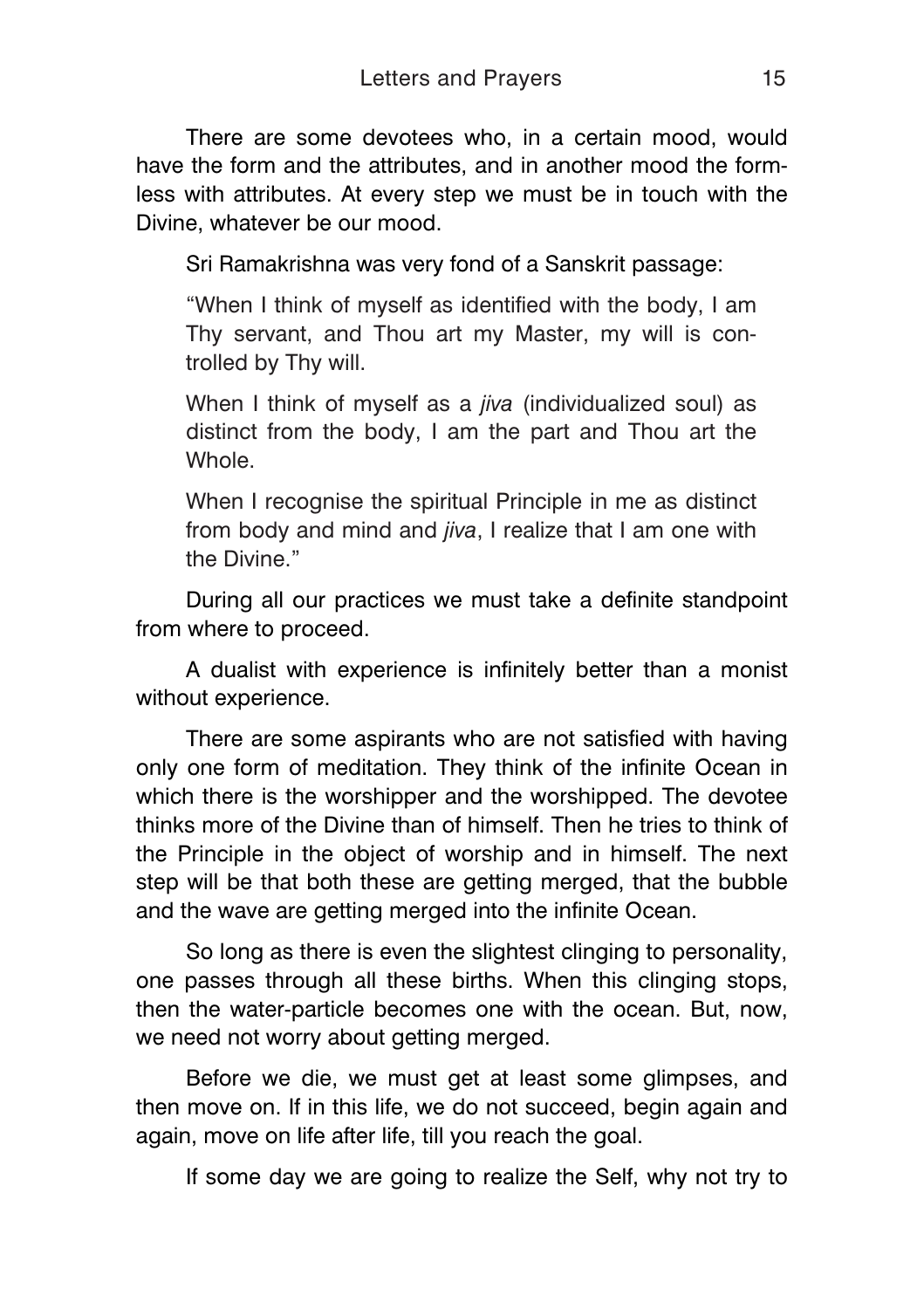There are some devotees who, in a certain mood, would have the form and the attributes, and in another mood the formless with attributes. At every step we must be in touch with the Divine, whatever be our mood.

Sri Ramakrishna was very fond of a Sanskrit passage:

> "When I think of myself as identified with the body, I am Thy servant, and Thou art my Master, my will is controlled by Thy will.
>
> When I think of myself as a *jiva* (individualized soul) as distinct from the body, I am the part and Thou art the Whole.
>
> When I recognise the spiritual Principle in me as distinct from body and mind and *jiva*, I realize that I am one with the Divine."

During all our practices we must take a definite standpoint from where to proceed.

A dualist with experience is infinitely better than a monist without experience.

There are some aspirants who are not satisfied with having only one form of meditation. They think of the infinite Ocean in which there is the worshipper and the worshipped. The devotee thinks more of the Divine than of himself. Then he tries to think of the Principle in the object of worship and in himself. The next step will be that both these are getting merged, that the bubble and the wave are getting merged into the infinite Ocean.

So long as there is even the slightest clinging to personality, one passes through all these births. When this clinging stops, then the water-particle becomes one with the ocean. But, now, we need not worry about getting merged.

Before we die, we must get at least some glimpses, and then move on. If in this life, we do not succeed, begin again and again, move on life after life, till you reach the goal.

If some day we are going to realize the Self, why not try to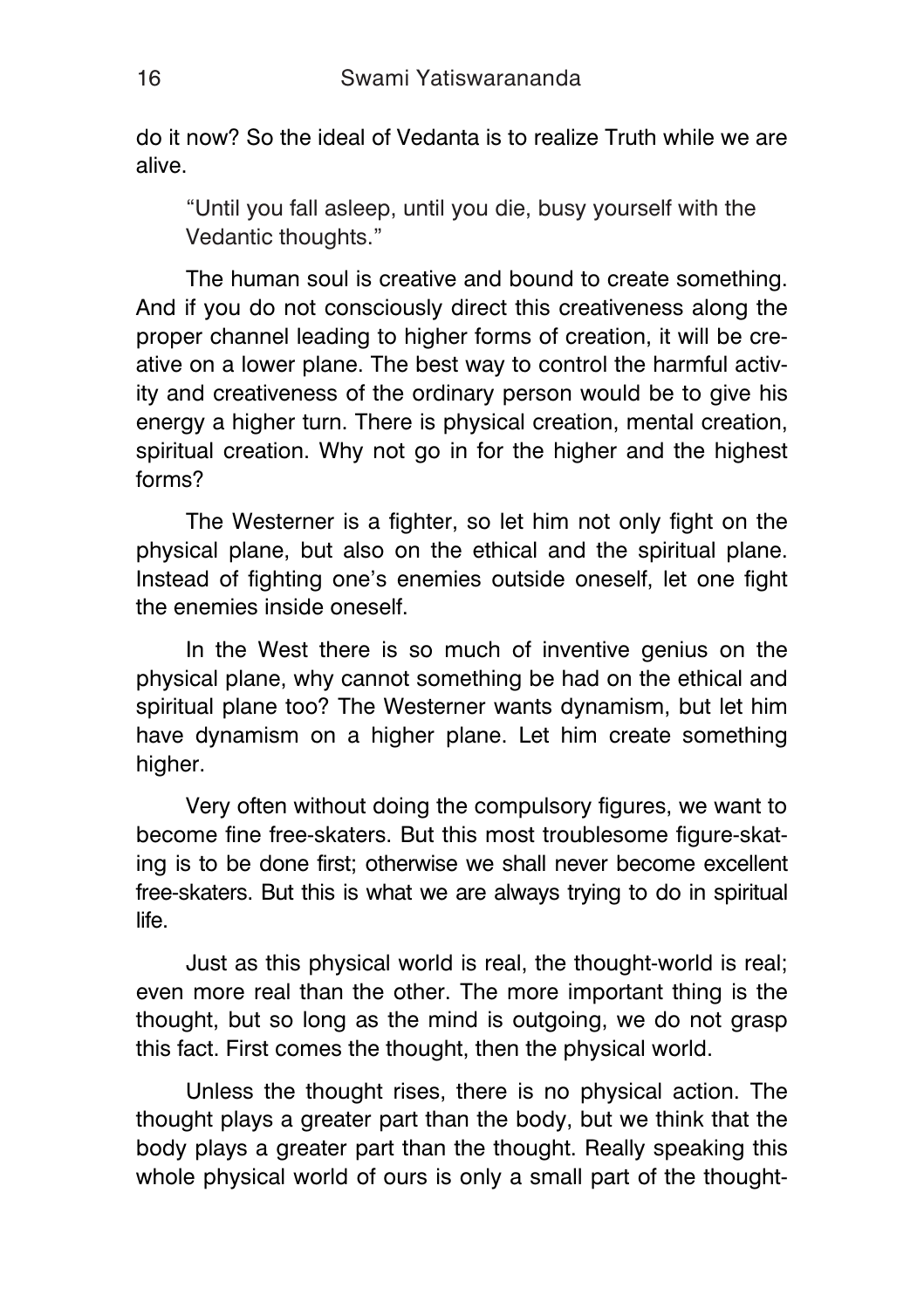do it now? So the ideal of Vedanta is to realize Truth while we are alive.

> "Until you fall asleep, until you die, busy yourself with the Vedantic thoughts."

The human soul is creative and bound to create something. And if you do not consciously direct this creativeness along the proper channel leading to higher forms of creation, it will be creative on a lower plane. The best way to control the harmful activity and creativeness of the ordinary person would be to give his energy a higher turn. There is physical creation, mental creation, spiritual creation. Why not go in for the higher and the highest forms?

The Westerner is a fighter, so let him not only fight on the physical plane, but also on the ethical and the spiritual plane. Instead of fighting one's enemies outside oneself, let one fight the enemies inside oneself.

In the West there is so much of inventive genius on the physical plane, why cannot something be had on the ethical and spiritual plane too? The Westerner wants dynamism, but let him have dynamism on a higher plane. Let him create something higher.

Very often without doing the compulsory figures, we want to become fine free-skaters. But this most troublesome figure-skating is to be done first; otherwise we shall never become excellent free-skaters. But this is what we are always trying to do in spiritual life.

Just as this physical world is real, the thought-world is real; even more real than the other. The more important thing is the thought, but so long as the mind is outgoing, we do not grasp this fact. First comes the thought, then the physical world.

Unless the thought rises, there is no physical action. The thought plays a greater part than the body, but we think that the body plays a greater part than the thought. Really speaking this whole physical world of ours is only a small part of the thought-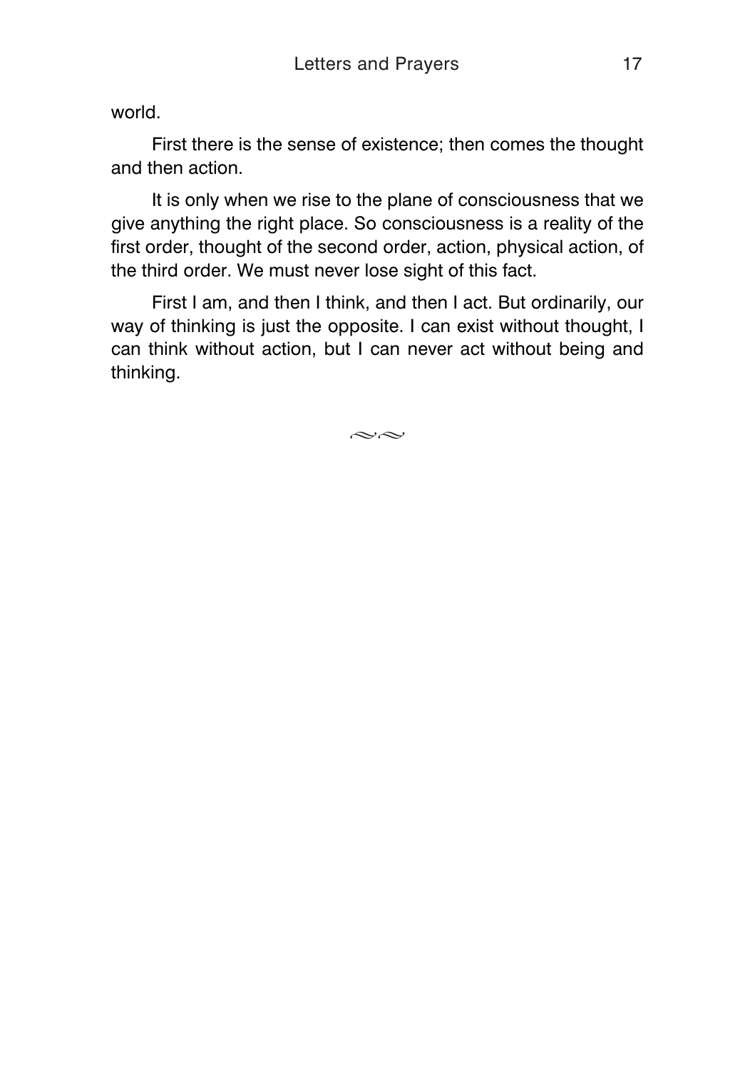world.

First there is the sense of existence; then comes the thought and then action.

It is only when we rise to the plane of consciousness that we give anything the right place. So consciousness is a reality of the first order, thought of the second order, action, physical action, of the third order. We must never lose sight of this fact.

First I am, and then I think, and then I act. But ordinarily, our way of thinking is just the opposite. I can exist without thought, I can think without action, but I can never act without being and thinking.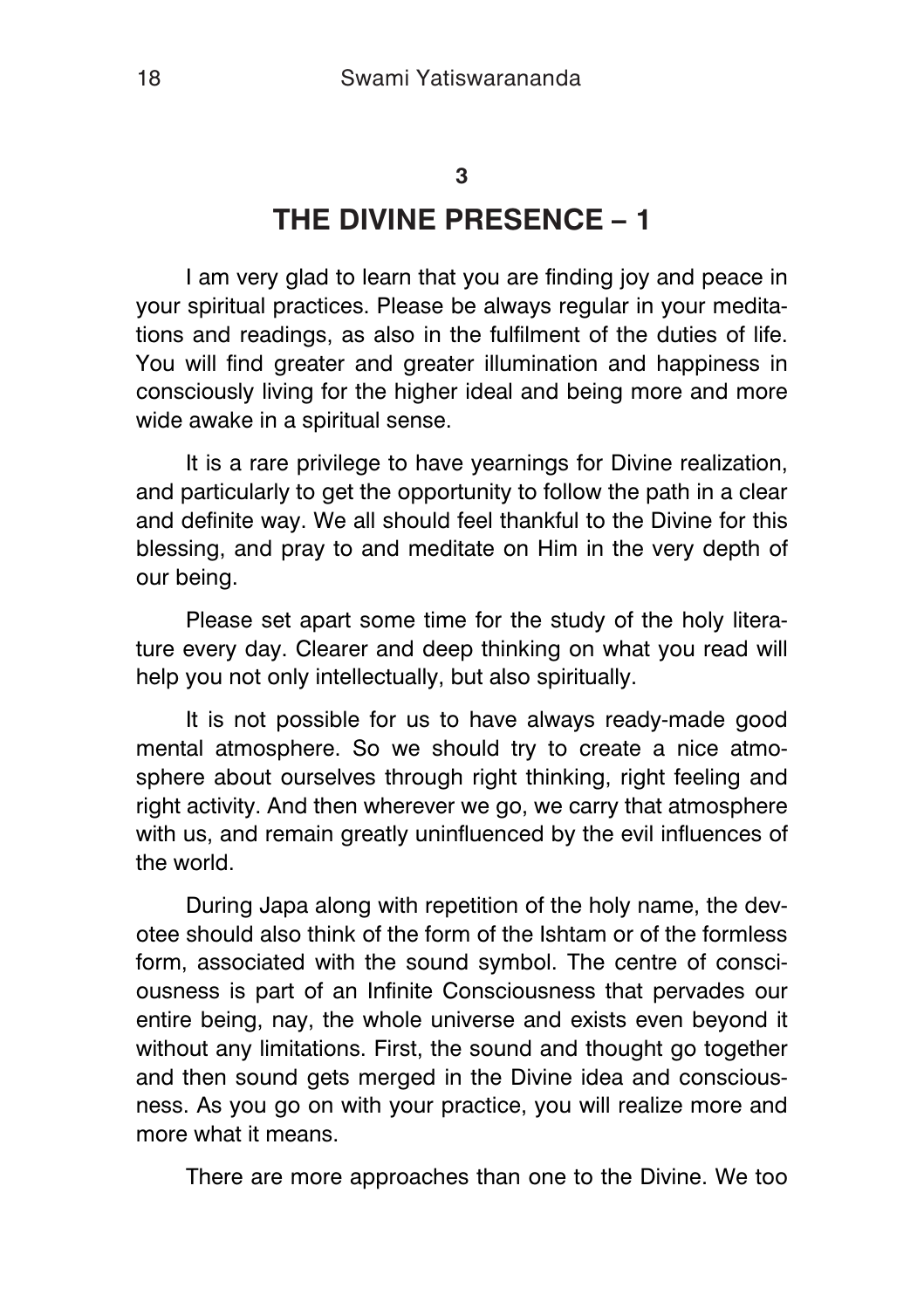## 3

# THE DIVINE PRESENCE – 1

I am very glad to learn that you are finding joy and peace in your spiritual practices. Please be always regular in your meditations and readings, as also in the fulfilment of the duties of life. You will find greater and greater illumination and happiness in consciously living for the higher ideal and being more and more wide awake in a spiritual sense.

It is a rare privilege to have yearnings for Divine realization, and particularly to get the opportunity to follow the path in a clear and definite way. We all should feel thankful to the Divine for this blessing, and pray to and meditate on Him in the very depth of our being.

Please set apart some time for the study of the holy literature every day. Clearer and deep thinking on what you read will help you not only intellectually, but also spiritually.

It is not possible for us to have always ready-made good mental atmosphere. So we should try to create a nice atmosphere about ourselves through right thinking, right feeling and right activity. And then wherever we go, we carry that atmosphere with us, and remain greatly uninfluenced by the evil influences of the world.

During Japa along with repetition of the holy name, the devotee should also think of the form of the Ishtam or of the formless form, associated with the sound symbol. The centre of consciousness is part of an Infinite Consciousness that pervades our entire being, nay, the whole universe and exists even beyond it without any limitations. First, the sound and thought go together and then sound gets merged in the Divine idea and consciousness. As you go on with your practice, you will realize more and more what it means.

There are more approaches than one to the Divine. We too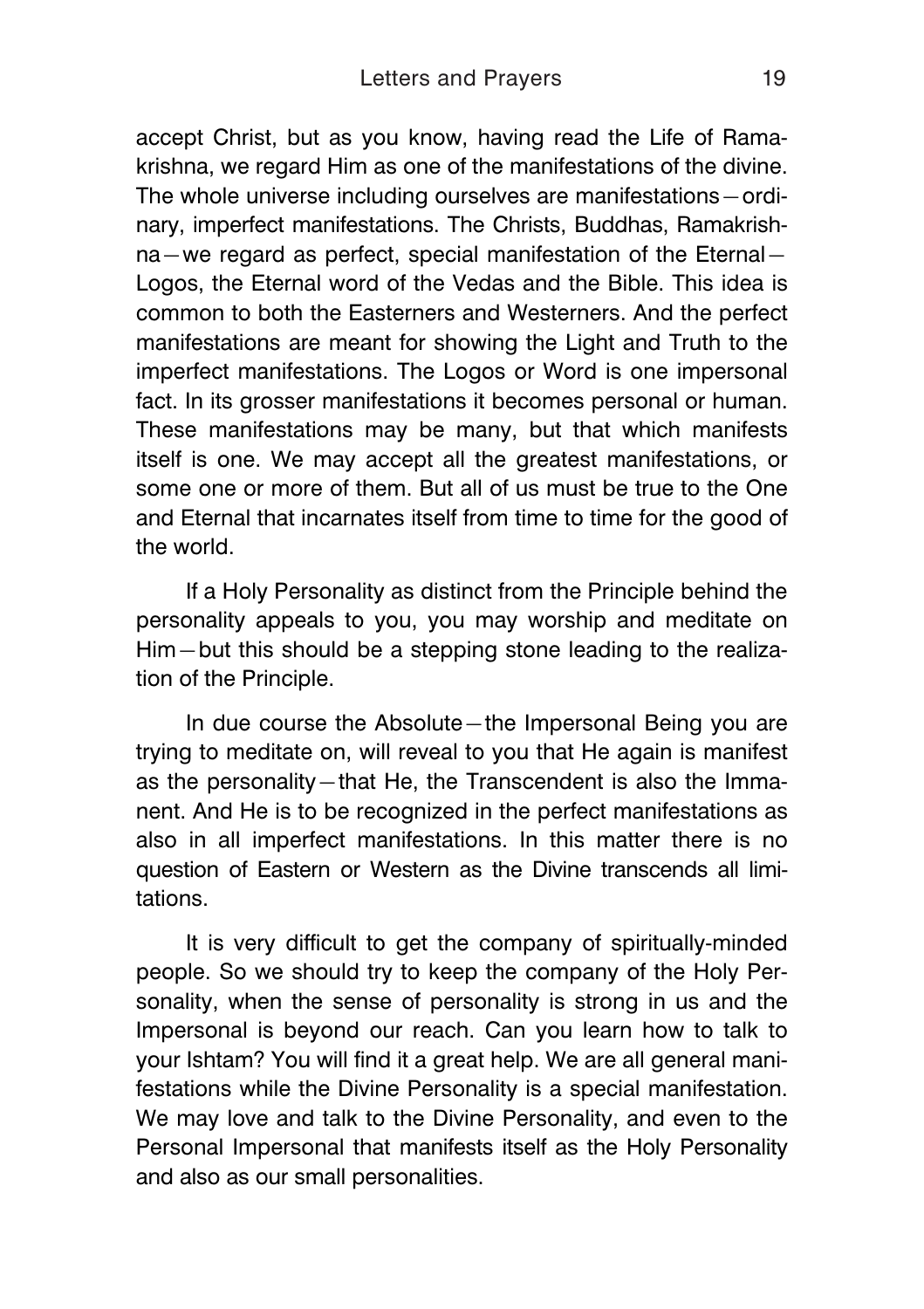accept Christ, but as you know, having read the Life of Ramakrishna, we regard Him as one of the manifestations of the divine. The whole universe including ourselves are manifestations—ordinary, imperfect manifestations. The Christs, Buddhas, Ramakrishna—we regard as perfect, special manifestation of the Eternal—Logos, the Eternal word of the Vedas and the Bible. This idea is common to both the Easterners and Westerners. And the perfect manifestations are meant for showing the Light and Truth to the imperfect manifestations. The Logos or Word is one impersonal fact. In its grosser manifestations it becomes personal or human. These manifestations may be many, but that which manifests itself is one. We may accept all the greatest manifestations, or some one or more of them. But all of us must be true to the One and Eternal that incarnates itself from time to time for the good of the world.

If a Holy Personality as distinct from the Principle behind the personality appeals to you, you may worship and meditate on Him—but this should be a stepping stone leading to the realization of the Principle.

In due course the Absolute—the Impersonal Being you are trying to meditate on, will reveal to you that He again is manifest as the personality—that He, the Transcendent is also the Immanent. And He is to be recognized in the perfect manifestations as also in all imperfect manifestations. In this matter there is no question of Eastern or Western as the Divine transcends all limitations.

It is very difficult to get the company of spiritually-minded people. So we should try to keep the company of the Holy Personality, when the sense of personality is strong in us and the Impersonal is beyond our reach. Can you learn how to talk to your Ishtam? You will find it a great help. We are all general manifestations while the Divine Personality is a special manifestation. We may love and talk to the Divine Personality, and even to the Personal Impersonal that manifests itself as the Holy Personality and also as our small personalities.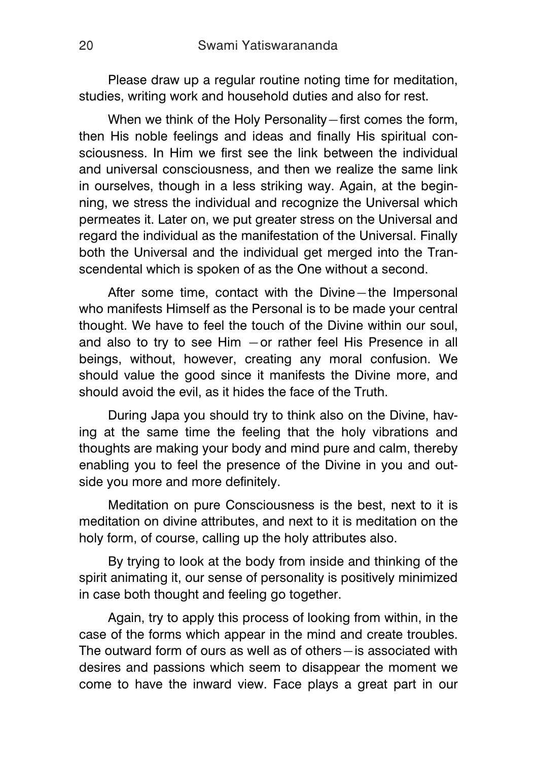Please draw up a regular routine noting time for meditation, studies, writing work and household duties and also for rest.

When we think of the Holy Personality—first comes the form, then His noble feelings and ideas and finally His spiritual consciousness. In Him we first see the link between the individual and universal consciousness, and then we realize the same link in ourselves, though in a less striking way. Again, at the beginning, we stress the individual and recognize the Universal which permeates it. Later on, we put greater stress on the Universal and regard the individual as the manifestation of the Universal. Finally both the Universal and the individual get merged into the Transcendental which is spoken of as the One without a second.

After some time, contact with the Divine—the Impersonal who manifests Himself as the Personal is to be made your central thought. We have to feel the touch of the Divine within our soul, and also to try to see Him —or rather feel His Presence in all beings, without, however, creating any moral confusion. We should value the good since it manifests the Divine more, and should avoid the evil, as it hides the face of the Truth.

During Japa you should try to think also on the Divine, having at the same time the feeling that the holy vibrations and thoughts are making your body and mind pure and calm, thereby enabling you to feel the presence of the Divine in you and outside you more and more definitely.

Meditation on pure Consciousness is the best, next to it is meditation on divine attributes, and next to it is meditation on the holy form, of course, calling up the holy attributes also.

By trying to look at the body from inside and thinking of the spirit animating it, our sense of personality is positively minimized in case both thought and feeling go together.

Again, try to apply this process of looking from within, in the case of the forms which appear in the mind and create troubles. The outward form of ours as well as of others—is associated with desires and passions which seem to disappear the moment we come to have the inward view. Face plays a great part in our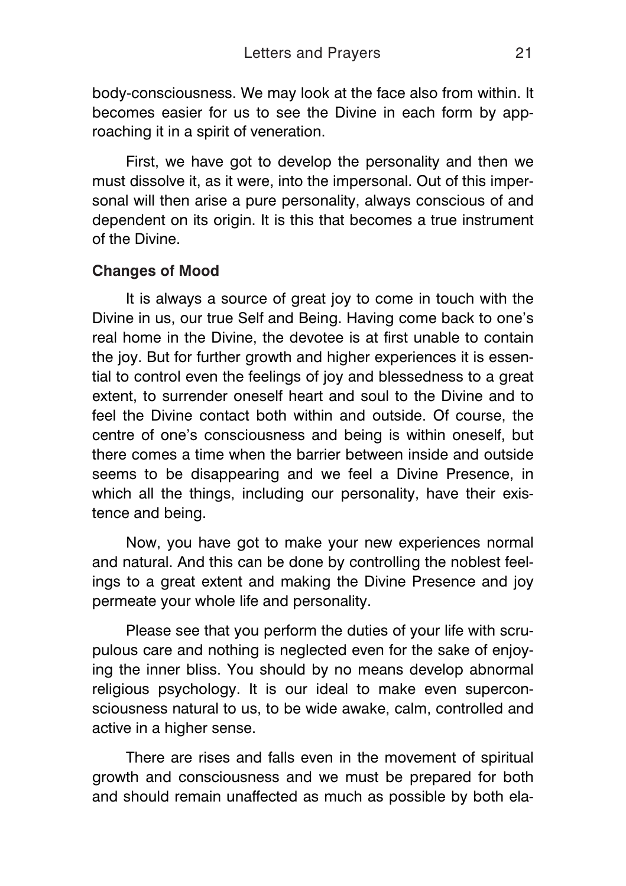body-consciousness. We may look at the face also from within. It becomes easier for us to see the Divine in each form by approaching it in a spirit of veneration.

First, we have got to develop the personality and then we must dissolve it, as it were, into the impersonal. Out of this impersonal will then arise a pure personality, always conscious of and dependent on its origin. It is this that becomes a true instrument of the Divine.

**Changes of Mood**

It is always a source of great joy to come in touch with the Divine in us, our true Self and Being. Having come back to one's real home in the Divine, the devotee is at first unable to contain the joy. But for further growth and higher experiences it is essential to control even the feelings of joy and blessedness to a great extent, to surrender oneself heart and soul to the Divine and to feel the Divine contact both within and outside. Of course, the centre of one's consciousness and being is within oneself, but there comes a time when the barrier between inside and outside seems to be disappearing and we feel a Divine Presence, in which all the things, including our personality, have their existence and being.

Now, you have got to make your new experiences normal and natural. And this can be done by controlling the noblest feelings to a great extent and making the Divine Presence and joy permeate your whole life and personality.

Please see that you perform the duties of your life with scrupulous care and nothing is neglected even for the sake of enjoying the inner bliss. You should by no means develop abnormal religious psychology. It is our ideal to make even superconsciousness natural to us, to be wide awake, calm, controlled and active in a higher sense.

There are rises and falls even in the movement of spiritual growth and consciousness and we must be prepared for both and should remain unaffected as much as possible by both ela-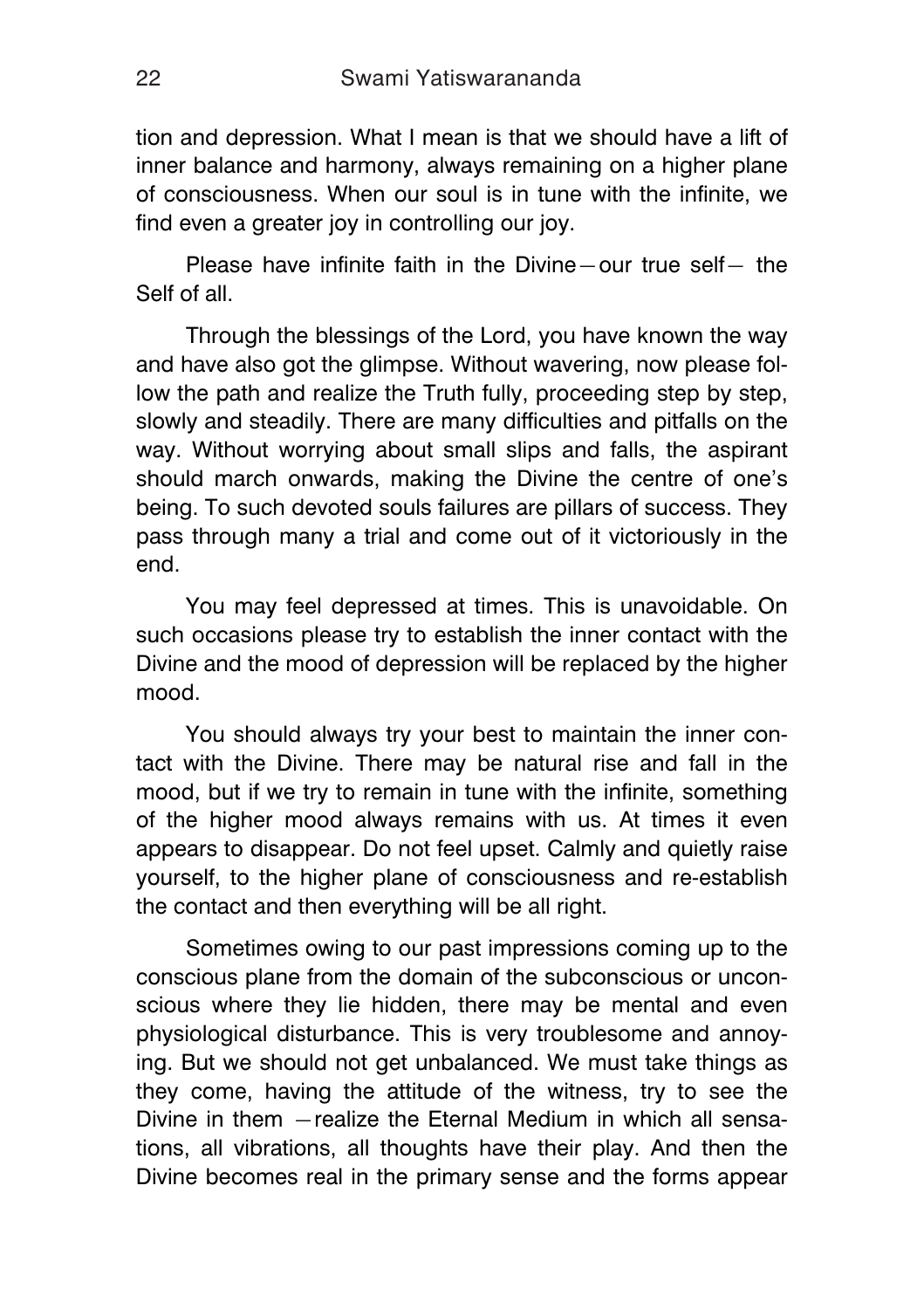tion and depression. What I mean is that we should have a lift of inner balance and harmony, always remaining on a higher plane of consciousness. When our soul is in tune with the infinite, we find even a greater joy in controlling our joy.

Please have infinite faith in the Divine—our true self— the Self of all.

Through the blessings of the Lord, you have known the way and have also got the glimpse. Without wavering, now please follow the path and realize the Truth fully, proceeding step by step, slowly and steadily. There are many difficulties and pitfalls on the way. Without worrying about small slips and falls, the aspirant should march onwards, making the Divine the centre of one's being. To such devoted souls failures are pillars of success. They pass through many a trial and come out of it victoriously in the end.

You may feel depressed at times. This is unavoidable. On such occasions please try to establish the inner contact with the Divine and the mood of depression will be replaced by the higher mood.

You should always try your best to maintain the inner contact with the Divine. There may be natural rise and fall in the mood, but if we try to remain in tune with the infinite, something of the higher mood always remains with us. At times it even appears to disappear. Do not feel upset. Calmly and quietly raise yourself, to the higher plane of consciousness and re-establish the contact and then everything will be all right.

Sometimes owing to our past impressions coming up to the conscious plane from the domain of the subconscious or unconscious where they lie hidden, there may be mental and even physiological disturbance. This is very troublesome and annoying. But we should not get unbalanced. We must take things as they come, having the attitude of the witness, try to see the Divine in them —realize the Eternal Medium in which all sensations, all vibrations, all thoughts have their play. And then the Divine becomes real in the primary sense and the forms appear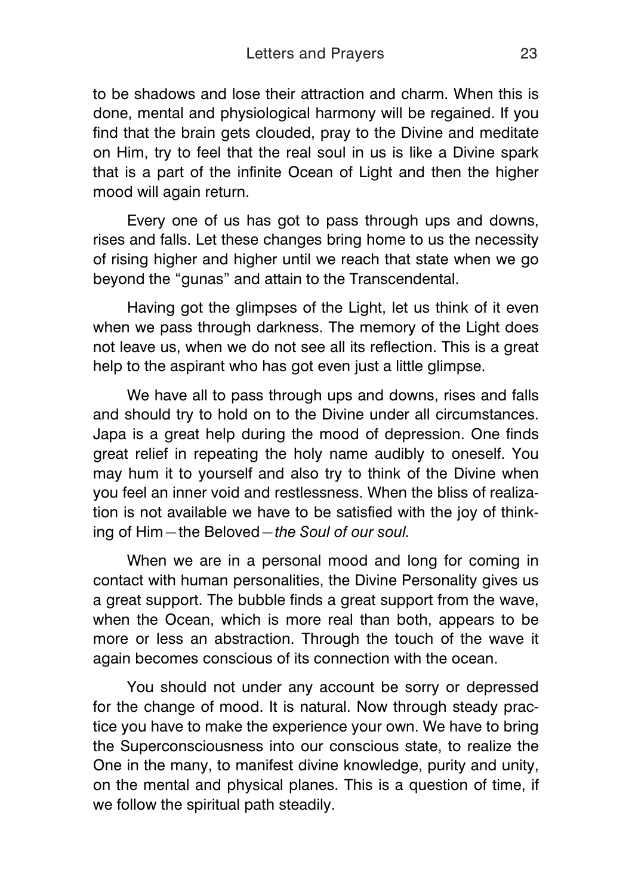to be shadows and lose their attraction and charm. When this is done, mental and physiological harmony will be regained. If you find that the brain gets clouded, pray to the Divine and meditate on Him, try to feel that the real soul in us is like a Divine spark that is a part of the infinite Ocean of Light and then the higher mood will again return.

Every one of us has got to pass through ups and downs, rises and falls. Let these changes bring home to us the necessity of rising higher and higher until we reach that state when we go beyond the "gunas" and attain to the Transcendental.

Having got the glimpses of the Light, let us think of it even when we pass through darkness. The memory of the Light does not leave us, when we do not see all its reflection. This is a great help to the aspirant who has got even just a little glimpse.

We have all to pass through ups and downs, rises and falls and should try to hold on to the Divine under all circumstances. Japa is a great help during the mood of depression. One finds great relief in repeating the holy name audibly to oneself. You may hum it to yourself and also try to think of the Divine when you feel an inner void and restlessness. When the bliss of realization is not available we have to be satisfied with the joy of thinking of Him—the Beloved—*the Soul of our soul.*

When we are in a personal mood and long for coming in contact with human personalities, the Divine Personality gives us a great support. The bubble finds a great support from the wave, when the Ocean, which is more real than both, appears to be more or less an abstraction. Through the touch of the wave it again becomes conscious of its connection with the ocean.

You should not under any account be sorry or depressed for the change of mood. It is natural. Now through steady practice you have to make the experience your own. We have to bring the Superconsciousness into our conscious state, to realize the One in the many, to manifest divine knowledge, purity and unity, on the mental and physical planes. This is a question of time, if we follow the spiritual path steadily.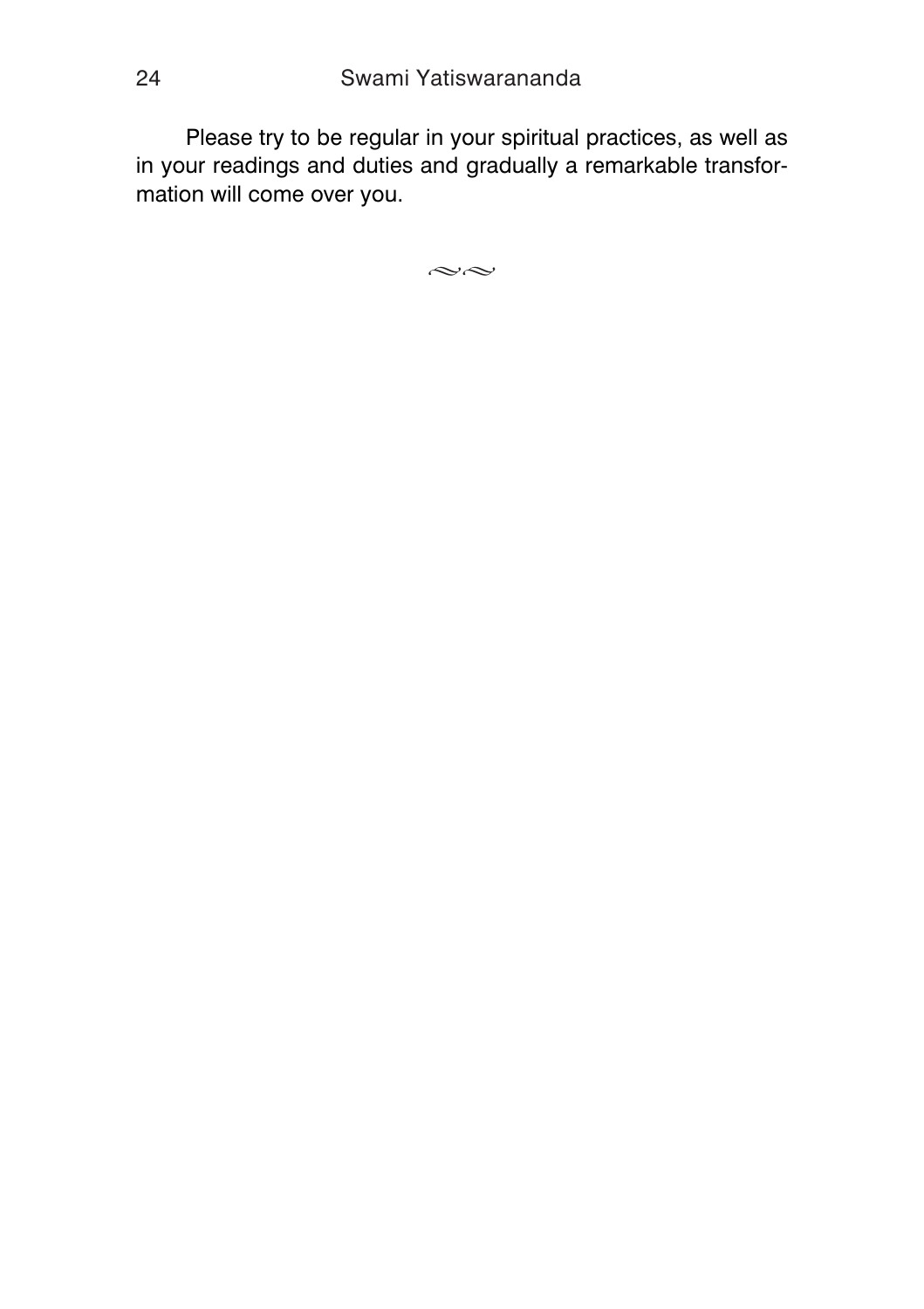Please try to be regular in your spiritual practices, as well as in your readings and duties and gradually a remarkable transformation will come over you.

≈≈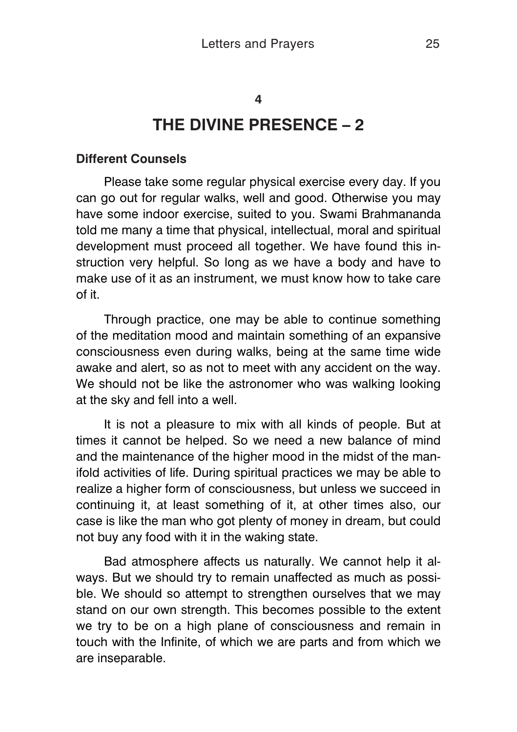## 4

# THE DIVINE PRESENCE – 2

### Different Counsels

Please take some regular physical exercise every day. If you can go out for regular walks, well and good. Otherwise you may have some indoor exercise, suited to you. Swami Brahmananda told me many a time that physical, intellectual, moral and spiritual development must proceed all together. We have found this instruction very helpful. So long as we have a body and have to make use of it as an instrument, we must know how to take care of it.

Through practice, one may be able to continue something of the meditation mood and maintain something of an expansive consciousness even during walks, being at the same time wide awake and alert, so as not to meet with any accident on the way. We should not be like the astronomer who was walking looking at the sky and fell into a well.

It is not a pleasure to mix with all kinds of people. But at times it cannot be helped. So we need a new balance of mind and the maintenance of the higher mood in the midst of the manifold activities of life. During spiritual practices we may be able to realize a higher form of consciousness, but unless we succeed in continuing it, at least something of it, at other times also, our case is like the man who got plenty of money in dream, but could not buy any food with it in the waking state.

Bad atmosphere affects us naturally. We cannot help it always. But we should try to remain unaffected as much as possible. We should so attempt to strengthen ourselves that we may stand on our own strength. This becomes possible to the extent we try to be on a high plane of consciousness and remain in touch with the Infinite, of which we are parts and from which we are inseparable.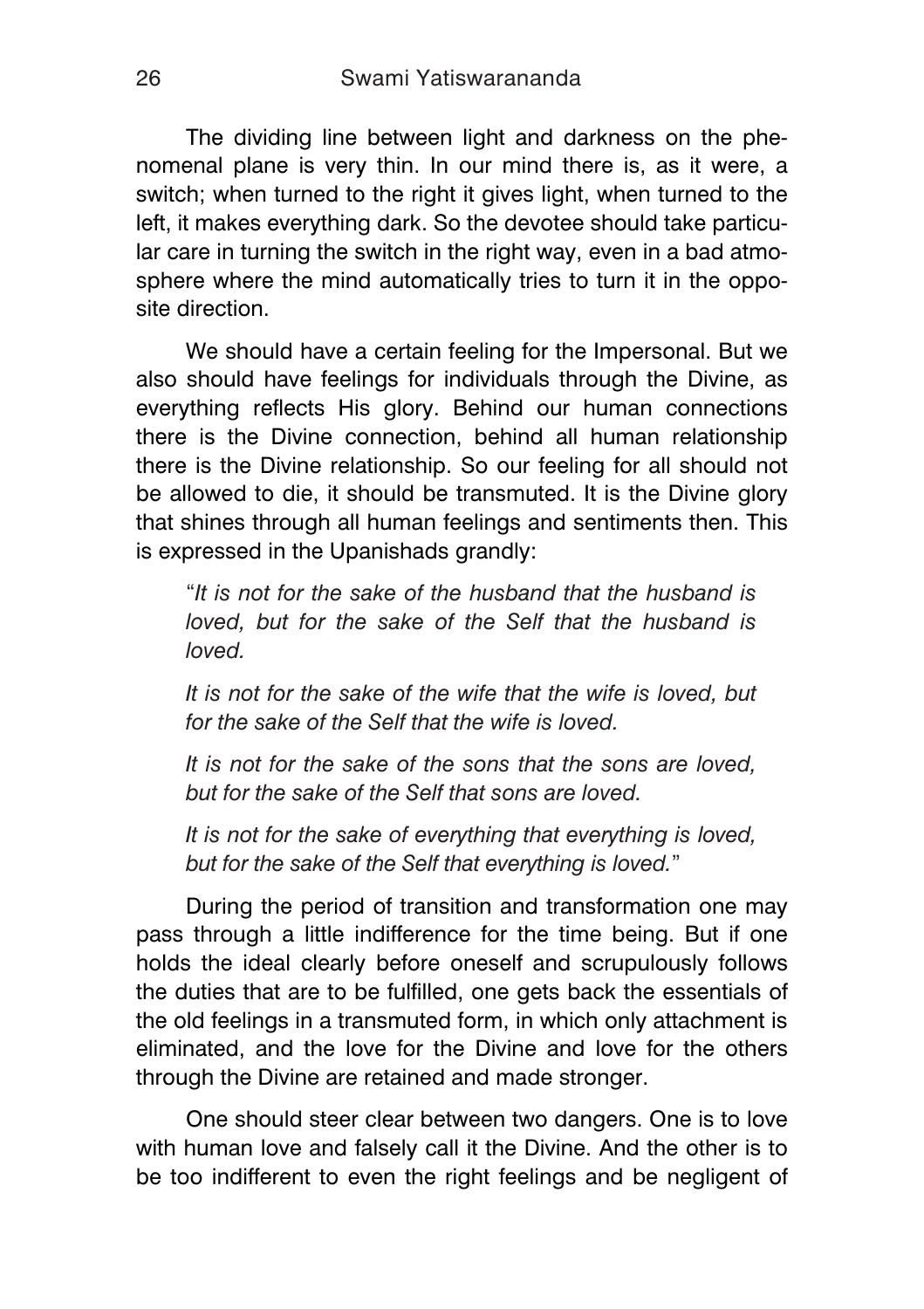The dividing line between light and darkness on the phenomenal plane is very thin. In our mind there is, as it were, a switch; when turned to the right it gives light, when turned to the left, it makes everything dark. So the devotee should take particular care in turning the switch in the right way, even in a bad atmosphere where the mind automatically tries to turn it in the opposite direction.

We should have a certain feeling for the Impersonal. But we also should have feelings for individuals through the Divine, as everything reflects His glory. Behind our human connections there is the Divine connection, behind all human relationship there is the Divine relationship. So our feeling for all should not be allowed to die, it should be transmuted. It is the Divine glory that shines through all human feelings and sentiments then. This is expressed in the Upanishads grandly:

> "*It is not for the sake of the husband that the husband is loved, but for the sake of the Self that the husband is loved.*
>
> *It is not for the sake of the wife that the wife is loved, but for the sake of the Self that the wife is loved.*
>
> *It is not for the sake of the sons that the sons are loved, but for the sake of the Self that sons are loved.*
>
> *It is not for the sake of everything that everything is loved, but for the sake of the Self that everything is loved.*"

During the period of transition and transformation one may pass through a little indifference for the time being. But if one holds the ideal clearly before oneself and scrupulously follows the duties that are to be fulfilled, one gets back the essentials of the old feelings in a transmuted form, in which only attachment is eliminated, and the love for the Divine and love for the others through the Divine are retained and made stronger.

One should steer clear between two dangers. One is to love with human love and falsely call it the Divine. And the other is to be too indifferent to even the right feelings and be negligent of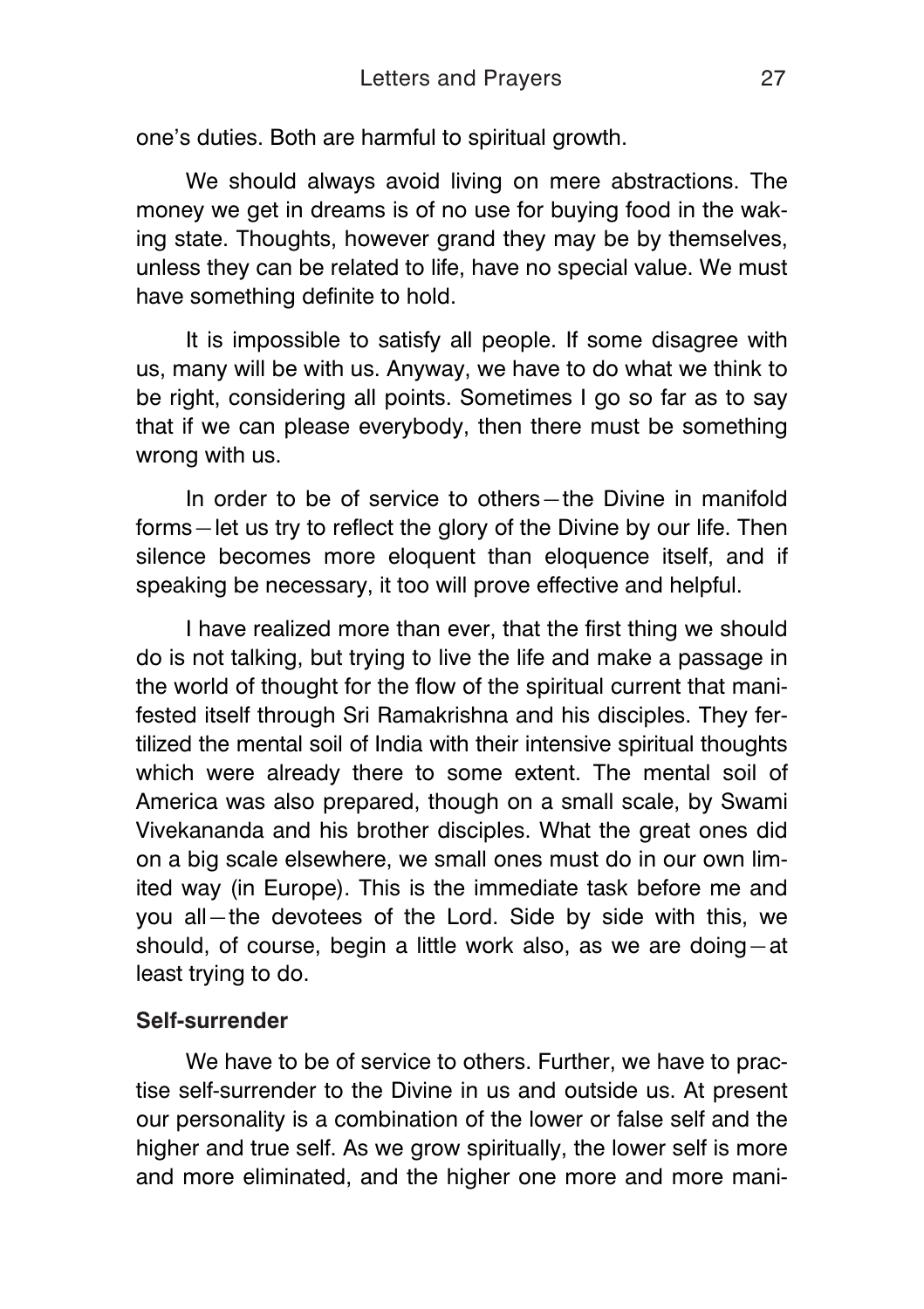one's duties. Both are harmful to spiritual growth.

We should always avoid living on mere abstractions. The money we get in dreams is of no use for buying food in the waking state. Thoughts, however grand they may be by themselves, unless they can be related to life, have no special value. We must have something definite to hold.

It is impossible to satisfy all people. If some disagree with us, many will be with us. Anyway, we have to do what we think to be right, considering all points. Sometimes I go so far as to say that if we can please everybody, then there must be something wrong with us.

In order to be of service to others—the Divine in manifold forms—let us try to reflect the glory of the Divine by our life. Then silence becomes more eloquent than eloquence itself, and if speaking be necessary, it too will prove effective and helpful.

I have realized more than ever, that the first thing we should do is not talking, but trying to live the life and make a passage in the world of thought for the flow of the spiritual current that manifested itself through Sri Ramakrishna and his disciples. They fertilized the mental soil of India with their intensive spiritual thoughts which were already there to some extent. The mental soil of America was also prepared, though on a small scale, by Swami Vivekananda and his brother disciples. What the great ones did on a big scale elsewhere, we small ones must do in our own limited way (in Europe). This is the immediate task before me and you all—the devotees of the Lord. Side by side with this, we should, of course, begin a little work also, as we are doing—at least trying to do.

**Self-surrender**

We have to be of service to others. Further, we have to practise self-surrender to the Divine in us and outside us. At present our personality is a combination of the lower or false self and the higher and true self. As we grow spiritually, the lower self is more and more eliminated, and the higher one more and more mani-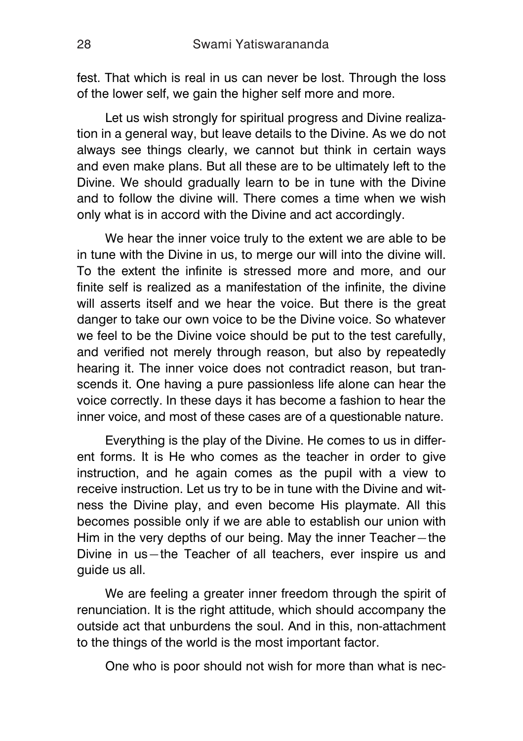fest. That which is real in us can never be lost. Through the loss of the lower self, we gain the higher self more and more.

Let us wish strongly for spiritual progress and Divine realization in a general way, but leave details to the Divine. As we do not always see things clearly, we cannot but think in certain ways and even make plans. But all these are to be ultimately left to the Divine. We should gradually learn to be in tune with the Divine and to follow the divine will. There comes a time when we wish only what is in accord with the Divine and act accordingly.

We hear the inner voice truly to the extent we are able to be in tune with the Divine in us, to merge our will into the divine will. To the extent the infinite is stressed more and more, and our finite self is realized as a manifestation of the infinite, the divine will asserts itself and we hear the voice. But there is the great danger to take our own voice to be the Divine voice. So whatever we feel to be the Divine voice should be put to the test carefully, and verified not merely through reason, but also by repeatedly hearing it. The inner voice does not contradict reason, but transcends it. One having a pure passionless life alone can hear the voice correctly. In these days it has become a fashion to hear the inner voice, and most of these cases are of a questionable nature.

Everything is the play of the Divine. He comes to us in different forms. It is He who comes as the teacher in order to give instruction, and he again comes as the pupil with a view to receive instruction. Let us try to be in tune with the Divine and witness the Divine play, and even become His playmate. All this becomes possible only if we are able to establish our union with Him in the very depths of our being. May the inner Teacher—the Divine in us—the Teacher of all teachers, ever inspire us and guide us all.

We are feeling a greater inner freedom through the spirit of renunciation. It is the right attitude, which should accompany the outside act that unburdens the soul. And in this, non-attachment to the things of the world is the most important factor.

One who is poor should not wish for more than what is nec-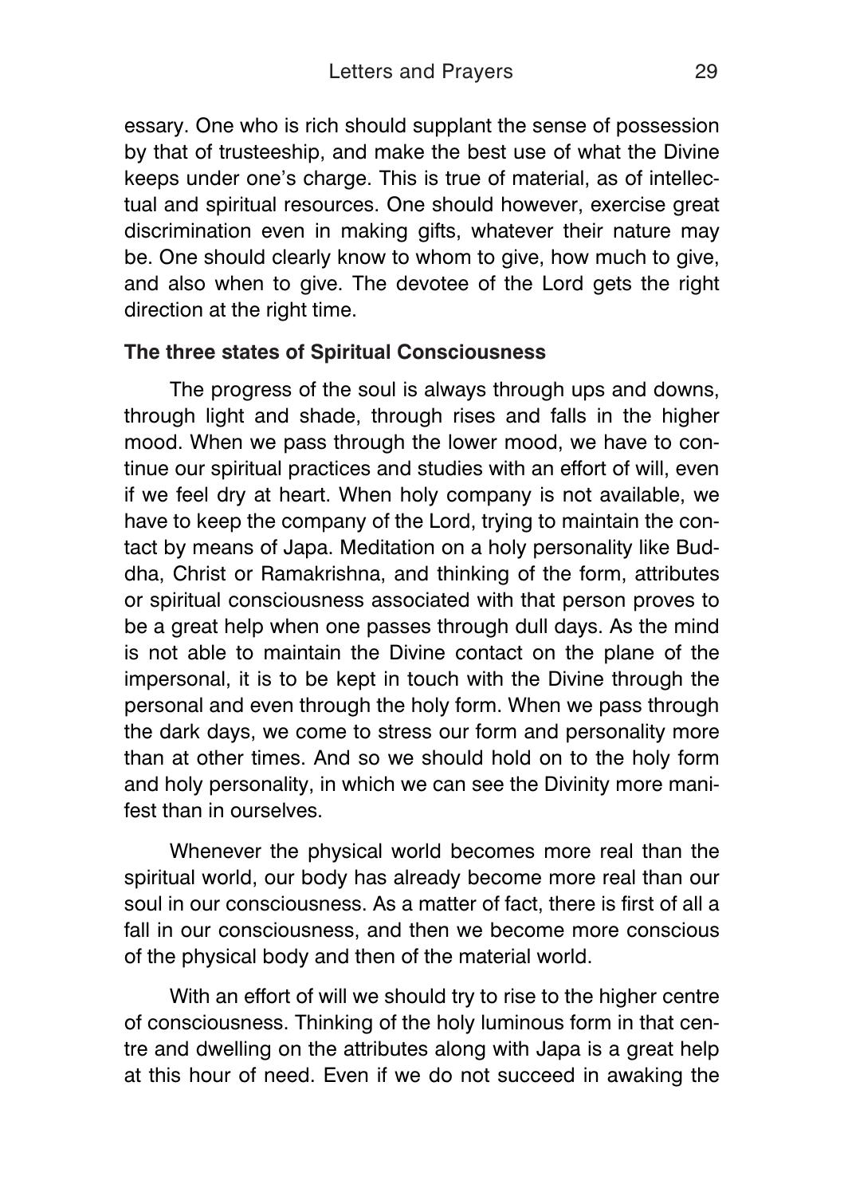essary. One who is rich should supplant the sense of possession by that of trusteeship, and make the best use of what the Divine keeps under one's charge. This is true of material, as of intellectual and spiritual resources. One should however, exercise great discrimination even in making gifts, whatever their nature may be. One should clearly know to whom to give, how much to give, and also when to give. The devotee of the Lord gets the right direction at the right time.

**The three states of Spiritual Consciousness**

The progress of the soul is always through ups and downs, through light and shade, through rises and falls in the higher mood. When we pass through the lower mood, we have to continue our spiritual practices and studies with an effort of will, even if we feel dry at heart. When holy company is not available, we have to keep the company of the Lord, trying to maintain the contact by means of Japa. Meditation on a holy personality like Buddha, Christ or Ramakrishna, and thinking of the form, attributes or spiritual consciousness associated with that person proves to be a great help when one passes through dull days. As the mind is not able to maintain the Divine contact on the plane of the impersonal, it is to be kept in touch with the Divine through the personal and even through the holy form. When we pass through the dark days, we come to stress our form and personality more than at other times. And so we should hold on to the holy form and holy personality, in which we can see the Divinity more manifest than in ourselves.

Whenever the physical world becomes more real than the spiritual world, our body has already become more real than our soul in our consciousness. As a matter of fact, there is first of all a fall in our consciousness, and then we become more conscious of the physical body and then of the material world.

With an effort of will we should try to rise to the higher centre of consciousness. Thinking of the holy luminous form in that centre and dwelling on the attributes along with Japa is a great help at this hour of need. Even if we do not succeed in awaking the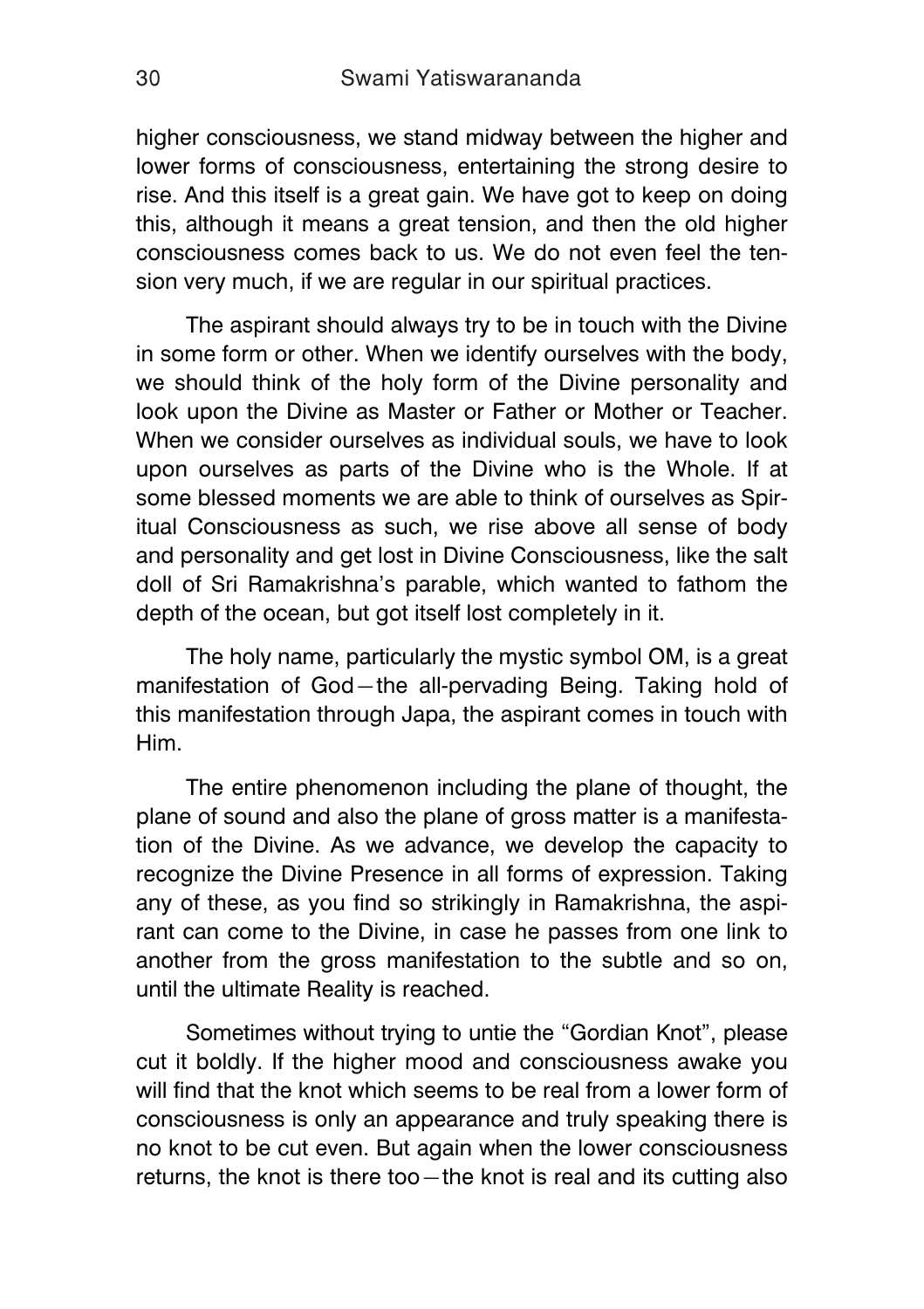higher consciousness, we stand midway between the higher and lower forms of consciousness, entertaining the strong desire to rise. And this itself is a great gain. We have got to keep on doing this, although it means a great tension, and then the old higher consciousness comes back to us. We do not even feel the tension very much, if we are regular in our spiritual practices.

The aspirant should always try to be in touch with the Divine in some form or other. When we identify ourselves with the body, we should think of the holy form of the Divine personality and look upon the Divine as Master or Father or Mother or Teacher. When we consider ourselves as individual souls, we have to look upon ourselves as parts of the Divine who is the Whole. If at some blessed moments we are able to think of ourselves as Spiritual Consciousness as such, we rise above all sense of body and personality and get lost in Divine Consciousness, like the salt doll of Sri Ramakrishna's parable, which wanted to fathom the depth of the ocean, but got itself lost completely in it.

The holy name, particularly the mystic symbol OM, is a great manifestation of God—the all-pervading Being. Taking hold of this manifestation through Japa, the aspirant comes in touch with Him.

The entire phenomenon including the plane of thought, the plane of sound and also the plane of gross matter is a manifestation of the Divine. As we advance, we develop the capacity to recognize the Divine Presence in all forms of expression. Taking any of these, as you find so strikingly in Ramakrishna, the aspirant can come to the Divine, in case he passes from one link to another from the gross manifestation to the subtle and so on, until the ultimate Reality is reached.

Sometimes without trying to untie the "Gordian Knot", please cut it boldly. If the higher mood and consciousness awake you will find that the knot which seems to be real from a lower form of consciousness is only an appearance and truly speaking there is no knot to be cut even. But again when the lower consciousness returns, the knot is there too—the knot is real and its cutting also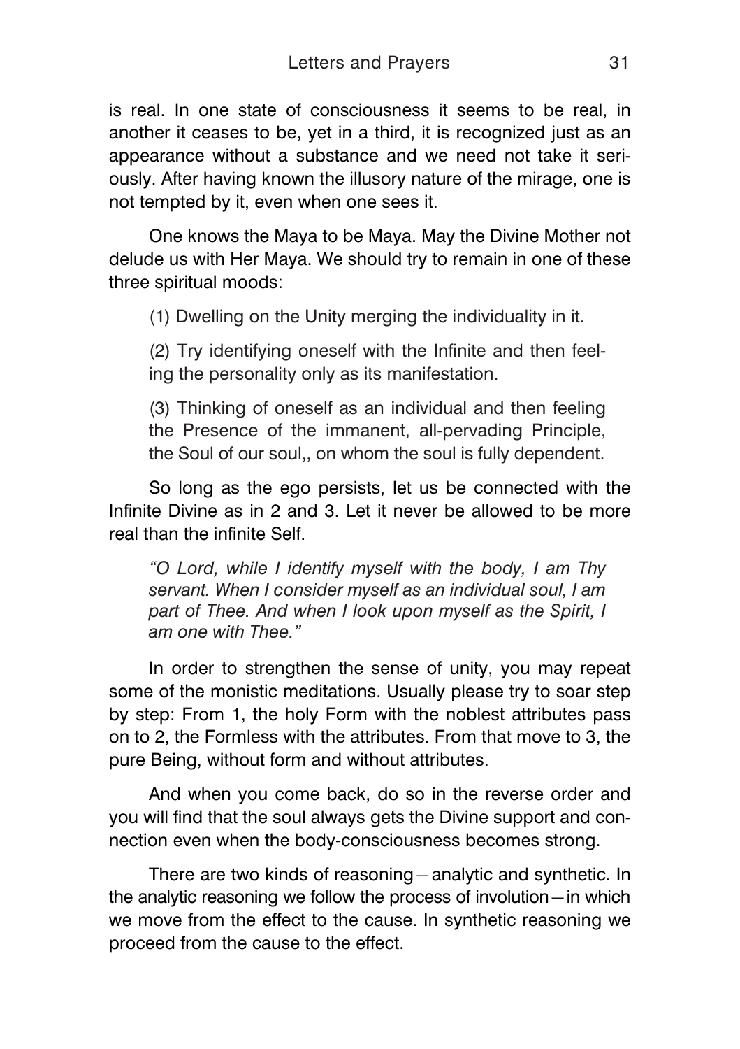is real. In one state of consciousness it seems to be real, in another it ceases to be, yet in a third, it is recognized just as an appearance without a substance and we need not take it seriously. After having known the illusory nature of the mirage, one is not tempted by it, even when one sees it.

One knows the Maya to be Maya. May the Divine Mother not delude us with Her Maya. We should try to remain in one of these three spiritual moods:

(1) Dwelling on the Unity merging the individuality in it.

(2) Try identifying oneself with the Infinite and then feeling the personality only as its manifestation.

(3) Thinking of oneself as an individual and then feeling the Presence of the immanent, all-pervading Principle, the Soul of our soul,, on whom the soul is fully dependent.

So long as the ego persists, let us be connected with the Infinite Divine as in 2 and 3. Let it never be allowed to be more real than the infinite Self.

> *"O Lord, while I identify myself with the body, I am Thy servant. When I consider myself as an individual soul, I am part of Thee. And when I look upon myself as the Spirit, I am one with Thee."*

In order to strengthen the sense of unity, you may repeat some of the monistic meditations. Usually please try to soar step by step: From 1, the holy Form with the noblest attributes pass on to 2, the Formless with the attributes. From that move to 3, the pure Being, without form and without attributes.

And when you come back, do so in the reverse order and you will find that the soul always gets the Divine support and connection even when the body-consciousness becomes strong.

There are two kinds of reasoning—analytic and synthetic. In the analytic reasoning we follow the process of involution—in which we move from the effect to the cause. In synthetic reasoning we proceed from the cause to the effect.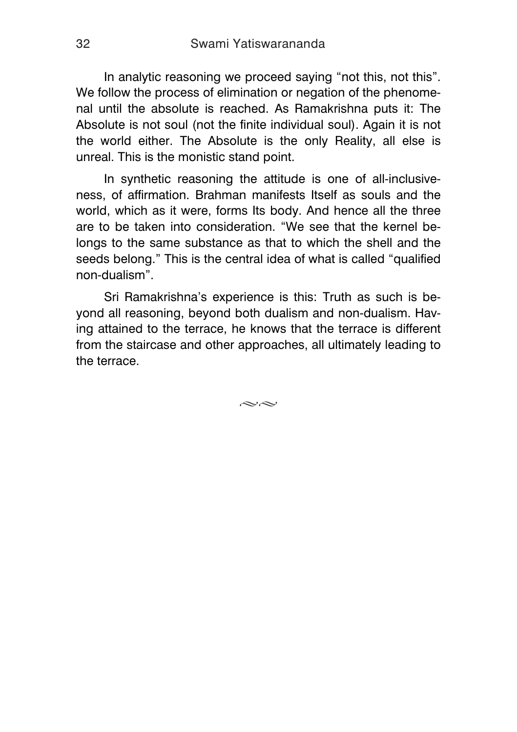In analytic reasoning we proceed saying "not this, not this". We follow the process of elimination or negation of the phenomenal until the absolute is reached. As Ramakrishna puts it: The Absolute is not soul (not the finite individual soul). Again it is not the world either. The Absolute is the only Reality, all else is unreal. This is the monistic stand point.

In synthetic reasoning the attitude is one of all-inclusiveness, of affirmation. Brahman manifests Itself as souls and the world, which as it were, forms Its body. And hence all the three are to be taken into consideration. "We see that the kernel belongs to the same substance as that to which the shell and the seeds belong." This is the central idea of what is called "qualified non-dualism".

Sri Ramakrishna's experience is this: Truth as such is beyond all reasoning, beyond both dualism and non-dualism. Having attained to the terrace, he knows that the terrace is different from the staircase and other approaches, all ultimately leading to the terrace.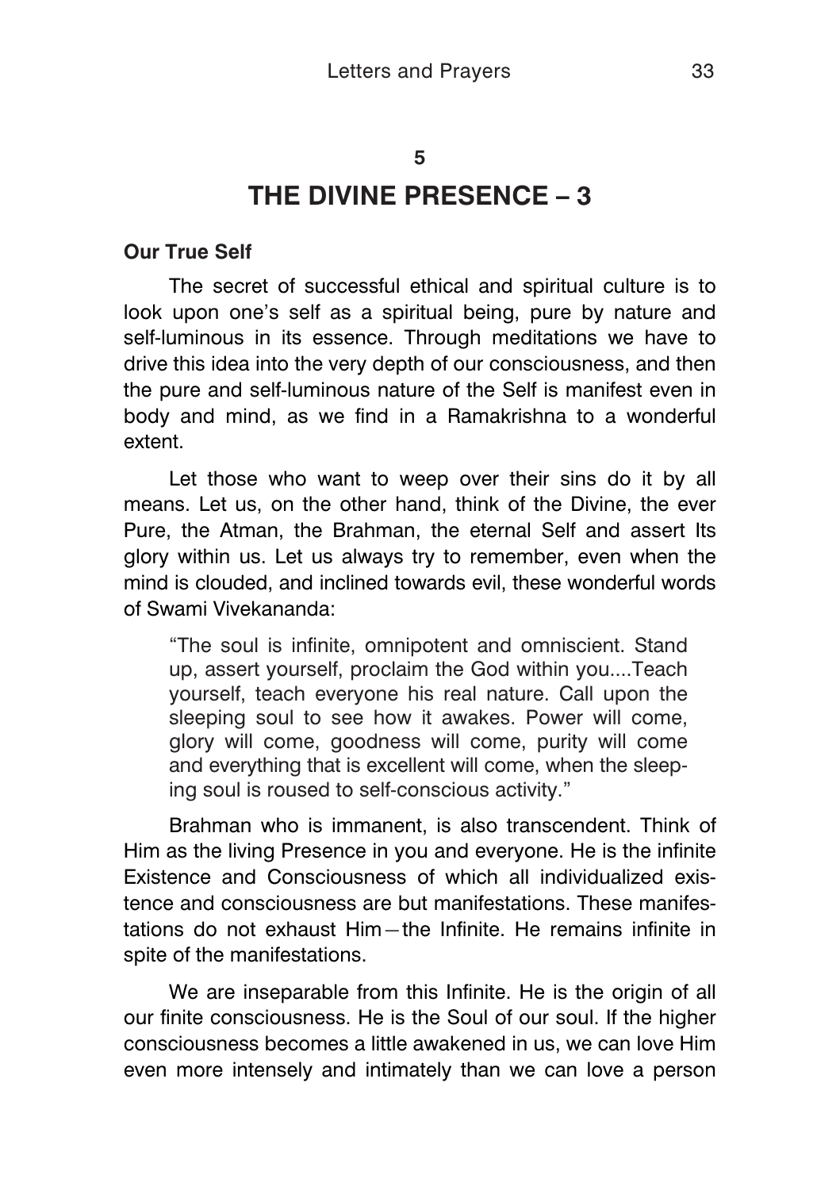5

# THE DIVINE PRESENCE – 3

### Our True Self

The secret of successful ethical and spiritual culture is to look upon one's self as a spiritual being, pure by nature and self-luminous in its essence. Through meditations we have to drive this idea into the very depth of our consciousness, and then the pure and self-luminous nature of the Self is manifest even in body and mind, as we find in a Ramakrishna to a wonderful extent.

Let those who want to weep over their sins do it by all means. Let us, on the other hand, think of the Divine, the ever Pure, the Atman, the Brahman, the eternal Self and assert Its glory within us. Let us always try to remember, even when the mind is clouded, and inclined towards evil, these wonderful words of Swami Vivekananda:

> "The soul is infinite, omnipotent and omniscient. Stand up, assert yourself, proclaim the God within you....Teach yourself, teach everyone his real nature. Call upon the sleeping soul to see how it awakes. Power will come, glory will come, goodness will come, purity will come and everything that is excellent will come, when the sleeping soul is roused to self-conscious activity."

Brahman who is immanent, is also transcendent. Think of Him as the living Presence in you and everyone. He is the infinite Existence and Consciousness of which all individualized existence and consciousness are but manifestations. These manifestations do not exhaust Him—the Infinite. He remains infinite in spite of the manifestations.

We are inseparable from this Infinite. He is the origin of all our finite consciousness. He is the Soul of our soul. If the higher consciousness becomes a little awakened in us, we can love Him even more intensely and intimately than we can love a person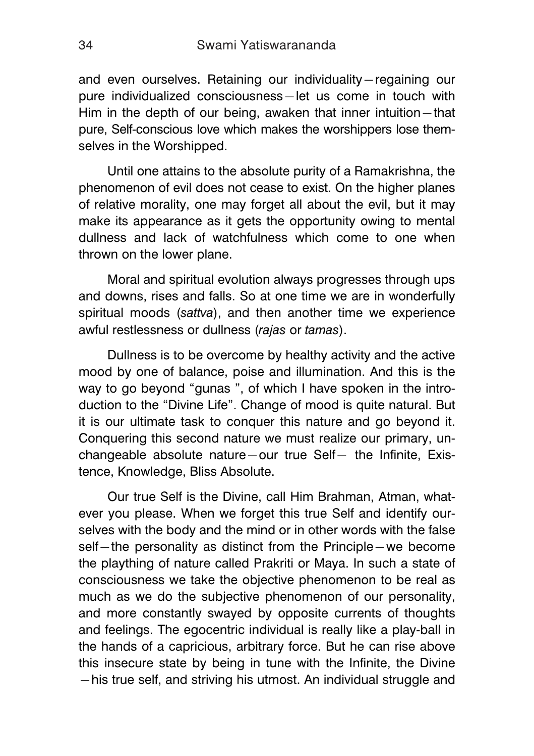and even ourselves. Retaining our individuality—regaining our pure individualized consciousness—let us come in touch with Him in the depth of our being, awaken that inner intuition—that pure, Self-conscious love which makes the worshippers lose themselves in the Worshipped.

Until one attains to the absolute purity of a Ramakrishna, the phenomenon of evil does not cease to exist. On the higher planes of relative morality, one may forget all about the evil, but it may make its appearance as it gets the opportunity owing to mental dullness and lack of watchfulness which come to one when thrown on the lower plane.

Moral and spiritual evolution always progresses through ups and downs, rises and falls. So at one time we are in wonderfully spiritual moods (*sattva*), and then another time we experience awful restlessness or dullness (*rajas* or *tamas*).

Dullness is to be overcome by healthy activity and the active mood by one of balance, poise and illumination. And this is the way to go beyond "gunas ", of which I have spoken in the introduction to the "Divine Life". Change of mood is quite natural. But it is our ultimate task to conquer this nature and go beyond it. Conquering this second nature we must realize our primary, unchangeable absolute nature—our true Self— the Infinite, Existence, Knowledge, Bliss Absolute.

Our true Self is the Divine, call Him Brahman, Atman, whatever you please. When we forget this true Self and identify ourselves with the body and the mind or in other words with the false self—the personality as distinct from the Principle—we become the plaything of nature called Prakriti or Maya. In such a state of consciousness we take the objective phenomenon to be real as much as we do the subjective phenomenon of our personality, and more constantly swayed by opposite currents of thoughts and feelings. The egocentric individual is really like a play-ball in the hands of a capricious, arbitrary force. But he can rise above this insecure state by being in tune with the Infinite, the Divine —his true self, and striving his utmost. An individual struggle and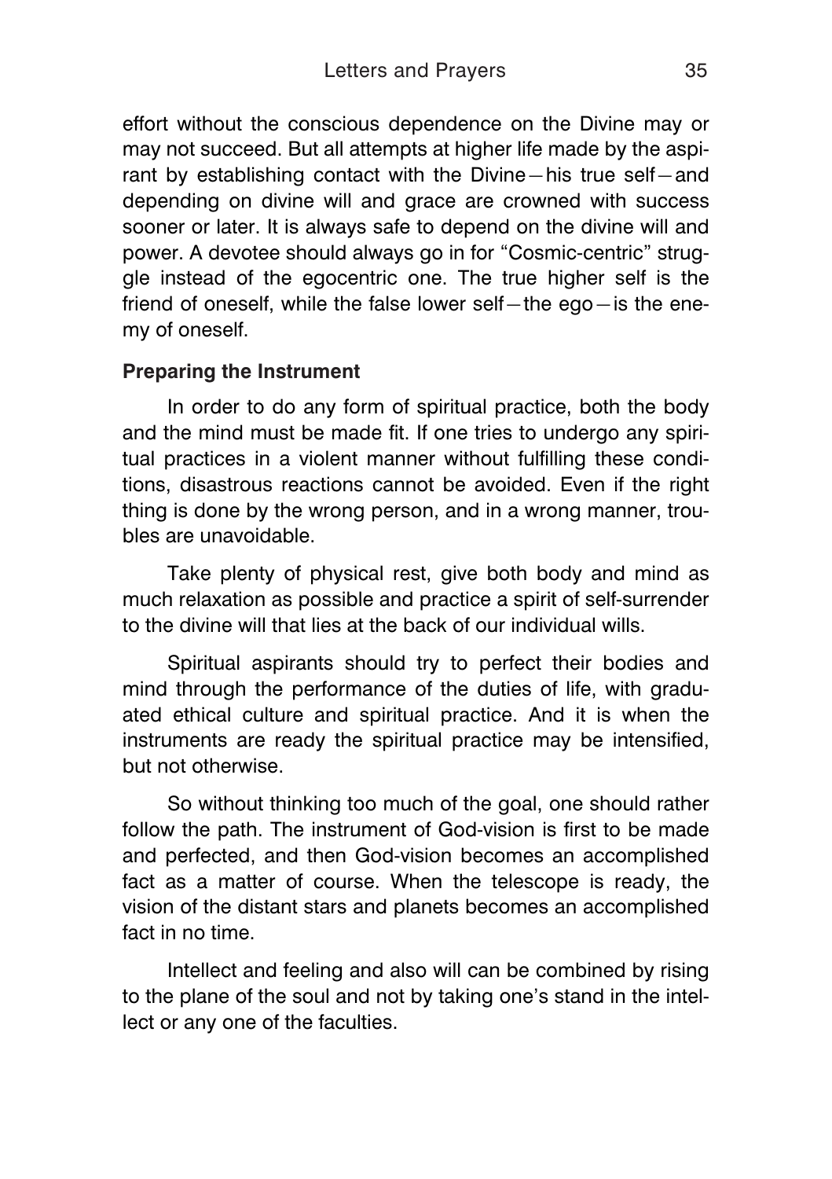effort without the conscious dependence on the Divine may or may not succeed. But all attempts at higher life made by the aspirant by establishing contact with the Divine—his true self—and depending on divine will and grace are crowned with success sooner or later. It is always safe to depend on the divine will and power. A devotee should always go in for "Cosmic-centric" struggle instead of the egocentric one. The true higher self is the friend of oneself, while the false lower self—the ego—is the enemy of oneself.

**Preparing the Instrument**

In order to do any form of spiritual practice, both the body and the mind must be made fit. If one tries to undergo any spiritual practices in a violent manner without fulfilling these conditions, disastrous reactions cannot be avoided. Even if the right thing is done by the wrong person, and in a wrong manner, troubles are unavoidable.

Take plenty of physical rest, give both body and mind as much relaxation as possible and practice a spirit of self-surrender to the divine will that lies at the back of our individual wills.

Spiritual aspirants should try to perfect their bodies and mind through the performance of the duties of life, with graduated ethical culture and spiritual practice. And it is when the instruments are ready the spiritual practice may be intensified, but not otherwise.

So without thinking too much of the goal, one should rather follow the path. The instrument of God-vision is first to be made and perfected, and then God-vision becomes an accomplished fact as a matter of course. When the telescope is ready, the vision of the distant stars and planets becomes an accomplished fact in no time.

Intellect and feeling and also will can be combined by rising to the plane of the soul and not by taking one's stand in the intellect or any one of the faculties.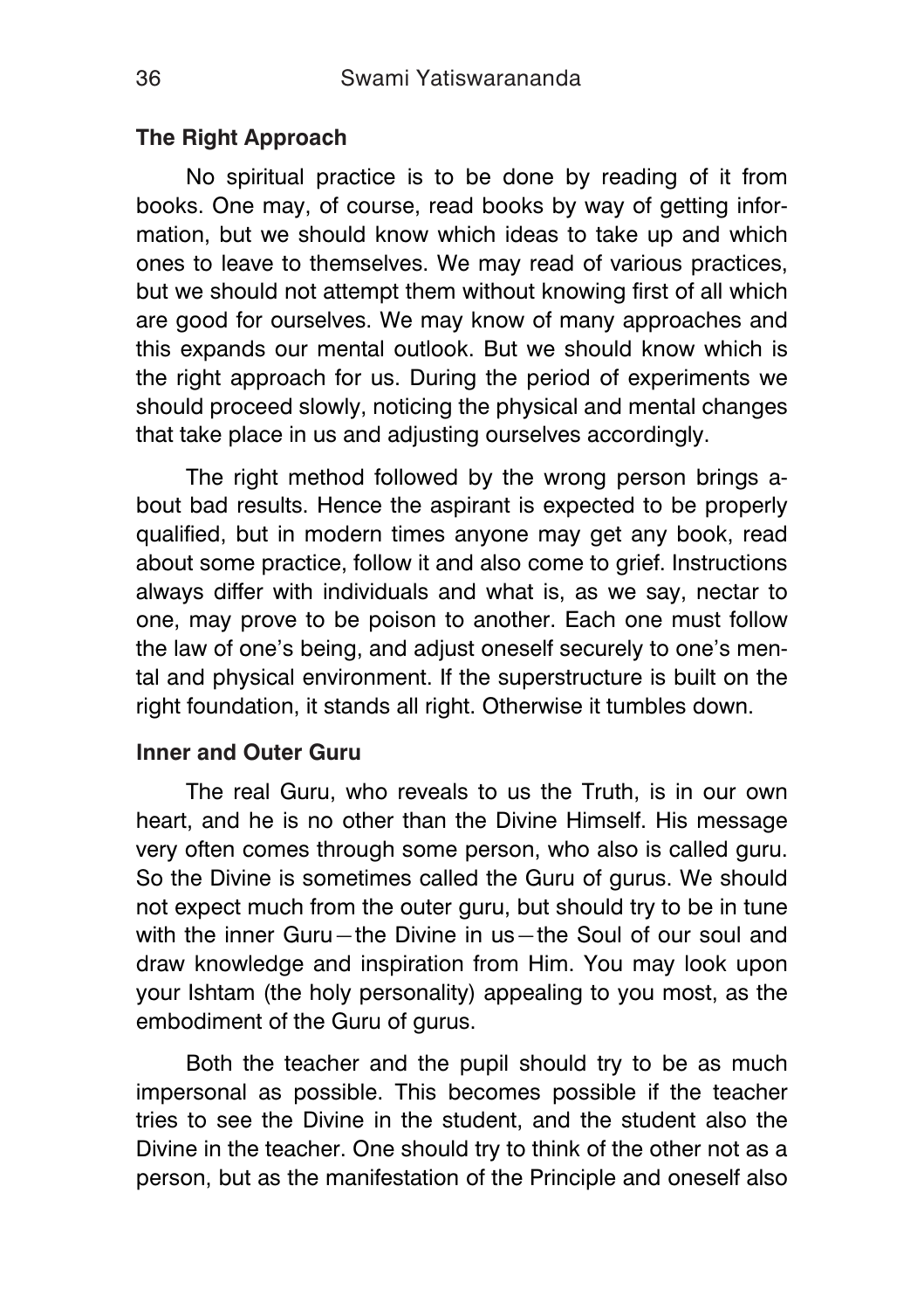### The Right Approach

No spiritual practice is to be done by reading of it from books. One may, of course, read books by way of getting information, but we should know which ideas to take up and which ones to leave to themselves. We may read of various practices, but we should not attempt them without knowing first of all which are good for ourselves. We may know of many approaches and this expands our mental outlook. But we should know which is the right approach for us. During the period of experiments we should proceed slowly, noticing the physical and mental changes that take place in us and adjusting ourselves accordingly.

The right method followed by the wrong person brings about bad results. Hence the aspirant is expected to be properly qualified, but in modern times anyone may get any book, read about some practice, follow it and also come to grief. Instructions always differ with individuals and what is, as we say, nectar to one, may prove to be poison to another. Each one must follow the law of one's being, and adjust oneself securely to one's mental and physical environment. If the superstructure is built on the right foundation, it stands all right. Otherwise it tumbles down.

### Inner and Outer Guru

The real Guru, who reveals to us the Truth, is in our own heart, and he is no other than the Divine Himself. His message very often comes through some person, who also is called guru. So the Divine is sometimes called the Guru of gurus. We should not expect much from the outer guru, but should try to be in tune with the inner Guru—the Divine in us—the Soul of our soul and draw knowledge and inspiration from Him. You may look upon your Ishtam (the holy personality) appealing to you most, as the embodiment of the Guru of gurus.

Both the teacher and the pupil should try to be as much impersonal as possible. This becomes possible if the teacher tries to see the Divine in the student, and the student also the Divine in the teacher. One should try to think of the other not as a person, but as the manifestation of the Principle and oneself also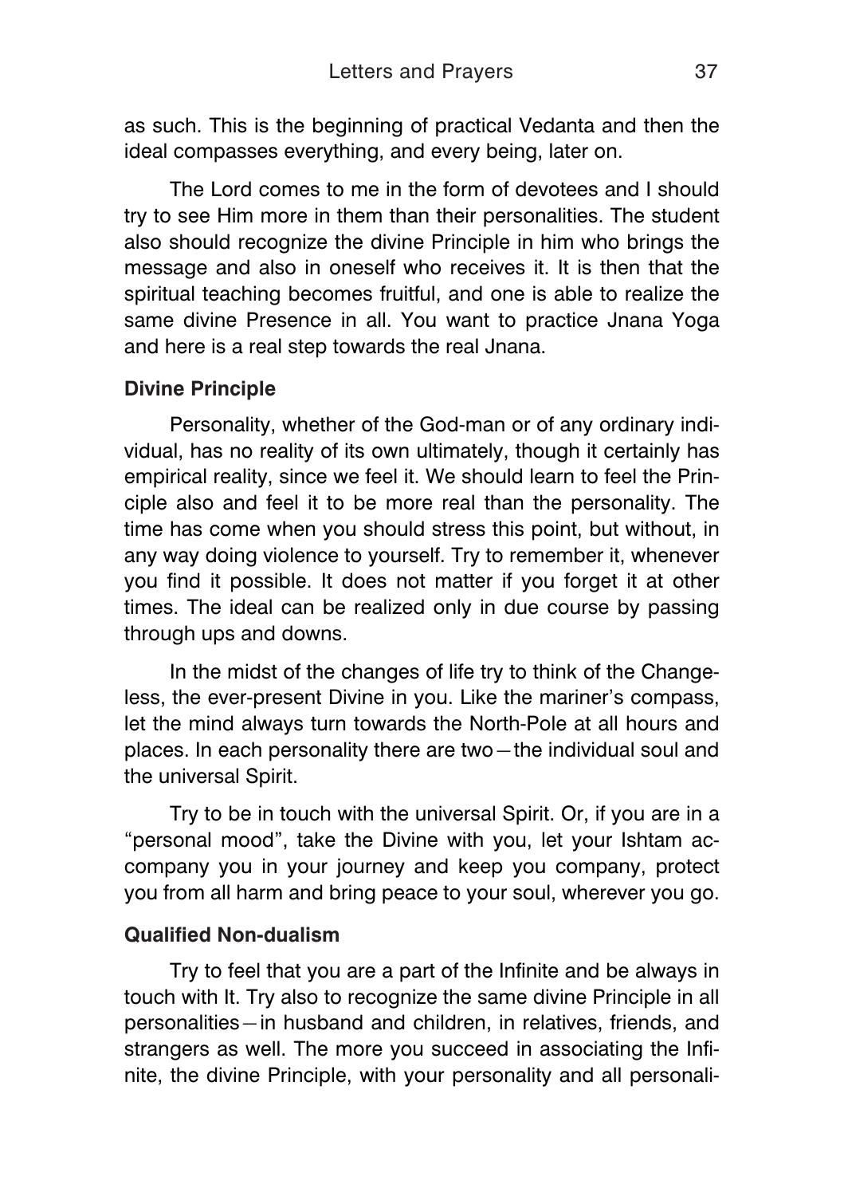as such. This is the beginning of practical Vedanta and then the ideal compasses everything, and every being, later on.

The Lord comes to me in the form of devotees and I should try to see Him more in them than their personalities. The student also should recognize the divine Principle in him who brings the message and also in oneself who receives it. It is then that the spiritual teaching becomes fruitful, and one is able to realize the same divine Presence in all. You want to practice Jnana Yoga and here is a real step towards the real Jnana.

**Divine Principle**

Personality, whether of the God-man or of any ordinary individual, has no reality of its own ultimately, though it certainly has empirical reality, since we feel it. We should learn to feel the Principle also and feel it to be more real than the personality. The time has come when you should stress this point, but without, in any way doing violence to yourself. Try to remember it, whenever you find it possible. It does not matter if you forget it at other times. The ideal can be realized only in due course by passing through ups and downs.

In the midst of the changes of life try to think of the Changeless, the ever-present Divine in you. Like the mariner's compass, let the mind always turn towards the North-Pole at all hours and places. In each personality there are two—the individual soul and the universal Spirit.

Try to be in touch with the universal Spirit. Or, if you are in a "personal mood", take the Divine with you, let your Ishtam accompany you in your journey and keep you company, protect you from all harm and bring peace to your soul, wherever you go.

**Qualified Non-dualism**

Try to feel that you are a part of the Infinite and be always in touch with It. Try also to recognize the same divine Principle in all personalities—in husband and children, in relatives, friends, and strangers as well. The more you succeed in associating the Infinite, the divine Principle, with your personality and all personali-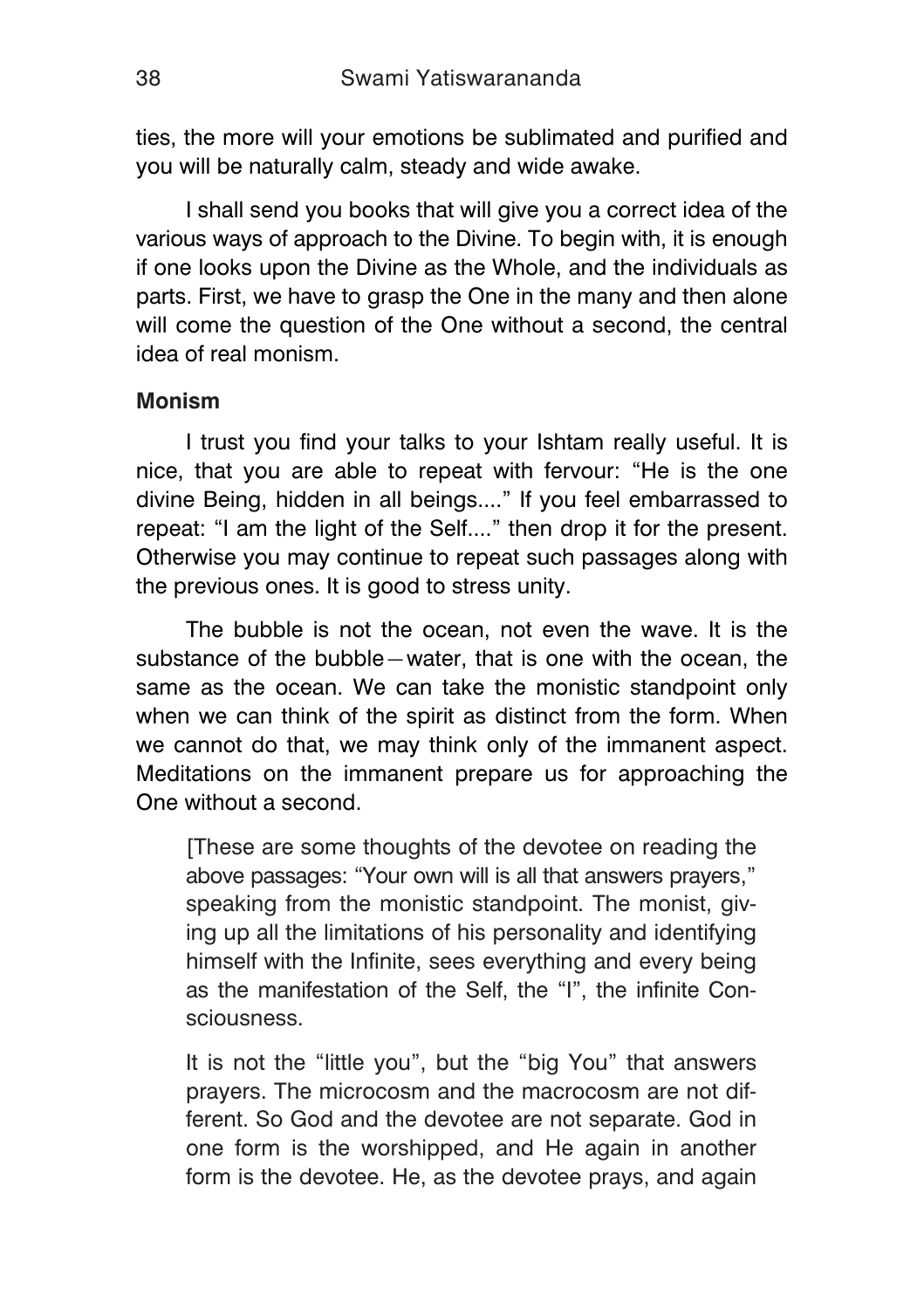ties, the more will your emotions be sublimated and purified and you will be naturally calm, steady and wide awake.

I shall send you books that will give you a correct idea of the various ways of approach to the Divine. To begin with, it is enough if one looks upon the Divine as the Whole, and the individuals as parts. First, we have to grasp the One in the many and then alone will come the question of the One without a second, the central idea of real monism.

**Monism**

I trust you find your talks to your Ishtam really useful. It is nice, that you are able to repeat with fervour: "He is the one divine Being, hidden in all beings...." If you feel embarrassed to repeat: "I am the light of the Self...." then drop it for the present. Otherwise you may continue to repeat such passages along with the previous ones. It is good to stress unity.

The bubble is not the ocean, not even the wave. It is the substance of the bubble—water, that is one with the ocean, the same as the ocean. We can take the monistic standpoint only when we can think of the spirit as distinct from the form. When we cannot do that, we may think only of the immanent aspect. Meditations on the immanent prepare us for approaching the One without a second.

> [These are some thoughts of the devotee on reading the above passages: "Your own will is all that answers prayers," speaking from the monistic standpoint. The monist, giving up all the limitations of his personality and identifying himself with the Infinite, sees everything and every being as the manifestation of the Self, the "I", the infinite Consciousness.
>
> It is not the "little you", but the "big You" that answers prayers. The microcosm and the macrocosm are not different. So God and the devotee are not separate. God in one form is the worshipped, and He again in another form is the devotee. He, as the devotee prays, and again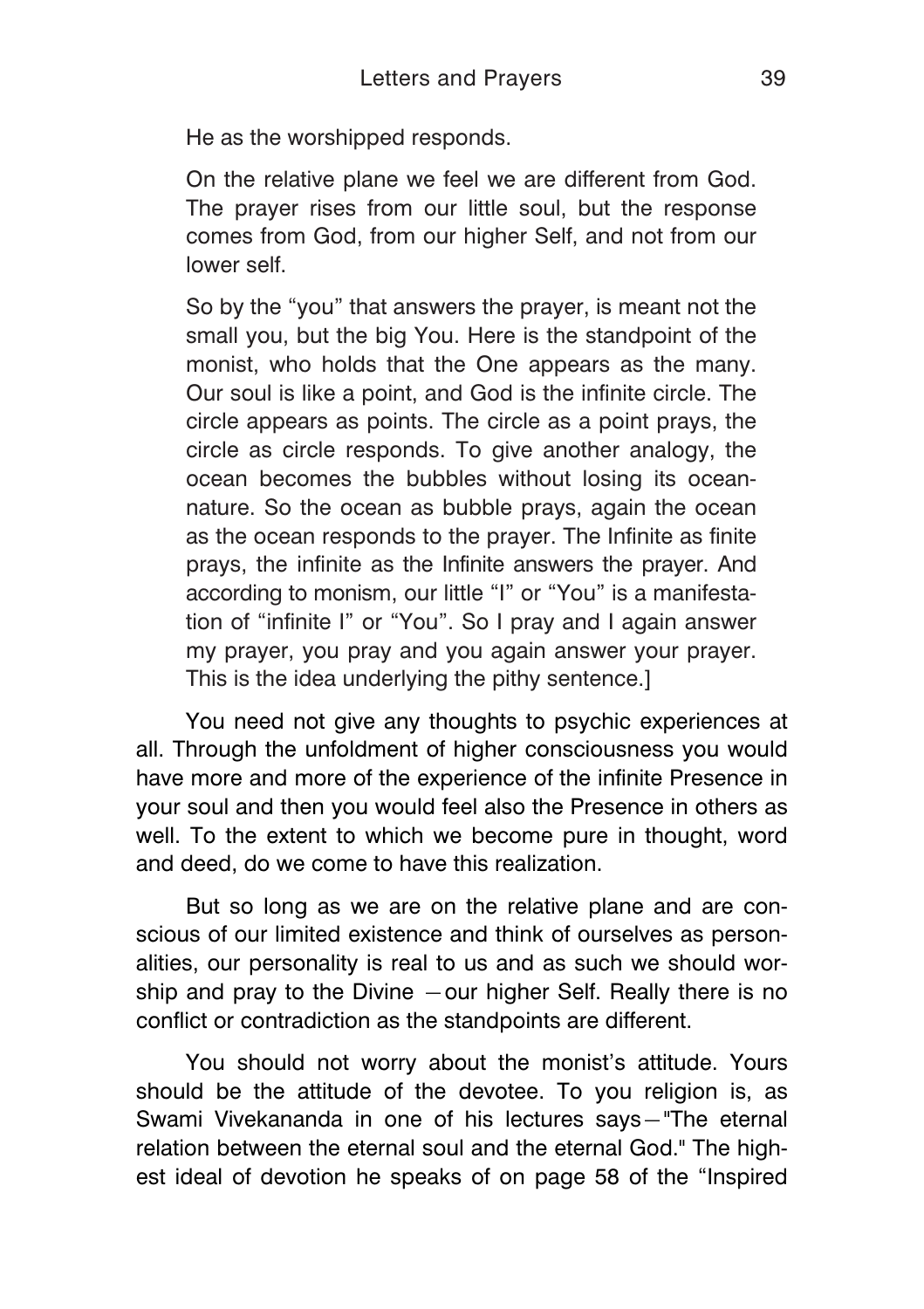He as the worshipped responds.

On the relative plane we feel we are different from God. The prayer rises from our little soul, but the response comes from God, from our higher Self, and not from our lower self.

So by the "you" that answers the prayer, is meant not the small you, but the big You. Here is the standpoint of the monist, who holds that the One appears as the many. Our soul is like a point, and God is the infinite circle. The circle appears as points. The circle as a point prays, the circle as circle responds. To give another analogy, the ocean becomes the bubbles without losing its ocean-nature. So the ocean as bubble prays, again the ocean as the ocean responds to the prayer. The Infinite as finite prays, the infinite as the Infinite answers the prayer. And according to monism, our little "I" or "You" is a manifestation of "infinite I" or "You". So I pray and I again answer my prayer, you pray and you again answer your prayer. This is the idea underlying the pithy sentence.]

You need not give any thoughts to psychic experiences at all. Through the unfoldment of higher consciousness you would have more and more of the experience of the infinite Presence in your soul and then you would feel also the Presence in others as well. To the extent to which we become pure in thought, word and deed, do we come to have this realization.

But so long as we are on the relative plane and are conscious of our limited existence and think of ourselves as personalities, our personality is real to us and as such we should worship and pray to the Divine —our higher Self. Really there is no conflict or contradiction as the standpoints are different.

You should not worry about the monist's attitude. Yours should be the attitude of the devotee. To you religion is, as Swami Vivekananda in one of his lectures says—"The eternal relation between the eternal soul and the eternal God." The highest ideal of devotion he speaks of on page 58 of the "Inspired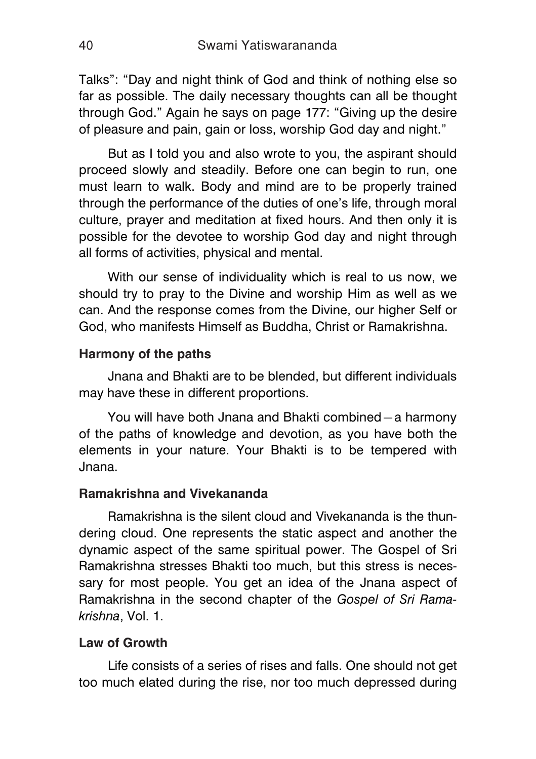Talks": "Day and night think of God and think of nothing else so far as possible. The daily necessary thoughts can all be thought through God." Again he says on page 177: "Giving up the desire of pleasure and pain, gain or loss, worship God day and night."

But as I told you and also wrote to you, the aspirant should proceed slowly and steadily. Before one can begin to run, one must learn to walk. Body and mind are to be properly trained through the performance of the duties of one's life, through moral culture, prayer and meditation at fixed hours. And then only it is possible for the devotee to worship God day and night through all forms of activities, physical and mental.

With our sense of individuality which is real to us now, we should try to pray to the Divine and worship Him as well as we can. And the response comes from the Divine, our higher Self or God, who manifests Himself as Buddha, Christ or Ramakrishna.

**Harmony of the paths**

Jnana and Bhakti are to be blended, but different individuals may have these in different proportions.

You will have both Jnana and Bhakti combined—a harmony of the paths of knowledge and devotion, as you have both the elements in your nature. Your Bhakti is to be tempered with Jnana.

**Ramakrishna and Vivekananda**

Ramakrishna is the silent cloud and Vivekananda is the thundering cloud. One represents the static aspect and another the dynamic aspect of the same spiritual power. The Gospel of Sri Ramakrishna stresses Bhakti too much, but this stress is necessary for most people. You get an idea of the Jnana aspect of Ramakrishna in the second chapter of the *Gospel of Sri Ramakrishna*, Vol. 1.

**Law of Growth**

Life consists of a series of rises and falls. One should not get too much elated during the rise, nor too much depressed during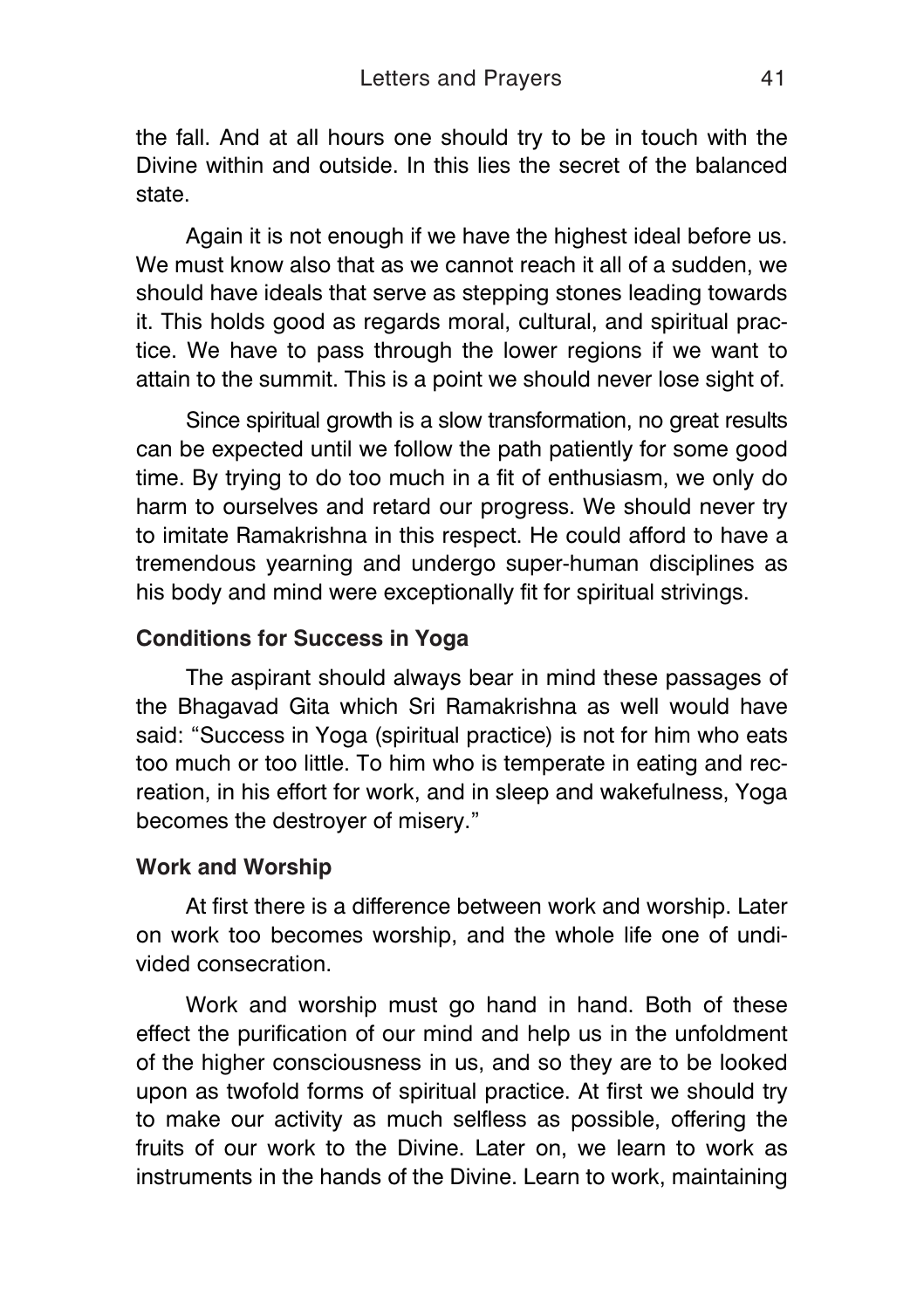the fall. And at all hours one should try to be in touch with the Divine within and outside. In this lies the secret of the balanced state.

Again it is not enough if we have the highest ideal before us. We must know also that as we cannot reach it all of a sudden, we should have ideals that serve as stepping stones leading towards it. This holds good as regards moral, cultural, and spiritual practice. We have to pass through the lower regions if we want to attain to the summit. This is a point we should never lose sight of.

Since spiritual growth is a slow transformation, no great results can be expected until we follow the path patiently for some good time. By trying to do too much in a fit of enthusiasm, we only do harm to ourselves and retard our progress. We should never try to imitate Ramakrishna in this respect. He could afford to have a tremendous yearning and undergo super-human disciplines as his body and mind were exceptionally fit for spiritual strivings.

### Conditions for Success in Yoga

The aspirant should always bear in mind these passages of the Bhagavad Gita which Sri Ramakrishna as well would have said: "Success in Yoga (spiritual practice) is not for him who eats too much or too little. To him who is temperate in eating and recreation, in his effort for work, and in sleep and wakefulness, Yoga becomes the destroyer of misery."

### Work and Worship

At first there is a difference between work and worship. Later on work too becomes worship, and the whole life one of undivided consecration.

Work and worship must go hand in hand. Both of these effect the purification of our mind and help us in the unfoldment of the higher consciousness in us, and so they are to be looked upon as twofold forms of spiritual practice. At first we should try to make our activity as much selfless as possible, offering the fruits of our work to the Divine. Later on, we learn to work as instruments in the hands of the Divine. Learn to work, maintaining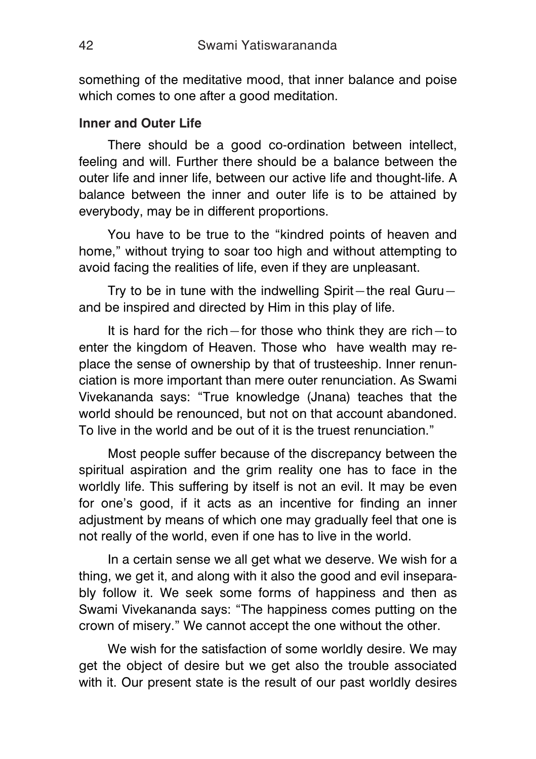something of the meditative mood, that inner balance and poise which comes to one after a good meditation.

**Inner and Outer Life**

There should be a good co-ordination between intellect, feeling and will. Further there should be a balance between the outer life and inner life, between our active life and thought-life. A balance between the inner and outer life is to be attained by everybody, may be in different proportions.

You have to be true to the "kindred points of heaven and home," without trying to soar too high and without attempting to avoid facing the realities of life, even if they are unpleasant.

Try to be in tune with the indwelling Spirit—the real Guru—and be inspired and directed by Him in this play of life.

It is hard for the rich—for those who think they are rich—to enter the kingdom of Heaven. Those who have wealth may replace the sense of ownership by that of trusteeship. Inner renunciation is more important than mere outer renunciation. As Swami Vivekananda says: "True knowledge (Jnana) teaches that the world should be renounced, but not on that account abandoned. To live in the world and be out of it is the truest renunciation."

Most people suffer because of the discrepancy between the spiritual aspiration and the grim reality one has to face in the worldly life. This suffering by itself is not an evil. It may be even for one's good, if it acts as an incentive for finding an inner adjustment by means of which one may gradually feel that one is not really of the world, even if one has to live in the world.

In a certain sense we all get what we deserve. We wish for a thing, we get it, and along with it also the good and evil inseparably follow it. We seek some forms of happiness and then as Swami Vivekananda says: "The happiness comes putting on the crown of misery." We cannot accept the one without the other.

We wish for the satisfaction of some worldly desire. We may get the object of desire but we get also the trouble associated with it. Our present state is the result of our past worldly desires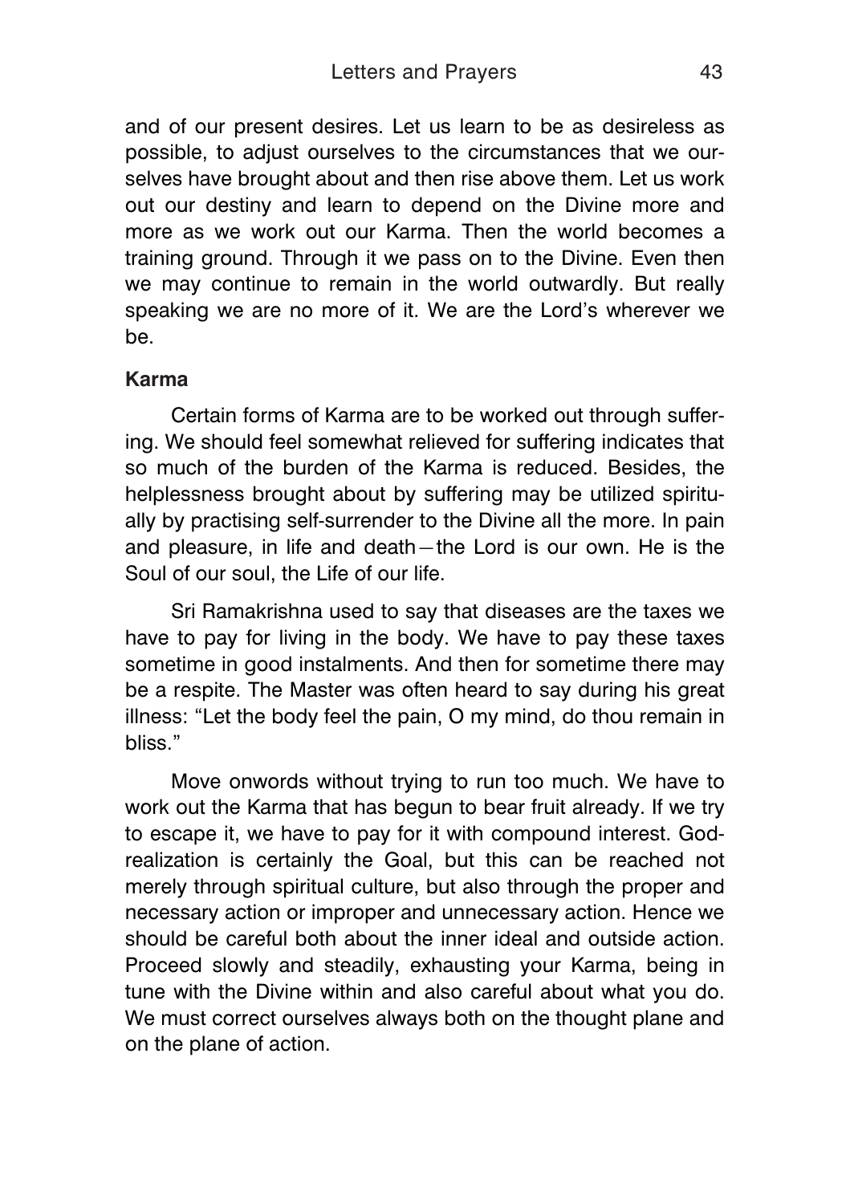and of our present desires. Let us learn to be as desireless as possible, to adjust ourselves to the circumstances that we ourselves have brought about and then rise above them. Let us work out our destiny and learn to depend on the Divine more and more as we work out our Karma. Then the world becomes a training ground. Through it we pass on to the Divine. Even then we may continue to remain in the world outwardly. But really speaking we are no more of it. We are the Lord's wherever we be.

**Karma**

Certain forms of Karma are to be worked out through suffering. We should feel somewhat relieved for suffering indicates that so much of the burden of the Karma is reduced. Besides, the helplessness brought about by suffering may be utilized spiritually by practising self-surrender to the Divine all the more. In pain and pleasure, in life and death—the Lord is our own. He is the Soul of our soul, the Life of our life.

Sri Ramakrishna used to say that diseases are the taxes we have to pay for living in the body. We have to pay these taxes sometime in good instalments. And then for sometime there may be a respite. The Master was often heard to say during his great illness: "Let the body feel the pain, O my mind, do thou remain in bliss."

Move onwords without trying to run too much. We have to work out the Karma that has begun to bear fruit already. If we try to escape it, we have to pay for it with compound interest. God-realization is certainly the Goal, but this can be reached not merely through spiritual culture, but also through the proper and necessary action or improper and unnecessary action. Hence we should be careful both about the inner ideal and outside action. Proceed slowly and steadily, exhausting your Karma, being in tune with the Divine within and also careful about what you do. We must correct ourselves always both on the thought plane and on the plane of action.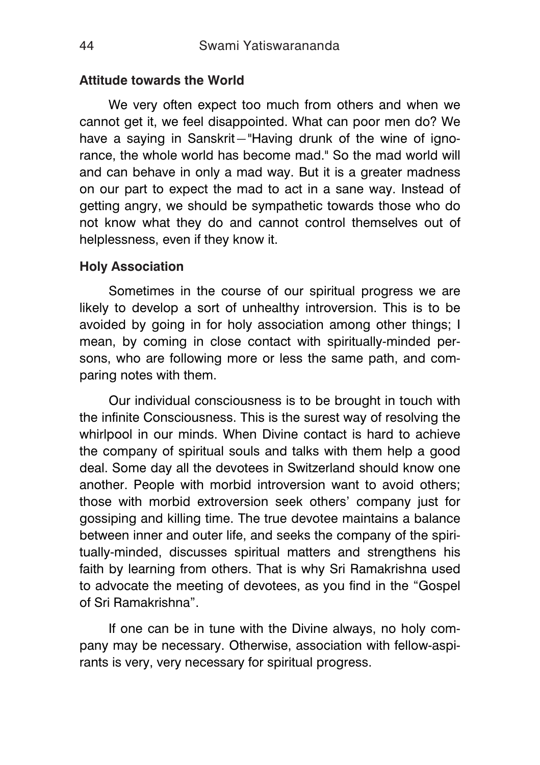### Attitude towards the World

We very often expect too much from others and when we cannot get it, we feel disappointed. What can poor men do? We have a saying in Sanskrit—"Having drunk of the wine of ignorance, the whole world has become mad." So the mad world will and can behave in only a mad way. But it is a greater madness on our part to expect the mad to act in a sane way. Instead of getting angry, we should be sympathetic towards those who do not know what they do and cannot control themselves out of helplessness, even if they know it.

### Holy Association

Sometimes in the course of our spiritual progress we are likely to develop a sort of unhealthy introversion. This is to be avoided by going in for holy association among other things; I mean, by coming in close contact with spiritually-minded persons, who are following more or less the same path, and comparing notes with them.

Our individual consciousness is to be brought in touch with the infinite Consciousness. This is the surest way of resolving the whirlpool in our minds. When Divine contact is hard to achieve the company of spiritual souls and talks with them help a good deal. Some day all the devotees in Switzerland should know one another. People with morbid introversion want to avoid others; those with morbid extroversion seek others' company just for gossiping and killing time. The true devotee maintains a balance between inner and outer life, and seeks the company of the spiritually-minded, discusses spiritual matters and strengthens his faith by learning from others. That is why Sri Ramakrishna used to advocate the meeting of devotees, as you find in the "Gospel of Sri Ramakrishna".

If one can be in tune with the Divine always, no holy company may be necessary. Otherwise, association with fellow-aspirants is very, very necessary for spiritual progress.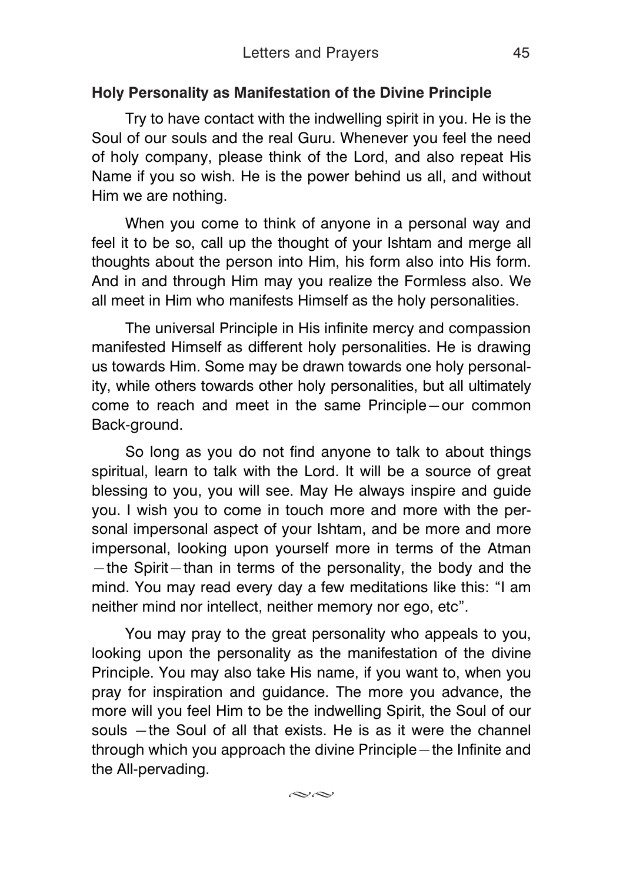### Holy Personality as Manifestation of the Divine Principle

Try to have contact with the indwelling spirit in you. He is the Soul of our souls and the real Guru. Whenever you feel the need of holy company, please think of the Lord, and also repeat His Name if you so wish. He is the power behind us all, and without Him we are nothing.

When you come to think of anyone in a personal way and feel it to be so, call up the thought of your Ishtam and merge all thoughts about the person into Him, his form also into His form. And in and through Him may you realize the Formless also. We all meet in Him who manifests Himself as the holy personalities.

The universal Principle in His infinite mercy and compassion manifested Himself as different holy personalities. He is drawing us towards Him. Some may be drawn towards one holy personality, while others towards other holy personalities, but all ultimately come to reach and meet in the same Principle—our common Back-ground.

So long as you do not find anyone to talk to about things spiritual, learn to talk with the Lord. It will be a source of great blessing to you, you will see. May He always inspire and guide you. I wish you to come in touch more and more with the personal impersonal aspect of your Ishtam, and be more and more impersonal, looking upon yourself more in terms of the Atman—the Spirit—than in terms of the personality, the body and the mind. You may read every day a few meditations like this: "I am neither mind nor intellect, neither memory nor ego, etc".

You may pray to the great personality who appeals to you, looking upon the personality as the manifestation of the divine Principle. You may also take His name, if you want to, when you pray for inspiration and guidance. The more you advance, the more will you feel Him to be the indwelling Spirit, the Soul of our souls —the Soul of all that exists. He is as it were the channel through which you approach the divine Principle—the Infinite and the All-pervading.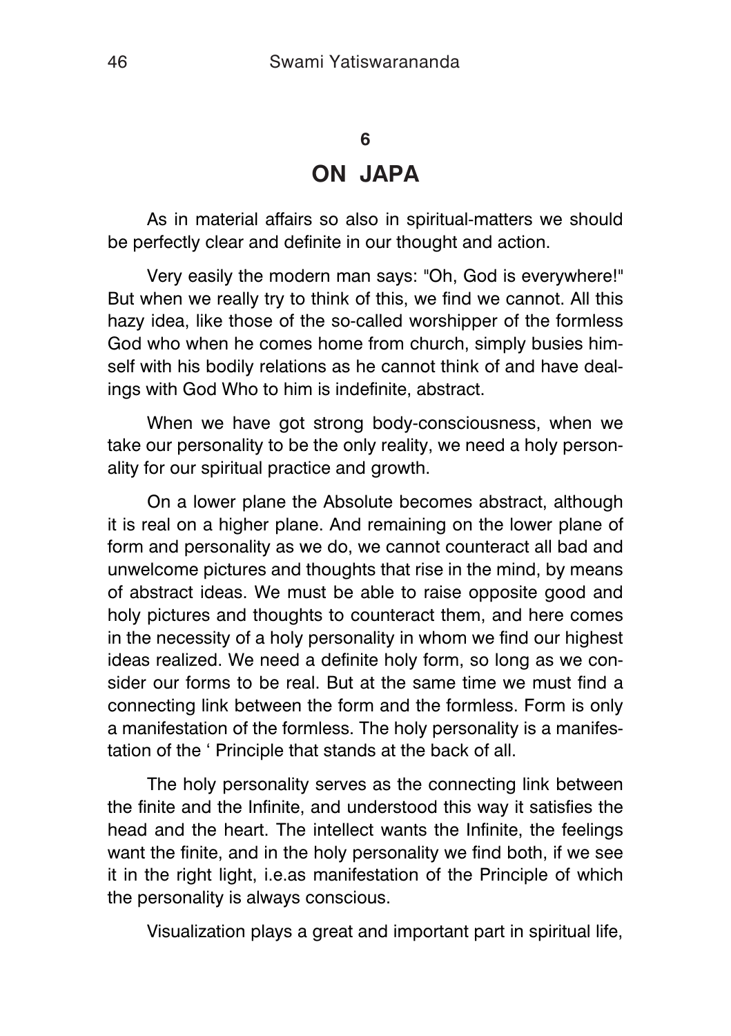## 6

## ON JAPA

As in material affairs so also in spiritual-matters we should be perfectly clear and definite in our thought and action.

Very easily the modern man says: "Oh, God is everywhere!" But when we really try to think of this, we find we cannot. All this hazy idea, like those of the so-called worshipper of the formless God who when he comes home from church, simply busies himself with his bodily relations as he cannot think of and have dealings with God Who to him is indefinite, abstract.

When we have got strong body-consciousness, when we take our personality to be the only reality, we need a holy personality for our spiritual practice and growth.

On a lower plane the Absolute becomes abstract, although it is real on a higher plane. And remaining on the lower plane of form and personality as we do, we cannot counteract all bad and unwelcome pictures and thoughts that rise in the mind, by means of abstract ideas. We must be able to raise opposite good and holy pictures and thoughts to counteract them, and here comes in the necessity of a holy personality in whom we find our highest ideas realized. We need a definite holy form, so long as we consider our forms to be real. But at the same time we must find a connecting link between the form and the formless. Form is only a manifestation of the formless. The holy personality is a manifestation of the ' Principle that stands at the back of all.

The holy personality serves as the connecting link between the finite and the Infinite, and understood this way it satisfies the head and the heart. The intellect wants the Infinite, the feelings want the finite, and in the holy personality we find both, if we see it in the right light, i.e.as manifestation of the Principle of which the personality is always conscious.

Visualization plays a great and important part in spiritual life,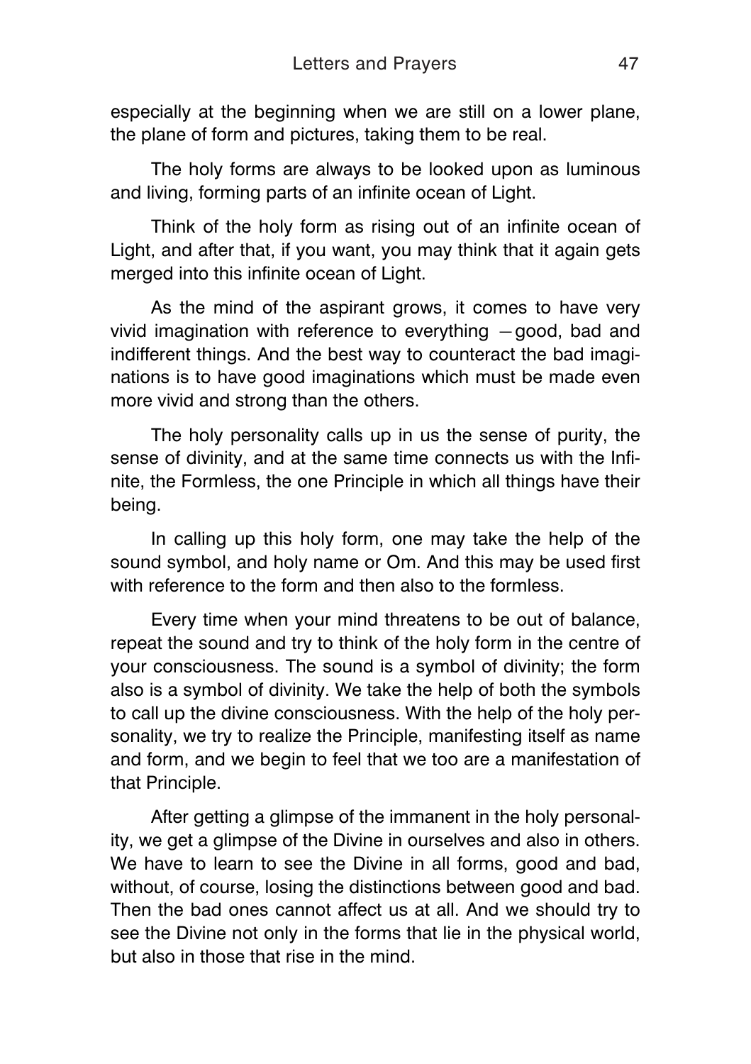especially at the beginning when we are still on a lower plane, the plane of form and pictures, taking them to be real.

The holy forms are always to be looked upon as luminous and living, forming parts of an infinite ocean of Light.

Think of the holy form as rising out of an infinite ocean of Light, and after that, if you want, you may think that it again gets merged into this infinite ocean of Light.

As the mind of the aspirant grows, it comes to have very vivid imagination with reference to everything —good, bad and indifferent things. And the best way to counteract the bad imaginations is to have good imaginations which must be made even more vivid and strong than the others.

The holy personality calls up in us the sense of purity, the sense of divinity, and at the same time connects us with the Infinite, the Formless, the one Principle in which all things have their being.

In calling up this holy form, one may take the help of the sound symbol, and holy name or Om. And this may be used first with reference to the form and then also to the formless.

Every time when your mind threatens to be out of balance, repeat the sound and try to think of the holy form in the centre of your consciousness. The sound is a symbol of divinity; the form also is a symbol of divinity. We take the help of both the symbols to call up the divine consciousness. With the help of the holy personality, we try to realize the Principle, manifesting itself as name and form, and we begin to feel that we too are a manifestation of that Principle.

After getting a glimpse of the immanent in the holy personality, we get a glimpse of the Divine in ourselves and also in others. We have to learn to see the Divine in all forms, good and bad, without, of course, losing the distinctions between good and bad. Then the bad ones cannot affect us at all. And we should try to see the Divine not only in the forms that lie in the physical world, but also in those that rise in the mind.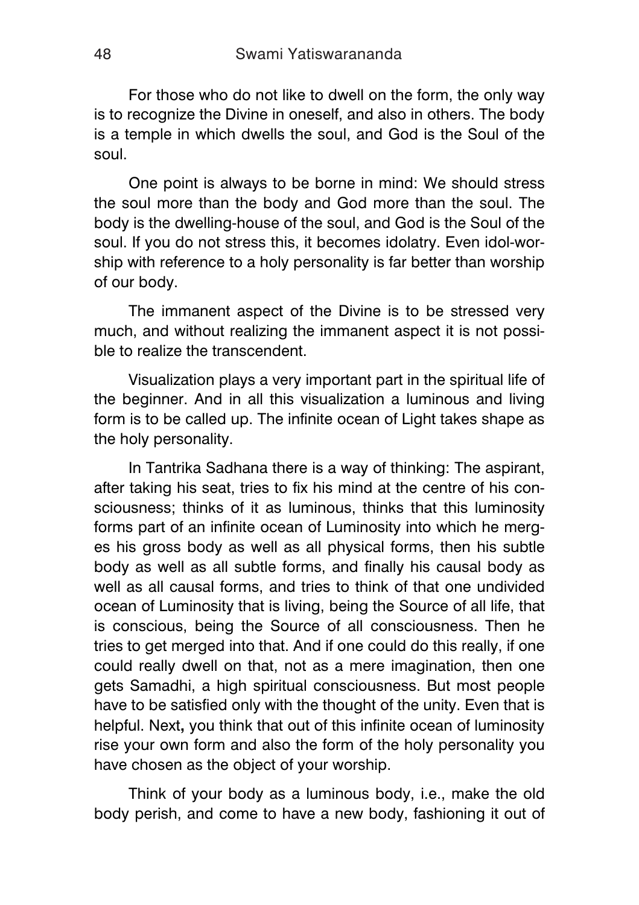For those who do not like to dwell on the form, the only way is to recognize the Divine in oneself, and also in others. The body is a temple in which dwells the soul, and God is the Soul of the soul.

One point is always to be borne in mind: We should stress the soul more than the body and God more than the soul. The body is the dwelling-house of the soul, and God is the Soul of the soul. If you do not stress this, it becomes idolatry. Even idol-worship with reference to a holy personality is far better than worship of our body.

The immanent aspect of the Divine is to be stressed very much, and without realizing the immanent aspect it is not possible to realize the transcendent.

Visualization plays a very important part in the spiritual life of the beginner. And in all this visualization a luminous and living form is to be called up. The infinite ocean of Light takes shape as the holy personality.

In Tantrika Sadhana there is a way of thinking: The aspirant, after taking his seat, tries to fix his mind at the centre of his consciousness; thinks of it as luminous, thinks that this luminosity forms part of an infinite ocean of Luminosity into which he merges his gross body as well as all physical forms, then his subtle body as well as all subtle forms, and finally his causal body as well as all causal forms, and tries to think of that one undivided ocean of Luminosity that is living, being the Source of all life, that is conscious, being the Source of all consciousness. Then he tries to get merged into that. And if one could do this really, if one could really dwell on that, not as a mere imagination, then one gets Samadhi, a high spiritual consciousness. But most people have to be satisfied only with the thought of the unity. Even that is helpful. Next, you think that out of this infinite ocean of luminosity rise your own form and also the form of the holy personality you have chosen as the object of your worship.

Think of your body as a luminous body, i.e., make the old body perish, and come to have a new body, fashioning it out of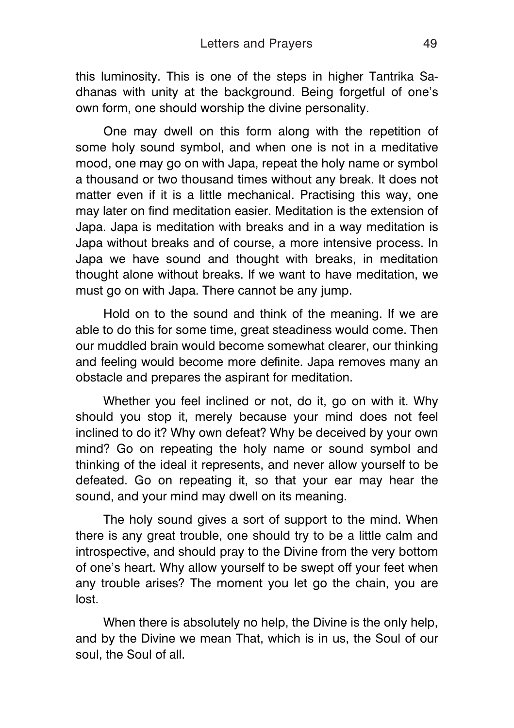this luminosity. This is one of the steps in higher Tantrika Sadhanas with unity at the background. Being forgetful of one's own form, one should worship the divine personality.

One may dwell on this form along with the repetition of some holy sound symbol, and when one is not in a meditative mood, one may go on with Japa, repeat the holy name or symbol a thousand or two thousand times without any break. It does not matter even if it is a little mechanical. Practising this way, one may later on find meditation easier. Meditation is the extension of Japa. Japa is meditation with breaks and in a way meditation is Japa without breaks and of course, a more intensive process. In Japa we have sound and thought with breaks, in meditation thought alone without breaks. If we want to have meditation, we must go on with Japa. There cannot be any jump.

Hold on to the sound and think of the meaning. If we are able to do this for some time, great steadiness would come. Then our muddled brain would become somewhat clearer, our thinking and feeling would become more definite. Japa removes many an obstacle and prepares the aspirant for meditation.

Whether you feel inclined or not, do it, go on with it. Why should you stop it, merely because your mind does not feel inclined to do it? Why own defeat? Why be deceived by your own mind? Go on repeating the holy name or sound symbol and thinking of the ideal it represents, and never allow yourself to be defeated. Go on repeating it, so that your ear may hear the sound, and your mind may dwell on its meaning.

The holy sound gives a sort of support to the mind. When there is any great trouble, one should try to be a little calm and introspective, and should pray to the Divine from the very bottom of one's heart. Why allow yourself to be swept off your feet when any trouble arises? The moment you let go the chain, you are lost.

When there is absolutely no help, the Divine is the only help, and by the Divine we mean That, which is in us, the Soul of our soul, the Soul of all.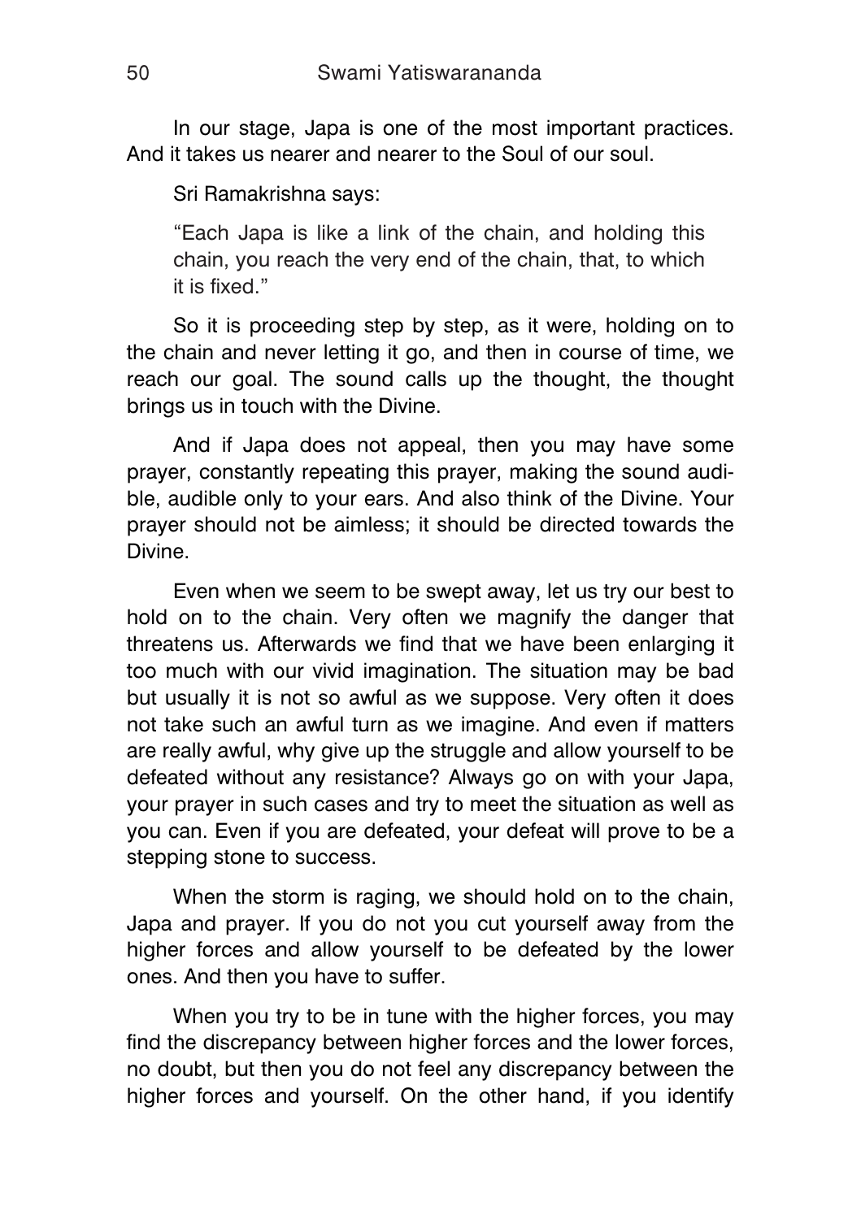In our stage, Japa is one of the most important practices. And it takes us nearer and nearer to the Soul of our soul.

Sri Ramakrishna says:

> "Each Japa is like a link of the chain, and holding this chain, you reach the very end of the chain, that, to which it is fixed."

So it is proceeding step by step, as it were, holding on to the chain and never letting it go, and then in course of time, we reach our goal. The sound calls up the thought, the thought brings us in touch with the Divine.

And if Japa does not appeal, then you may have some prayer, constantly repeating this prayer, making the sound audible, audible only to your ears. And also think of the Divine. Your prayer should not be aimless; it should be directed towards the Divine.

Even when we seem to be swept away, let us try our best to hold on to the chain. Very often we magnify the danger that threatens us. Afterwards we find that we have been enlarging it too much with our vivid imagination. The situation may be bad but usually it is not so awful as we suppose. Very often it does not take such an awful turn as we imagine. And even if matters are really awful, why give up the struggle and allow yourself to be defeated without any resistance? Always go on with your Japa, your prayer in such cases and try to meet the situation as well as you can. Even if you are defeated, your defeat will prove to be a stepping stone to success.

When the storm is raging, we should hold on to the chain, Japa and prayer. If you do not you cut yourself away from the higher forces and allow yourself to be defeated by the lower ones. And then you have to suffer.

When you try to be in tune with the higher forces, you may find the discrepancy between higher forces and the lower forces, no doubt, but then you do not feel any discrepancy between the higher forces and yourself. On the other hand, if you identify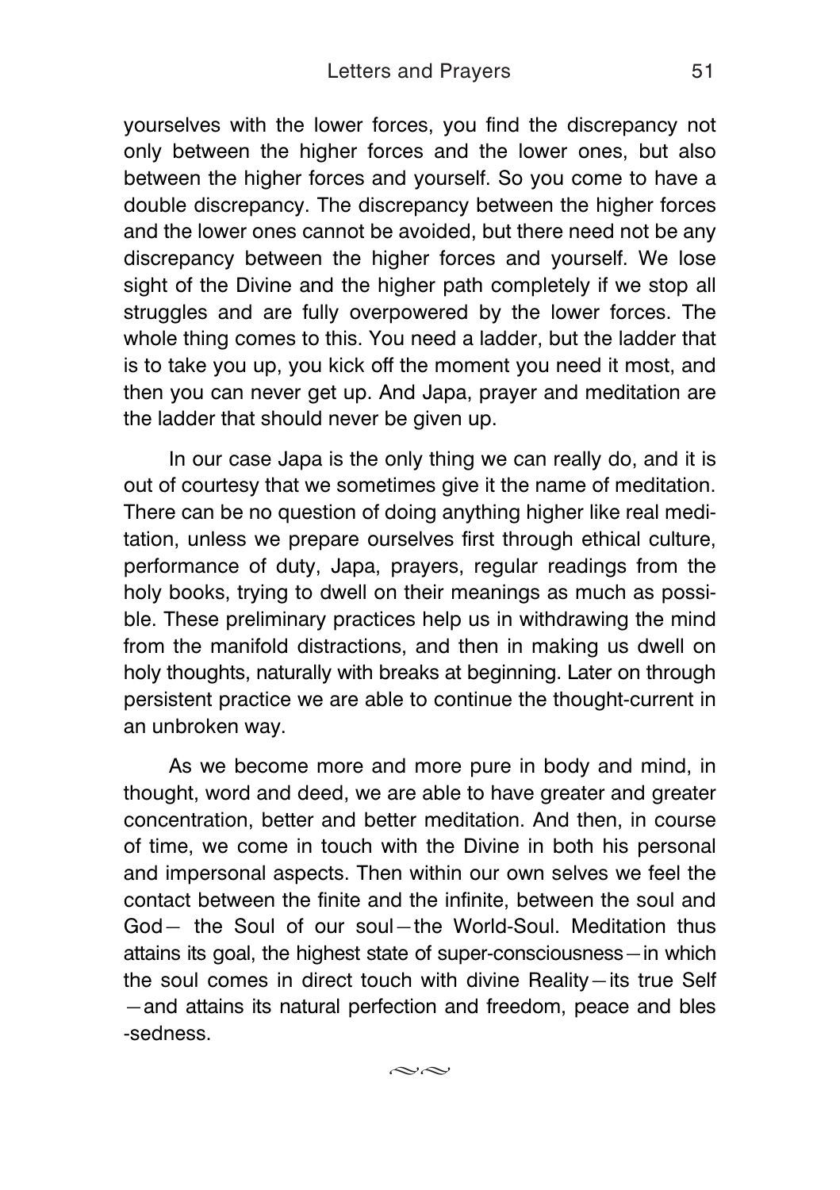yourselves with the lower forces, you find the discrepancy not only between the higher forces and the lower ones, but also between the higher forces and yourself. So you come to have a double discrepancy. The discrepancy between the higher forces and the lower ones cannot be avoided, but there need not be any discrepancy between the higher forces and yourself. We lose sight of the Divine and the higher path completely if we stop all struggles and are fully overpowered by the lower forces. The whole thing comes to this. You need a ladder, but the ladder that is to take you up, you kick off the moment you need it most, and then you can never get up. And Japa, prayer and meditation are the ladder that should never be given up.

In our case Japa is the only thing we can really do, and it is out of courtesy that we sometimes give it the name of meditation. There can be no question of doing anything higher like real meditation, unless we prepare ourselves first through ethical culture, performance of duty, Japa, prayers, regular readings from the holy books, trying to dwell on their meanings as much as possible. These preliminary practices help us in withdrawing the mind from the manifold distractions, and then in making us dwell on holy thoughts, naturally with breaks at beginning. Later on through persistent practice we are able to continue the thought-current in an unbroken way.

As we become more and more pure in body and mind, in thought, word and deed, we are able to have greater and greater concentration, better and better meditation. And then, in course of time, we come in touch with the Divine in both his personal and impersonal aspects. Then within our own selves we feel the contact between the finite and the infinite, between the soul and God— the Soul of our soul—the World-Soul. Meditation thus attains its goal, the highest state of super-consciousness—in which the soul comes in direct touch with divine Reality—its true Self—and attains its natural perfection and freedom, peace and blessedness.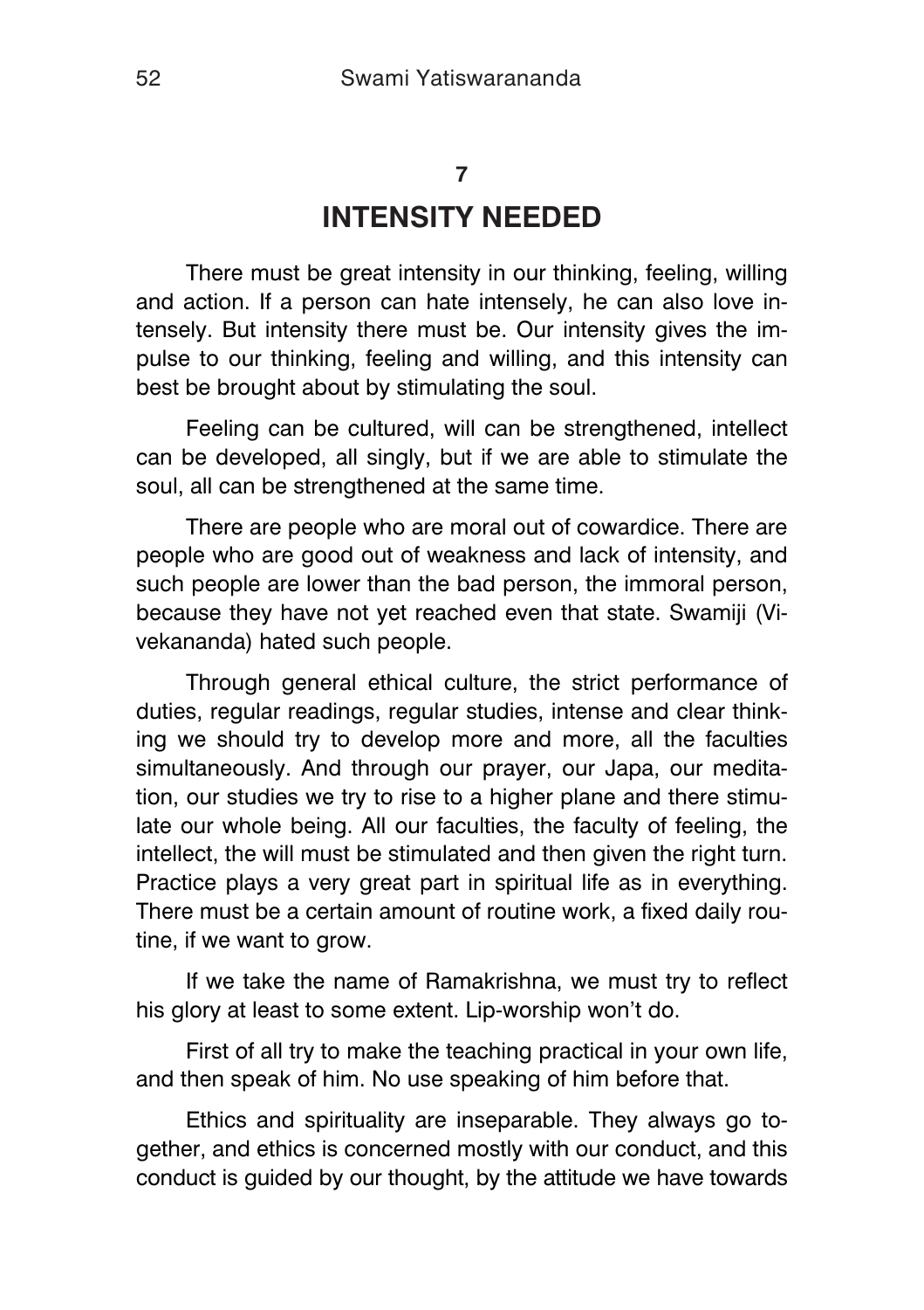## 7

# INTENSITY NEEDED

There must be great intensity in our thinking, feeling, willing and action. If a person can hate intensely, he can also love intensely. But intensity there must be. Our intensity gives the impulse to our thinking, feeling and willing, and this intensity can best be brought about by stimulating the soul.

Feeling can be cultured, will can be strengthened, intellect can be developed, all singly, but if we are able to stimulate the soul, all can be strengthened at the same time.

There are people who are moral out of cowardice. There are people who are good out of weakness and lack of intensity, and such people are lower than the bad person, the immoral person, because they have not yet reached even that state. Swamiji (Vivekananda) hated such people.

Through general ethical culture, the strict performance of duties, regular readings, regular studies, intense and clear thinking we should try to develop more and more, all the faculties simultaneously. And through our prayer, our Japa, our meditation, our studies we try to rise to a higher plane and there stimulate our whole being. All our faculties, the faculty of feeling, the intellect, the will must be stimulated and then given the right turn. Practice plays a very great part in spiritual life as in everything. There must be a certain amount of routine work, a fixed daily routine, if we want to grow.

If we take the name of Ramakrishna, we must try to reflect his glory at least to some extent. Lip-worship won't do.

First of all try to make the teaching practical in your own life, and then speak of him. No use speaking of him before that.

Ethics and spirituality are inseparable. They always go together, and ethics is concerned mostly with our conduct, and this conduct is guided by our thought, by the attitude we have towards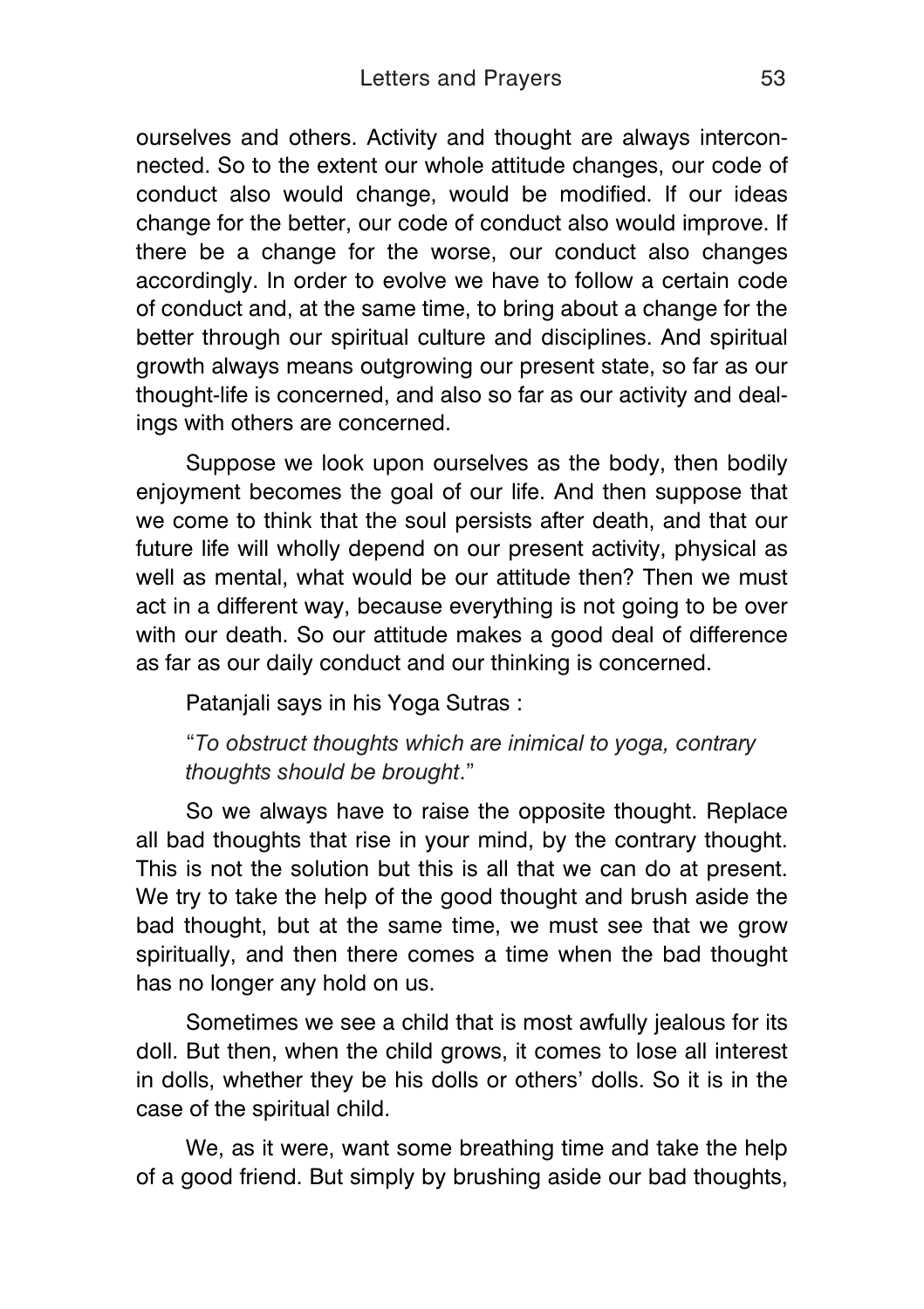ourselves and others. Activity and thought are always interconnected. So to the extent our whole attitude changes, our code of conduct also would change, would be modified. If our ideas change for the better, our code of conduct also would improve. If there be a change for the worse, our conduct also changes accordingly. In order to evolve we have to follow a certain code of conduct and, at the same time, to bring about a change for the better through our spiritual culture and disciplines. And spiritual growth always means outgrowing our present state, so far as our thought-life is concerned, and also so far as our activity and dealings with others are concerned.

Suppose we look upon ourselves as the body, then bodily enjoyment becomes the goal of our life. And then suppose that we come to think that the soul persists after death, and that our future life will wholly depend on our present activity, physical as well as mental, what would be our attitude then? Then we must act in a different way, because everything is not going to be over with our death. So our attitude makes a good deal of difference as far as our daily conduct and our thinking is concerned.

Patanjali says in his Yoga Sutras :

> "*To obstruct thoughts which are inimical to yoga, contrary thoughts should be brought*."

So we always have to raise the opposite thought. Replace all bad thoughts that rise in your mind, by the contrary thought. This is not the solution but this is all that we can do at present. We try to take the help of the good thought and brush aside the bad thought, but at the same time, we must see that we grow spiritually, and then there comes a time when the bad thought has no longer any hold on us.

Sometimes we see a child that is most awfully jealous for its doll. But then, when the child grows, it comes to lose all interest in dolls, whether they be his dolls or others' dolls. So it is in the case of the spiritual child.

We, as it were, want some breathing time and take the help of a good friend. But simply by brushing aside our bad thoughts,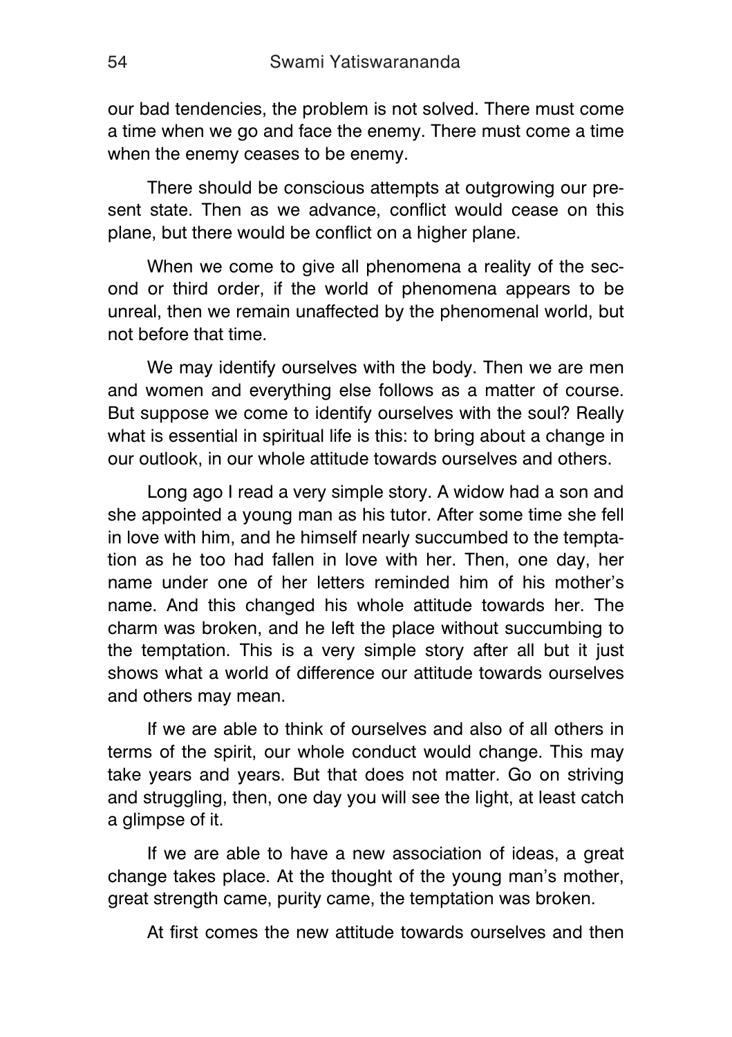our bad tendencies, the problem is not solved. There must come a time when we go and face the enemy. There must come a time when the enemy ceases to be enemy.

There should be conscious attempts at outgrowing our present state. Then as we advance, conflict would cease on this plane, but there would be conflict on a higher plane.

When we come to give all phenomena a reality of the second or third order, if the world of phenomena appears to be unreal, then we remain unaffected by the phenomenal world, but not before that time.

We may identify ourselves with the body. Then we are men and women and everything else follows as a matter of course. But suppose we come to identify ourselves with the soul? Really what is essential in spiritual life is this: to bring about a change in our outlook, in our whole attitude towards ourselves and others.

Long ago I read a very simple story. A widow had a son and she appointed a young man as his tutor. After some time she fell in love with him, and he himself nearly succumbed to the temptation as he too had fallen in love with her. Then, one day, her name under one of her letters reminded him of his mother's name. And this changed his whole attitude towards her. The charm was broken, and he left the place without succumbing to the temptation. This is a very simple story after all but it just shows what a world of difference our attitude towards ourselves and others may mean.

If we are able to think of ourselves and also of all others in terms of the spirit, our whole conduct would change. This may take years and years. But that does not matter. Go on striving and struggling, then, one day you will see the light, at least catch a glimpse of it.

If we are able to have a new association of ideas, a great change takes place. At the thought of the young man's mother, great strength came, purity came, the temptation was broken.

At first comes the new attitude towards ourselves and then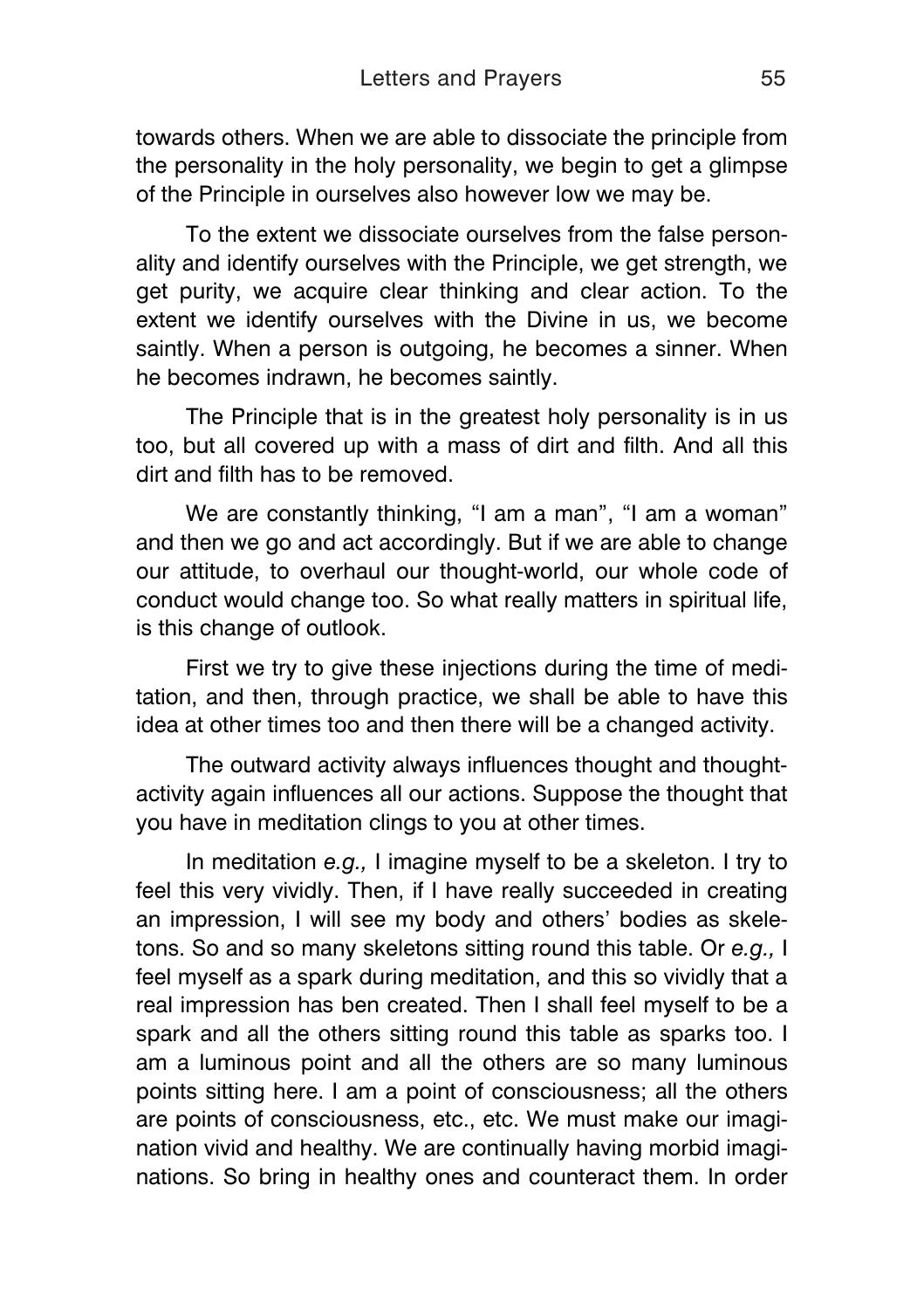towards others. When we are able to dissociate the principle from the personality in the holy personality, we begin to get a glimpse of the Principle in ourselves also however low we may be.

To the extent we dissociate ourselves from the false personality and identify ourselves with the Principle, we get strength, we get purity, we acquire clear thinking and clear action. To the extent we identify ourselves with the Divine in us, we become saintly. When a person is outgoing, he becomes a sinner. When he becomes indrawn, he becomes saintly.

The Principle that is in the greatest holy personality is in us too, but all covered up with a mass of dirt and filth. And all this dirt and filth has to be removed.

We are constantly thinking, "I am a man", "I am a woman" and then we go and act accordingly. But if we are able to change our attitude, to overhaul our thought-world, our whole code of conduct would change too. So what really matters in spiritual life, is this change of outlook.

First we try to give these injections during the time of meditation, and then, through practice, we shall be able to have this idea at other times too and then there will be a changed activity.

The outward activity always influences thought and thought-activity again influences all our actions. Suppose the thought that you have in meditation clings to you at other times.

In meditation *e.g.,* I imagine myself to be a skeleton. I try to feel this very vividly. Then, if I have really succeeded in creating an impression, I will see my body and others' bodies as skeletons. So and so many skeletons sitting round this table. Or *e.g.,* I feel myself as a spark during meditation, and this so vividly that a real impression has ben created. Then I shall feel myself to be a spark and all the others sitting round this table as sparks too. I am a luminous point and all the others are so many luminous points sitting here. I am a point of consciousness; all the others are points of consciousness, etc., etc. We must make our imagination vivid and healthy. We are continually having morbid imaginations. So bring in healthy ones and counteract them. In order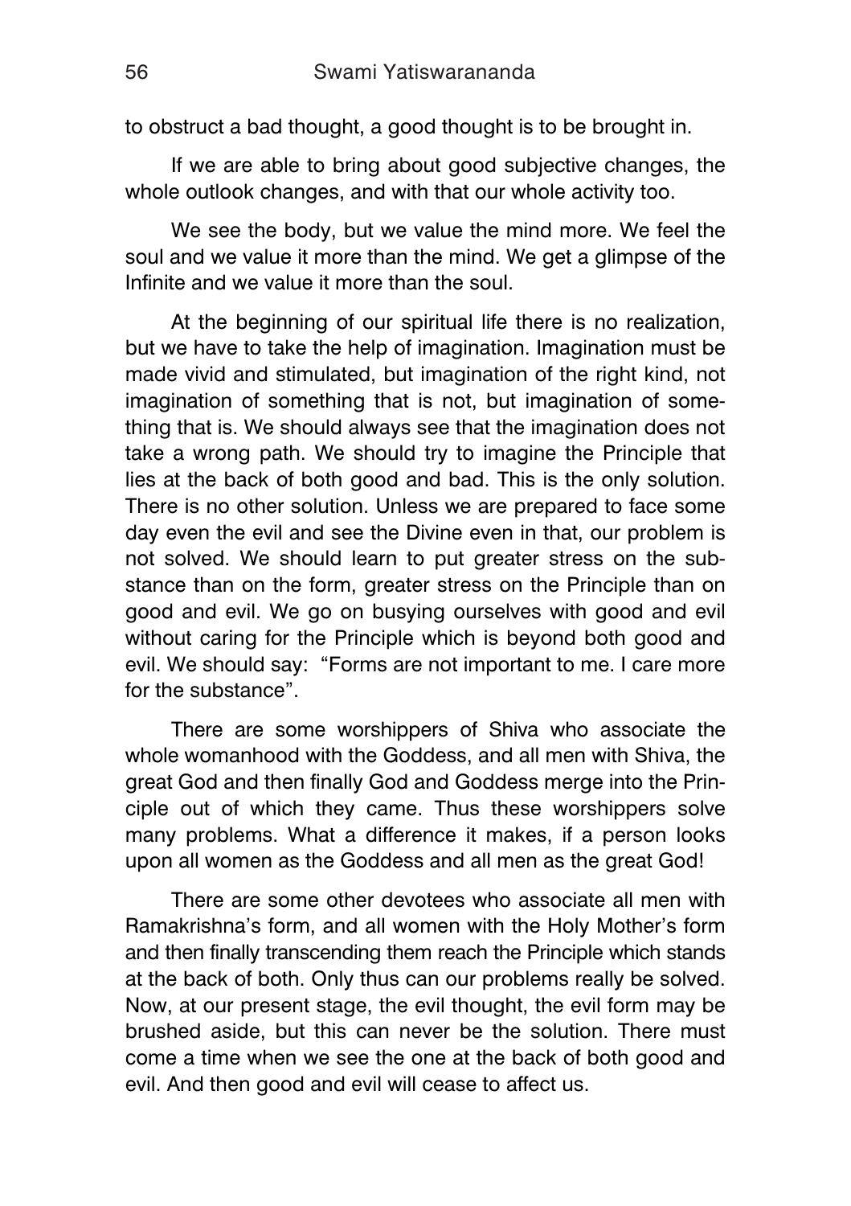to obstruct a bad thought, a good thought is to be brought in.

If we are able to bring about good subjective changes, the whole outlook changes, and with that our whole activity too.

We see the body, but we value the mind more. We feel the soul and we value it more than the mind. We get a glimpse of the Infinite and we value it more than the soul.

At the beginning of our spiritual life there is no realization, but we have to take the help of imagination. Imagination must be made vivid and stimulated, but imagination of the right kind, not imagination of something that is not, but imagination of something that is. We should always see that the imagination does not take a wrong path. We should try to imagine the Principle that lies at the back of both good and bad. This is the only solution. There is no other solution. Unless we are prepared to face some day even the evil and see the Divine even in that, our problem is not solved. We should learn to put greater stress on the substance than on the form, greater stress on the Principle than on good and evil. We go on busying ourselves with good and evil without caring for the Principle which is beyond both good and evil. We should say: "Forms are not important to me. I care more for the substance".

There are some worshippers of Shiva who associate the whole womanhood with the Goddess, and all men with Shiva, the great God and then finally God and Goddess merge into the Principle out of which they came. Thus these worshippers solve many problems. What a difference it makes, if a person looks upon all women as the Goddess and all men as the great God!

There are some other devotees who associate all men with Ramakrishna's form, and all women with the Holy Mother's form and then finally transcending them reach the Principle which stands at the back of both. Only thus can our problems really be solved. Now, at our present stage, the evil thought, the evil form may be brushed aside, but this can never be the solution. There must come a time when we see the one at the back of both good and evil. And then good and evil will cease to affect us.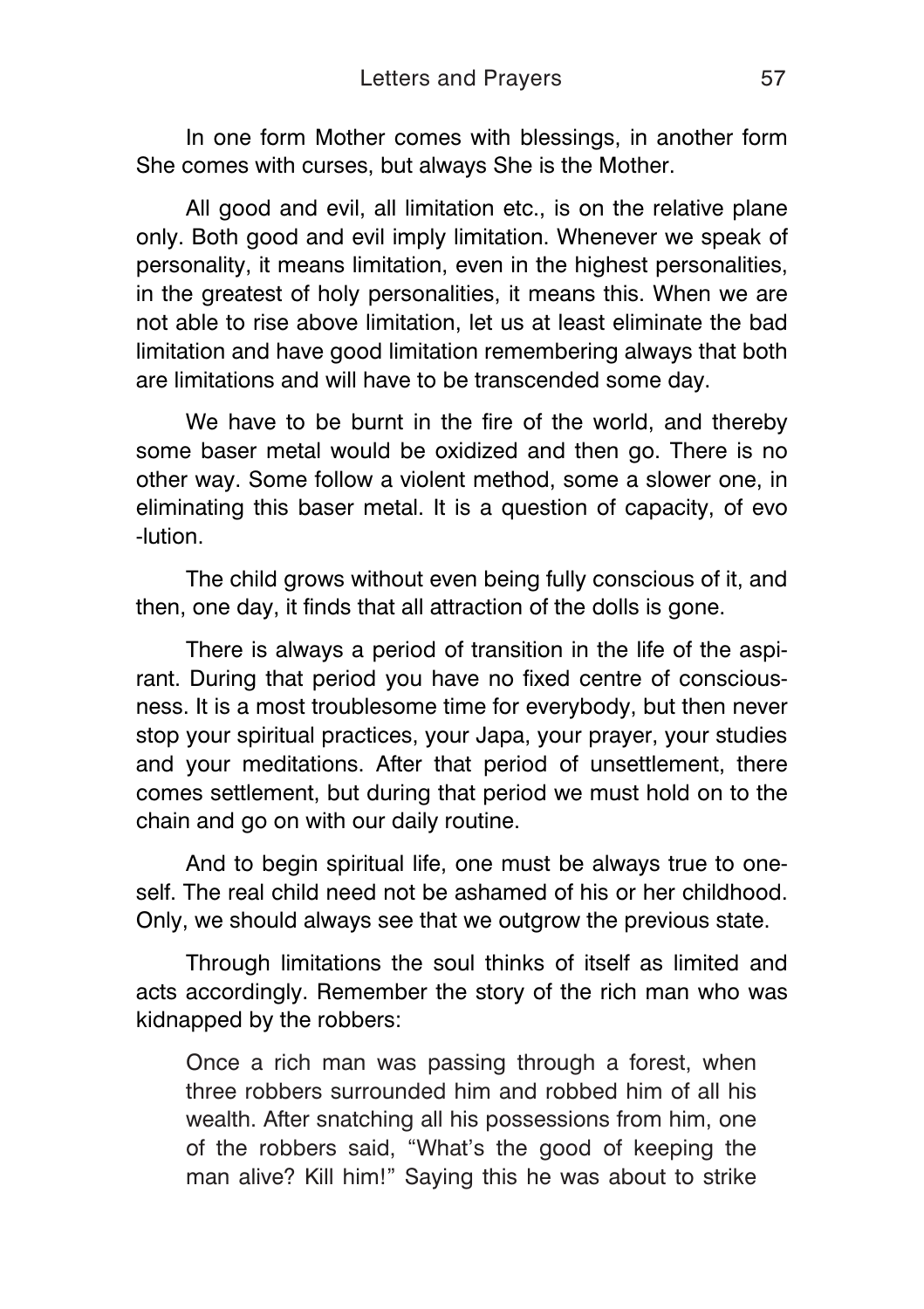In one form Mother comes with blessings, in another form She comes with curses, but always She is the Mother.

All good and evil, all limitation etc., is on the relative plane only. Both good and evil imply limitation. Whenever we speak of personality, it means limitation, even in the highest personalities, in the greatest of holy personalities, it means this. When we are not able to rise above limitation, let us at least eliminate the bad limitation and have good limitation remembering always that both are limitations and will have to be transcended some day.

We have to be burnt in the fire of the world, and thereby some baser metal would be oxidized and then go. There is no other way. Some follow a violent method, some a slower one, in eliminating this baser metal. It is a question of capacity, of evolution.

The child grows without even being fully conscious of it, and then, one day, it finds that all attraction of the dolls is gone.

There is always a period of transition in the life of the aspirant. During that period you have no fixed centre of consciousness. It is a most troublesome time for everybody, but then never stop your spiritual practices, your Japa, your prayer, your studies and your meditations. After that period of unsettlement, there comes settlement, but during that period we must hold on to the chain and go on with our daily routine.

And to begin spiritual life, one must be always true to oneself. The real child need not be ashamed of his or her childhood. Only, we should always see that we outgrow the previous state.

Through limitations the soul thinks of itself as limited and acts accordingly. Remember the story of the rich man who was kidnapped by the robbers:

> Once a rich man was passing through a forest, when three robbers surrounded him and robbed him of all his wealth. After snatching all his possessions from him, one of the robbers said, "What's the good of keeping the man alive? Kill him!" Saying this he was about to strike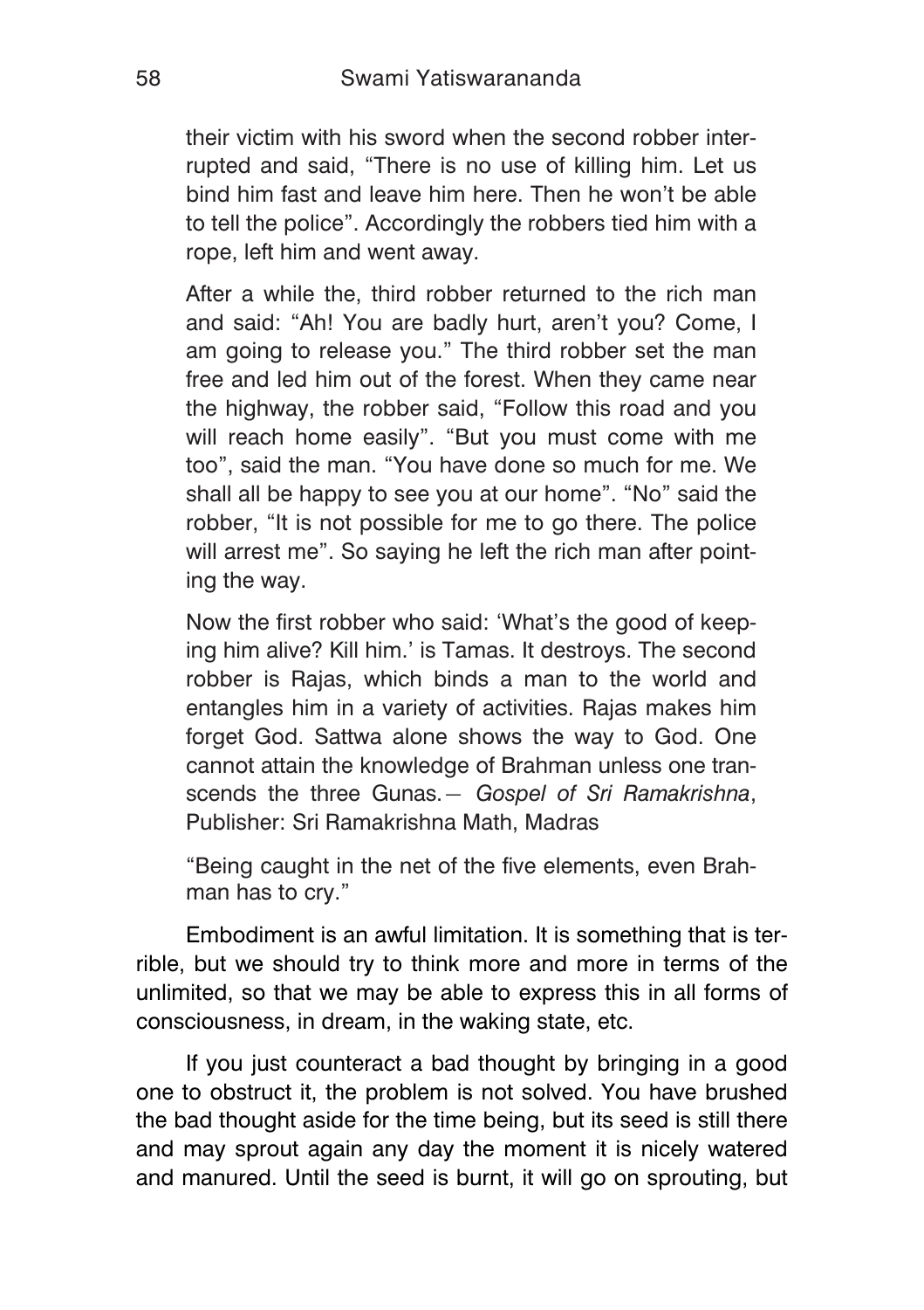their victim with his sword when the second robber interrupted and said, "There is no use of killing him. Let us bind him fast and leave him here. Then he won't be able to tell the police". Accordingly the robbers tied him with a rope, left him and went away.

After a while the, third robber returned to the rich man and said: "Ah! You are badly hurt, aren't you? Come, I am going to release you." The third robber set the man free and led him out of the forest. When they came near the highway, the robber said, "Follow this road and you will reach home easily". "But you must come with me too", said the man. "You have done so much for me. We shall all be happy to see you at our home". "No" said the robber, "It is not possible for me to go there. The police will arrest me". So saying he left the rich man after pointing the way.

Now the first robber who said: 'What's the good of keeping him alive? Kill him.' is Tamas. It destroys. The second robber is Rajas, which binds a man to the world and entangles him in a variety of activities. Rajas makes him forget God. Sattwa alone shows the way to God. One cannot attain the knowledge of Brahman unless one transcends the three Gunas.— *Gospel of Sri Ramakrishna*, Publisher: Sri Ramakrishna Math, Madras

"Being caught in the net of the five elements, even Brahman has to cry."

Embodiment is an awful limitation. It is something that is terrible, but we should try to think more and more in terms of the unlimited, so that we may be able to express this in all forms of consciousness, in dream, in the waking state, etc.

If you just counteract a bad thought by bringing in a good one to obstruct it, the problem is not solved. You have brushed the bad thought aside for the time being, but its seed is still there and may sprout again any day the moment it is nicely watered and manured. Until the seed is burnt, it will go on sprouting, but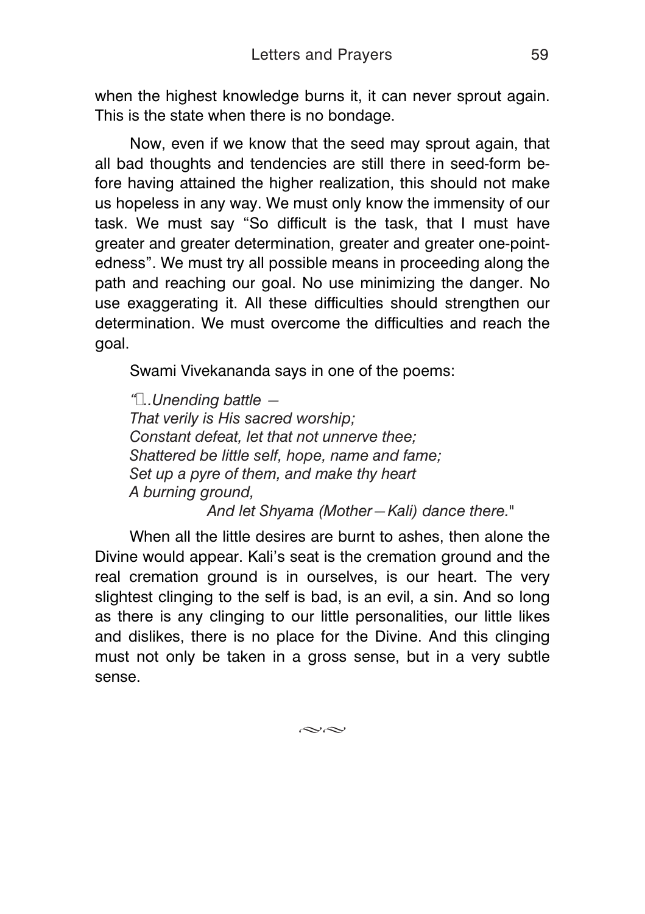when the highest knowledge burns it, it can never sprout again. This is the state when there is no bondage.

Now, even if we know that the seed may sprout again, that all bad thoughts and tendencies are still there in seed-form before having attained the higher realization, this should not make us hopeless in any way. We must only know the immensity of our task. We must say "So difficult is the task, that I must have greater and greater determination, greater and greater one-pointedness". We must try all possible means in proceeding along the path and reaching our goal. No use minimizing the danger. No use exaggerating it. All these difficulties should strengthen our determination. We must overcome the difficulties and reach the goal.

Swami Vivekananda says in one of the poems:

*"…..Unending battle —*
*That verily is His sacred worship;*
*Constant defeat, let that not unnerve thee;*
*Shattered be little self, hope, name and fame;*
*Set up a pyre of them, and make thy heart*
*A burning ground,*
*And let Shyama (Mother—Kali) dance there."*

When all the little desires are burnt to ashes, then alone the Divine would appear. Kali's seat is the cremation ground and the real cremation ground is in ourselves, is our heart. The very slightest clinging to the self is bad, is an evil, a sin. And so long as there is any clinging to our little personalities, our little likes and dislikes, there is no place for the Divine. And this clinging must not only be taken in a gross sense, but in a very subtle sense.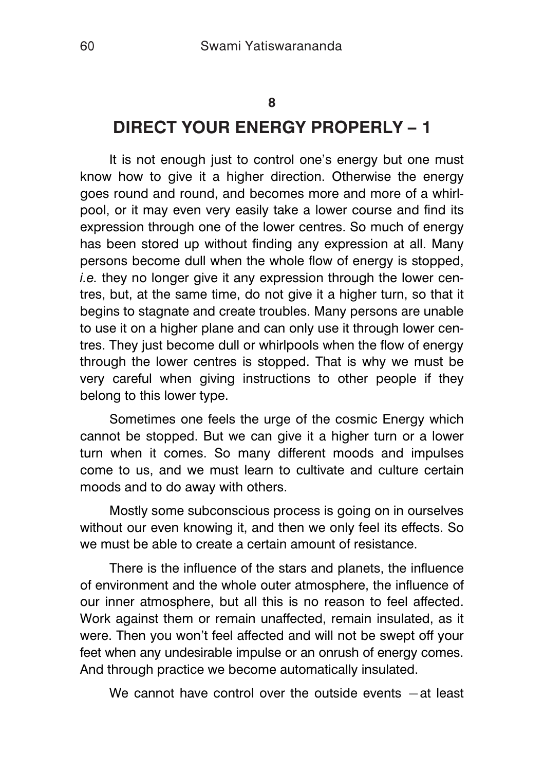## 8

## DIRECT YOUR ENERGY PROPERLY – 1

It is not enough just to control one's energy but one must know how to give it a higher direction. Otherwise the energy goes round and round, and becomes more and more of a whirlpool, or it may even very easily take a lower course and find its expression through one of the lower centres. So much of energy has been stored up without finding any expression at all. Many persons become dull when the whole flow of energy is stopped, *i.e.* they no longer give it any expression through the lower centres, but, at the same time, do not give it a higher turn, so that it begins to stagnate and create troubles. Many persons are unable to use it on a higher plane and can only use it through lower centres. They just become dull or whirlpools when the flow of energy through the lower centres is stopped. That is why we must be very careful when giving instructions to other people if they belong to this lower type.

Sometimes one feels the urge of the cosmic Energy which cannot be stopped. But we can give it a higher turn or a lower turn when it comes. So many different moods and impulses come to us, and we must learn to cultivate and culture certain moods and to do away with others.

Mostly some subconscious process is going on in ourselves without our even knowing it, and then we only feel its effects. So we must be able to create a certain amount of resistance.

There is the influence of the stars and planets, the influence of environment and the whole outer atmosphere, the influence of our inner atmosphere, but all this is no reason to feel affected. Work against them or remain unaffected, remain insulated, as it were. Then you won't feel affected and will not be swept off your feet when any undesirable impulse or an onrush of energy comes. And through practice we become automatically insulated.

We cannot have control over the outside events —at least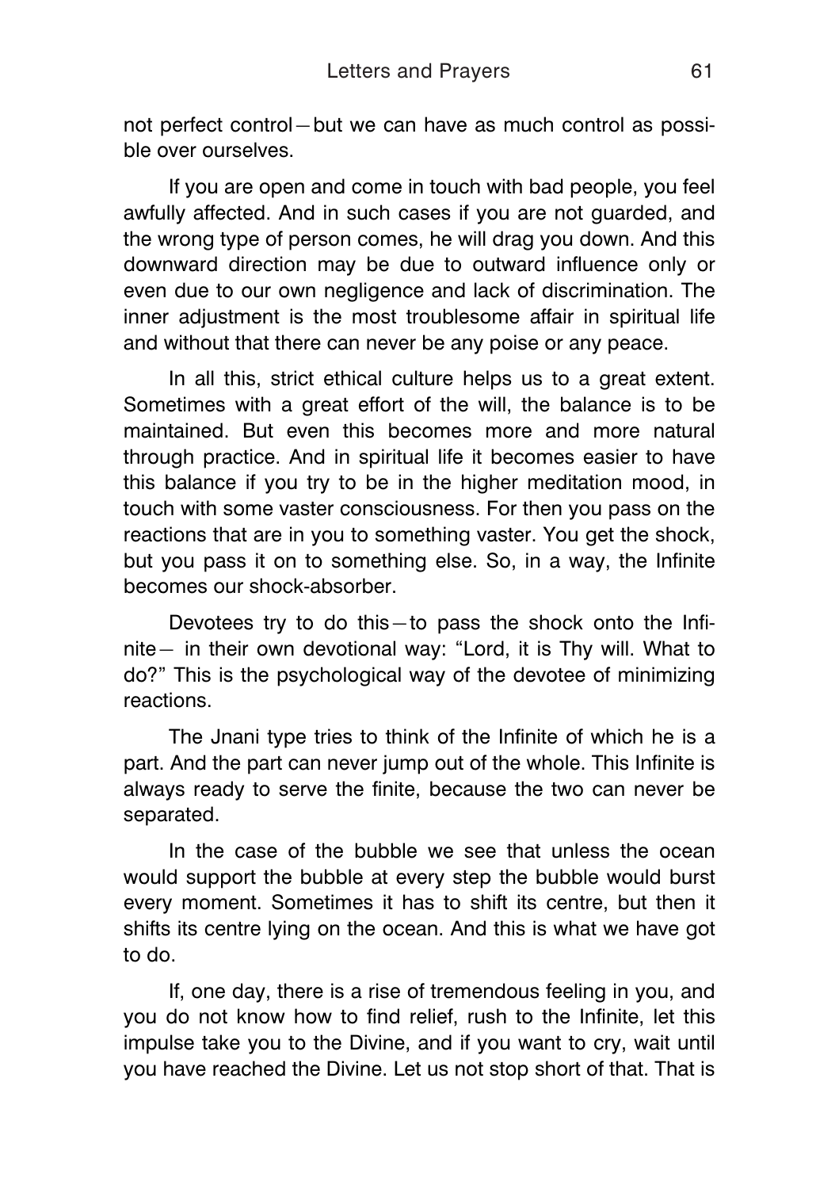not perfect control—but we can have as much control as possible over ourselves.

If you are open and come in touch with bad people, you feel awfully affected. And in such cases if you are not guarded, and the wrong type of person comes, he will drag you down. And this downward direction may be due to outward influence only or even due to our own negligence and lack of discrimination. The inner adjustment is the most troublesome affair in spiritual life and without that there can never be any poise or any peace.

In all this, strict ethical culture helps us to a great extent. Sometimes with a great effort of the will, the balance is to be maintained. But even this becomes more and more natural through practice. And in spiritual life it becomes easier to have this balance if you try to be in the higher meditation mood, in touch with some vaster consciousness. For then you pass on the reactions that are in you to something vaster. You get the shock, but you pass it on to something else. So, in a way, the Infinite becomes our shock-absorber.

Devotees try to do this—to pass the shock onto the Infinite— in their own devotional way: "Lord, it is Thy will. What to do?" This is the psychological way of the devotee of minimizing reactions.

The Jnani type tries to think of the Infinite of which he is a part. And the part can never jump out of the whole. This Infinite is always ready to serve the finite, because the two can never be separated.

In the case of the bubble we see that unless the ocean would support the bubble at every step the bubble would burst every moment. Sometimes it has to shift its centre, but then it shifts its centre lying on the ocean. And this is what we have got to do.

If, one day, there is a rise of tremendous feeling in you, and you do not know how to find relief, rush to the Infinite, let this impulse take you to the Divine, and if you want to cry, wait until you have reached the Divine. Let us not stop short of that. That is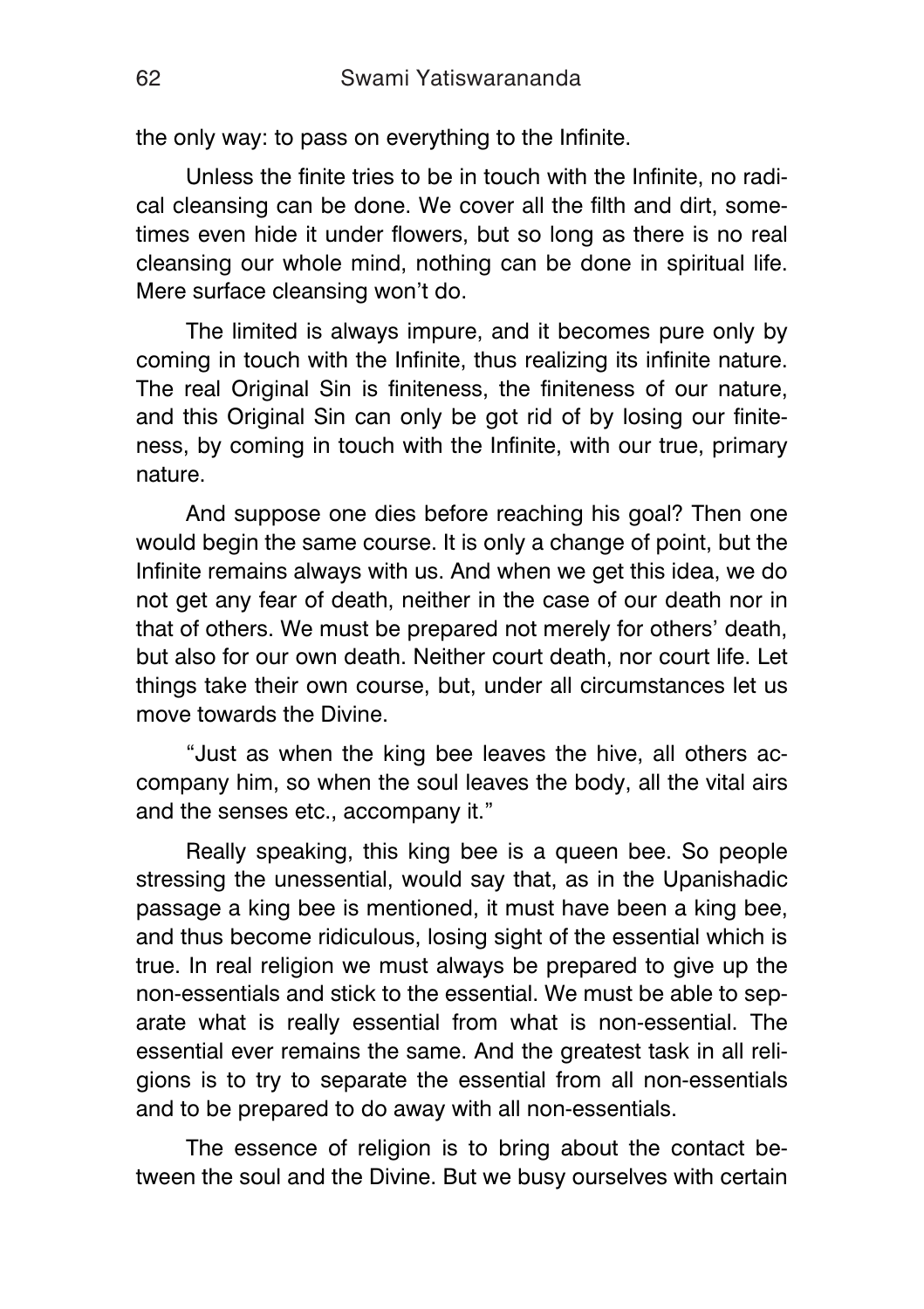the only way: to pass on everything to the Infinite.

Unless the finite tries to be in touch with the Infinite, no radical cleansing can be done. We cover all the filth and dirt, sometimes even hide it under flowers, but so long as there is no real cleansing our whole mind, nothing can be done in spiritual life. Mere surface cleansing won't do.

The limited is always impure, and it becomes pure only by coming in touch with the Infinite, thus realizing its infinite nature. The real Original Sin is finiteness, the finiteness of our nature, and this Original Sin can only be got rid of by losing our finiteness, by coming in touch with the Infinite, with our true, primary nature.

And suppose one dies before reaching his goal? Then one would begin the same course. It is only a change of point, but the Infinite remains always with us. And when we get this idea, we do not get any fear of death, neither in the case of our death nor in that of others. We must be prepared not merely for others' death, but also for our own death. Neither court death, nor court life. Let things take their own course, but, under all circumstances let us move towards the Divine.

"Just as when the king bee leaves the hive, all others accompany him, so when the soul leaves the body, all the vital airs and the senses etc., accompany it."

Really speaking, this king bee is a queen bee. So people stressing the unessential, would say that, as in the Upanishadic passage a king bee is mentioned, it must have been a king bee, and thus become ridiculous, losing sight of the essential which is true. In real religion we must always be prepared to give up the non-essentials and stick to the essential. We must be able to separate what is really essential from what is non-essential. The essential ever remains the same. And the greatest task in all religions is to try to separate the essential from all non-essentials and to be prepared to do away with all non-essentials.

The essence of religion is to bring about the contact between the soul and the Divine. But we busy ourselves with certain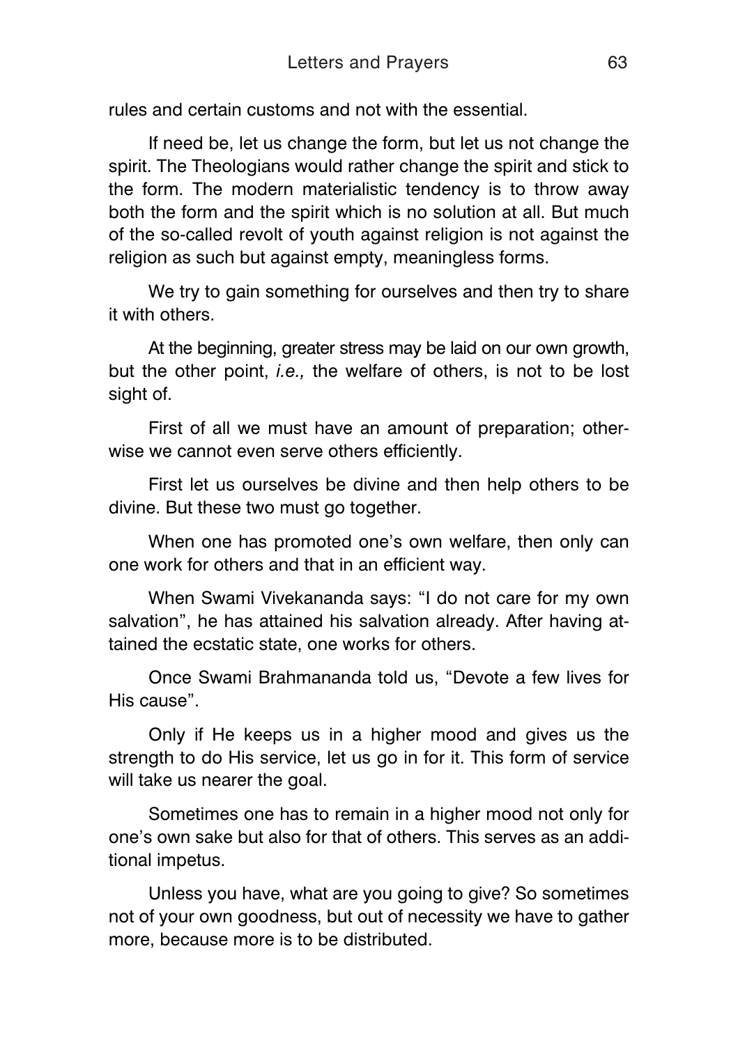rules and certain customs and not with the essential.

If need be, let us change the form, but let us not change the spirit. The Theologians would rather change the spirit and stick to the form. The modern materialistic tendency is to throw away both the form and the spirit which is no solution at all. But much of the so-called revolt of youth against religion is not against the religion as such but against empty, meaningless forms.

We try to gain something for ourselves and then try to share it with others.

At the beginning, greater stress may be laid on our own growth, but the other point, *i.e.,* the welfare of others, is not to be lost sight of.

First of all we must have an amount of preparation; otherwise we cannot even serve others efficiently.

First let us ourselves be divine and then help others to be divine. But these two must go together.

When one has promoted one's own welfare, then only can one work for others and that in an efficient way.

When Swami Vivekananda says: "I do not care for my own salvation", he has attained his salvation already. After having attained the ecstatic state, one works for others.

Once Swami Brahmananda told us, "Devote a few lives for His cause".

Only if He keeps us in a higher mood and gives us the strength to do His service, let us go in for it. This form of service will take us nearer the goal.

Sometimes one has to remain in a higher mood not only for one's own sake but also for that of others. This serves as an additional impetus.

Unless you have, what are you going to give? So sometimes not of your own goodness, but out of necessity we have to gather more, because more is to be distributed.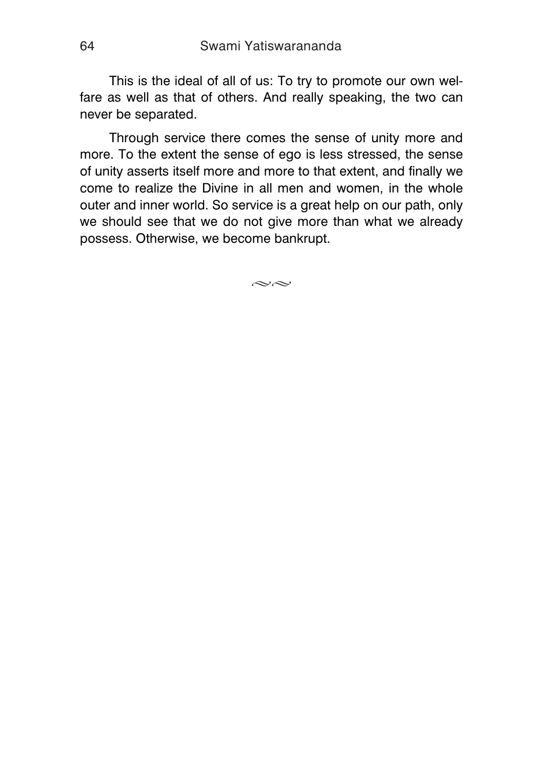This is the ideal of all of us: To try to promote our own welfare as well as that of others. And really speaking, the two can never be separated.

Through service there comes the sense of unity more and more. To the extent the sense of ego is less stressed, the sense of unity asserts itself more and more to that extent, and finally we come to realize the Divine in all men and women, in the whole outer and inner world. So service is a great help on our path, only we should see that we do not give more than what we already possess. Otherwise, we become bankrupt.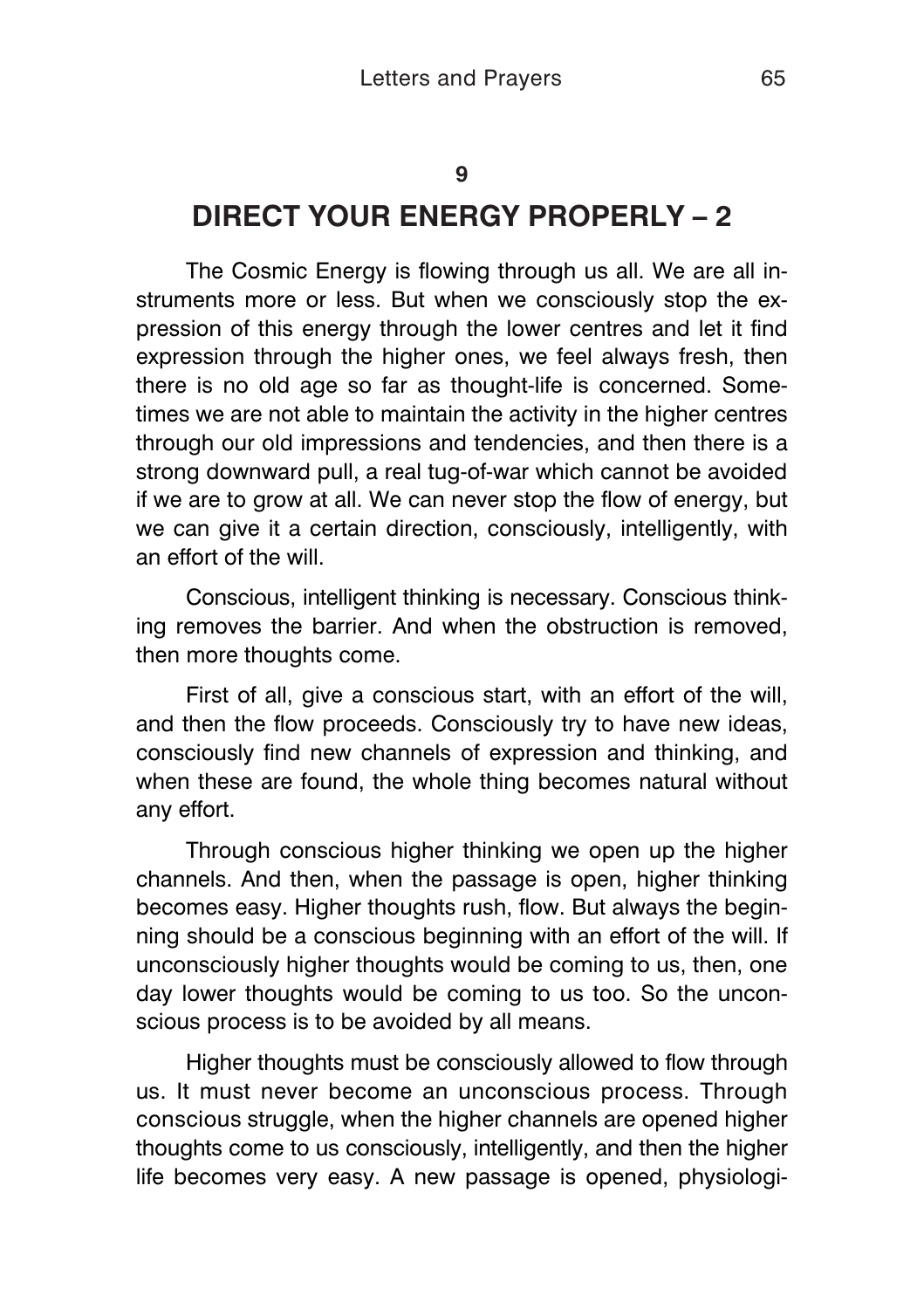**9**

## DIRECT YOUR ENERGY PROPERLY – 2

The Cosmic Energy is flowing through us all. We are all instruments more or less. But when we consciously stop the expression of this energy through the lower centres and let it find expression through the higher ones, we feel always fresh, then there is no old age so far as thought-life is concerned. Sometimes we are not able to maintain the activity in the higher centres through our old impressions and tendencies, and then there is a strong downward pull, a real tug-of-war which cannot be avoided if we are to grow at all. We can never stop the flow of energy, but we can give it a certain direction, consciously, intelligently, with an effort of the will.

Conscious, intelligent thinking is necessary. Conscious thinking removes the barrier. And when the obstruction is removed, then more thoughts come.

First of all, give a conscious start, with an effort of the will, and then the flow proceeds. Consciously try to have new ideas, consciously find new channels of expression and thinking, and when these are found, the whole thing becomes natural without any effort.

Through conscious higher thinking we open up the higher channels. And then, when the passage is open, higher thinking becomes easy. Higher thoughts rush, flow. But always the beginning should be a conscious beginning with an effort of the will. If unconsciously higher thoughts would be coming to us, then, one day lower thoughts would be coming to us too. So the unconscious process is to be avoided by all means.

Higher thoughts must be consciously allowed to flow through us. It must never become an unconscious process. Through conscious struggle, when the higher channels are opened higher thoughts come to us consciously, intelligently, and then the higher life becomes very easy. A new passage is opened, physiologi-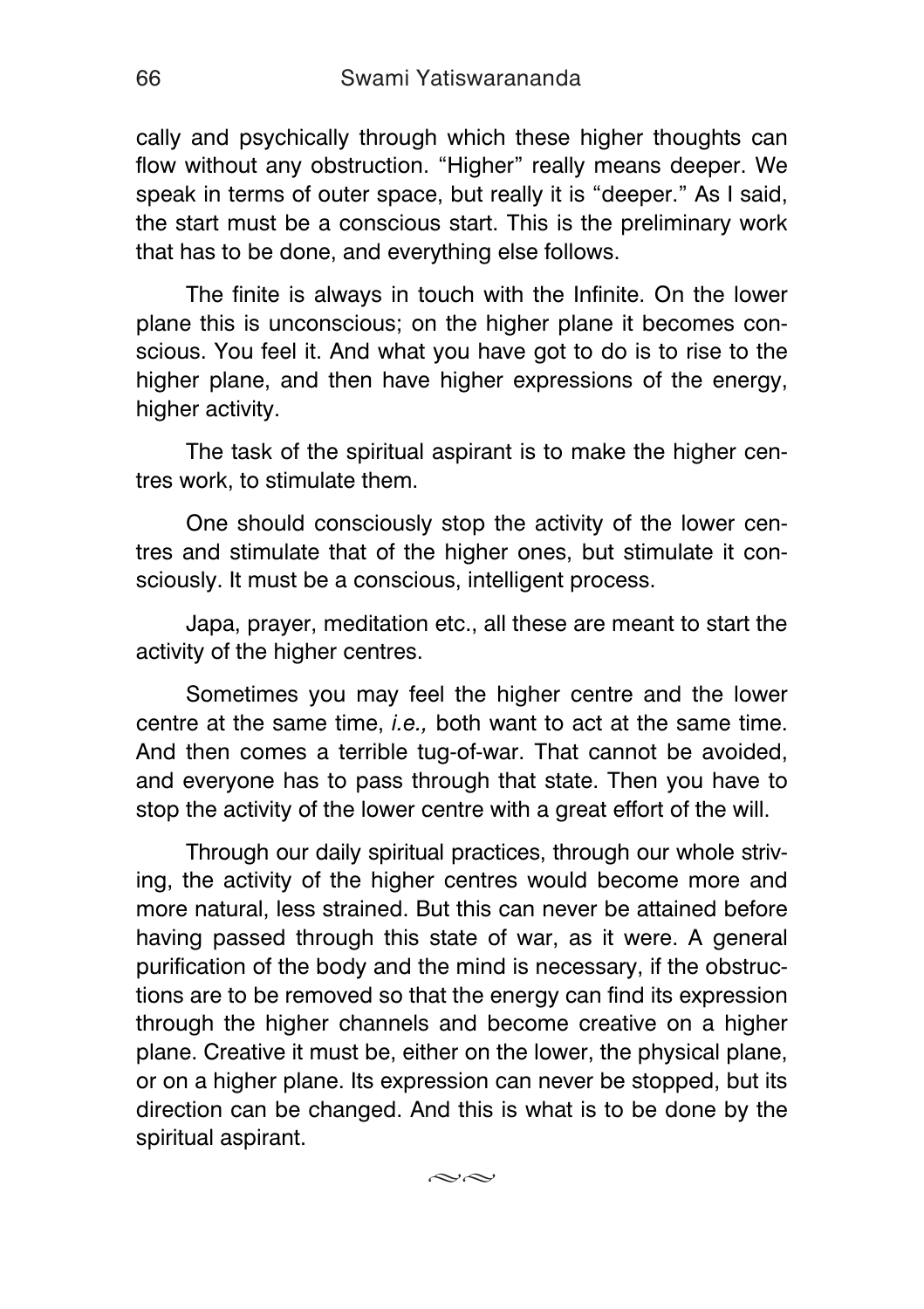cally and psychically through which these higher thoughts can flow without any obstruction. "Higher" really means deeper. We speak in terms of outer space, but really it is "deeper." As I said, the start must be a conscious start. This is the preliminary work that has to be done, and everything else follows.

The finite is always in touch with the Infinite. On the lower plane this is unconscious; on the higher plane it becomes conscious. You feel it. And what you have got to do is to rise to the higher plane, and then have higher expressions of the energy, higher activity.

The task of the spiritual aspirant is to make the higher centres work, to stimulate them.

One should consciously stop the activity of the lower centres and stimulate that of the higher ones, but stimulate it consciously. It must be a conscious, intelligent process.

Japa, prayer, meditation etc., all these are meant to start the activity of the higher centres.

Sometimes you may feel the higher centre and the lower centre at the same time, *i.e.,* both want to act at the same time. And then comes a terrible tug-of-war. That cannot be avoided, and everyone has to pass through that state. Then you have to stop the activity of the lower centre with a great effort of the will.

Through our daily spiritual practices, through our whole striving, the activity of the higher centres would become more and more natural, less strained. But this can never be attained before having passed through this state of war, as it were. A general purification of the body and the mind is necessary, if the obstructions are to be removed so that the energy can find its expression through the higher channels and become creative on a higher plane. Creative it must be, either on the lower, the physical plane, or on a higher plane. Its expression can never be stopped, but its direction can be changed. And this is what is to be done by the spiritual aspirant.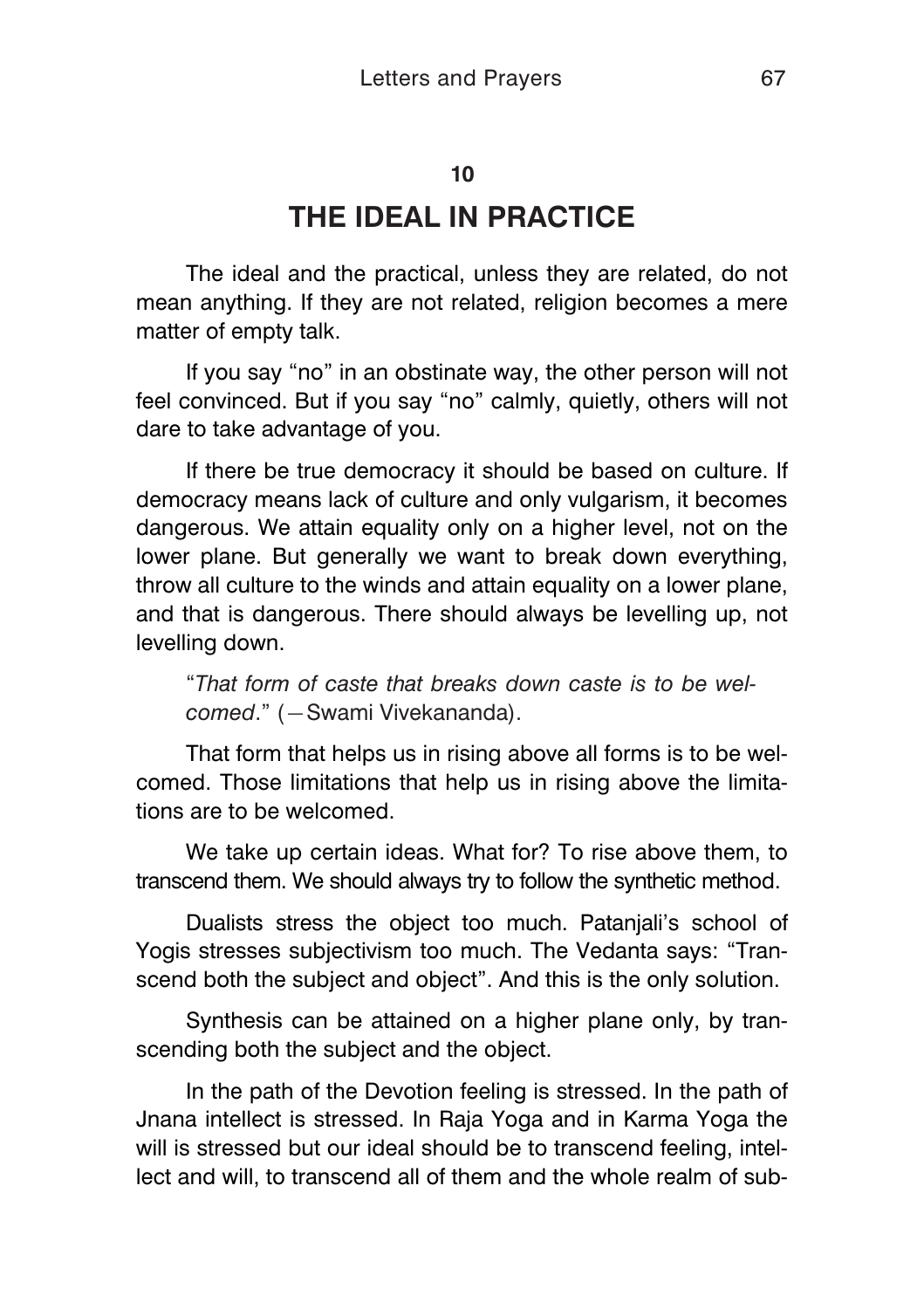## 10

# THE IDEAL IN PRACTICE

The ideal and the practical, unless they are related, do not mean anything. If they are not related, religion becomes a mere matter of empty talk.

If you say "no" in an obstinate way, the other person will not feel convinced. But if you say "no" calmly, quietly, others will not dare to take advantage of you.

If there be true democracy it should be based on culture. If democracy means lack of culture and only vulgarism, it becomes dangerous. We attain equality only on a higher level, not on the lower plane. But generally we want to break down everything, throw all culture to the winds and attain equality on a lower plane, and that is dangerous. There should always be levelling up, not levelling down.

> "*That form of caste that breaks down caste is to be welcomed*." (—Swami Vivekananda).

That form that helps us in rising above all forms is to be welcomed. Those limitations that help us in rising above the limitations are to be welcomed.

We take up certain ideas. What for? To rise above them, to transcend them. We should always try to follow the synthetic method.

Dualists stress the object too much. Patanjali's school of Yogis stresses subjectivism too much. The Vedanta says: "Transcend both the subject and object". And this is the only solution.

Synthesis can be attained on a higher plane only, by transcending both the subject and the object.

In the path of the Devotion feeling is stressed. In the path of Jnana intellect is stressed. In Raja Yoga and in Karma Yoga the will is stressed but our ideal should be to transcend feeling, intellect and will, to transcend all of them and the whole realm of sub-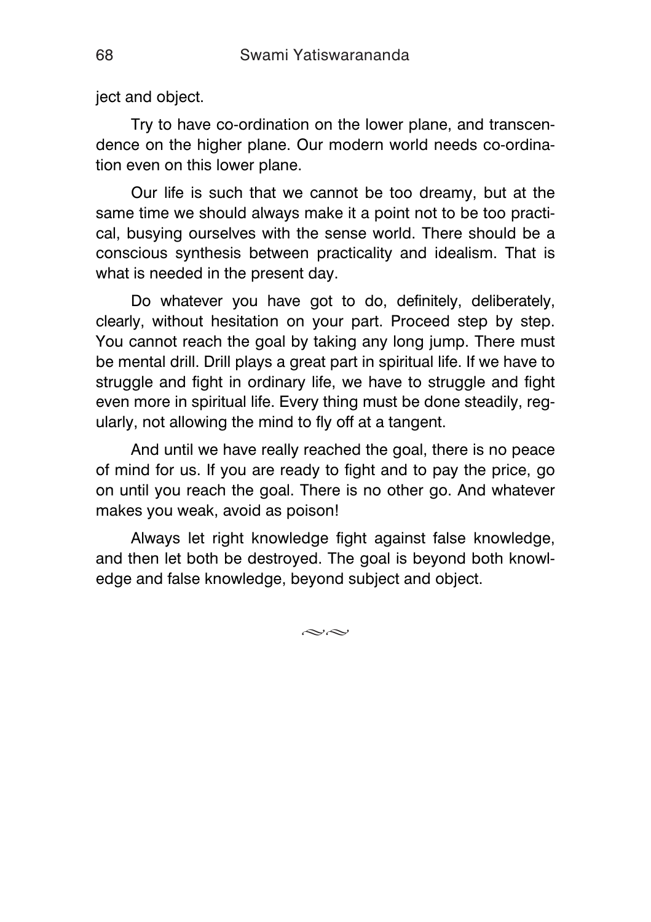ject and object.

Try to have co-ordination on the lower plane, and transcendence on the higher plane. Our modern world needs co-ordination even on this lower plane.

Our life is such that we cannot be too dreamy, but at the same time we should always make it a point not to be too practical, busying ourselves with the sense world. There should be a conscious synthesis between practicality and idealism. That is what is needed in the present day.

Do whatever you have got to do, definitely, deliberately, clearly, without hesitation on your part. Proceed step by step. You cannot reach the goal by taking any long jump. There must be mental drill. Drill plays a great part in spiritual life. If we have to struggle and fight in ordinary life, we have to struggle and fight even more in spiritual life. Every thing must be done steadily, regularly, not allowing the mind to fly off at a tangent.

And until we have really reached the goal, there is no peace of mind for us. If you are ready to fight and to pay the price, go on until you reach the goal. There is no other go. And whatever makes you weak, avoid as poison!

Always let right knowledge fight against false knowledge, and then let both be destroyed. The goal is beyond both knowledge and false knowledge, beyond subject and object.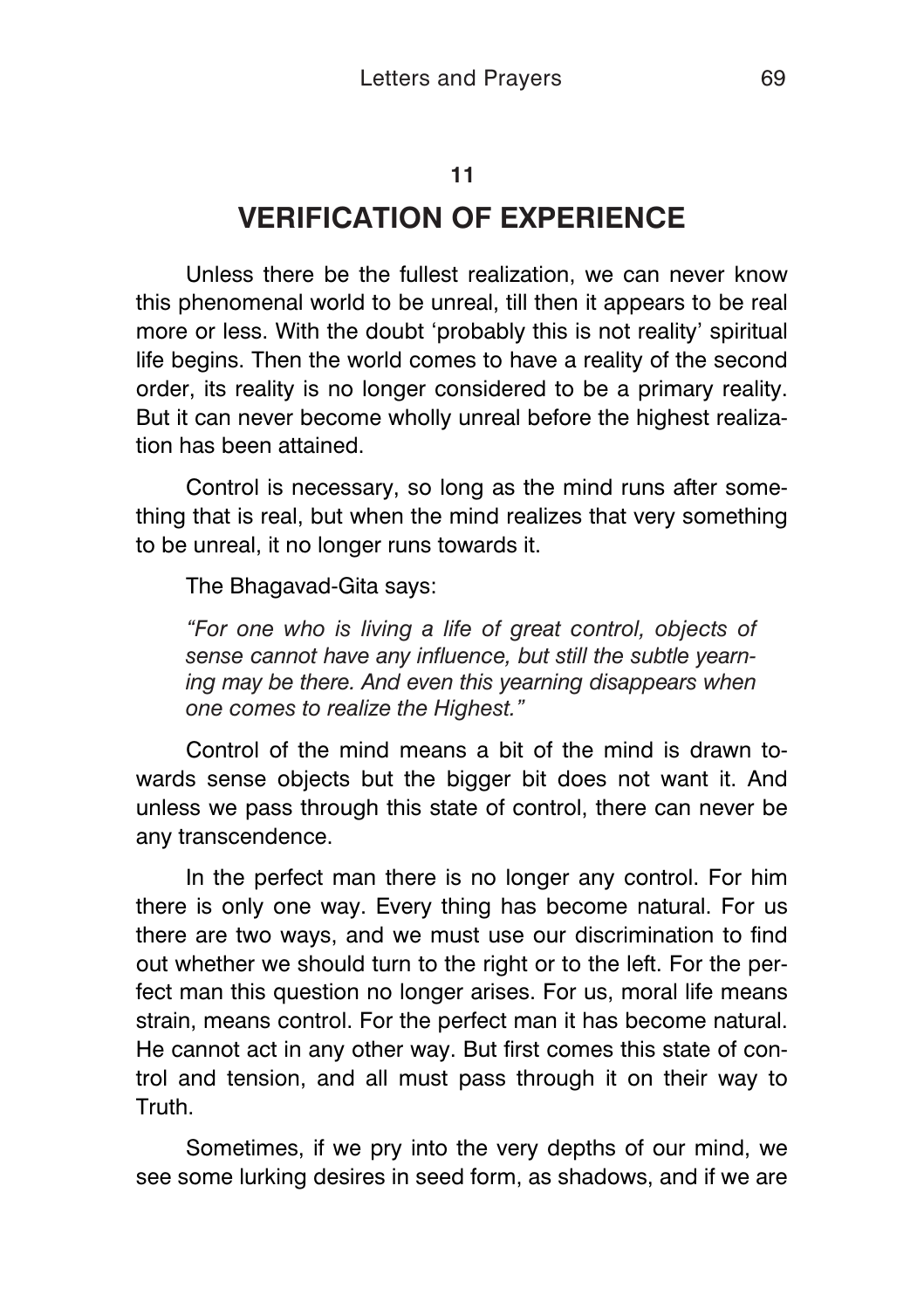## 11

# VERIFICATION OF EXPERIENCE

Unless there be the fullest realization, we can never know this phenomenal world to be unreal, till then it appears to be real more or less. With the doubt 'probably this is not reality' spiritual life begins. Then the world comes to have a reality of the second order, its reality is no longer considered to be a primary reality. But it can never become wholly unreal before the highest realization has been attained.

Control is necessary, so long as the mind runs after something that is real, but when the mind realizes that very something to be unreal, it no longer runs towards it.

The Bhagavad-Gita says:

> *"For one who is living a life of great control, objects of sense cannot have any influence, but still the subtle yearning may be there. And even this yearning disappears when one comes to realize the Highest."*

Control of the mind means a bit of the mind is drawn towards sense objects but the bigger bit does not want it. And unless we pass through this state of control, there can never be any transcendence.

In the perfect man there is no longer any control. For him there is only one way. Every thing has become natural. For us there are two ways, and we must use our discrimination to find out whether we should turn to the right or to the left. For the perfect man this question no longer arises. For us, moral life means strain, means control. For the perfect man it has become natural. He cannot act in any other way. But first comes this state of control and tension, and all must pass through it on their way to Truth.

Sometimes, if we pry into the very depths of our mind, we see some lurking desires in seed form, as shadows, and if we are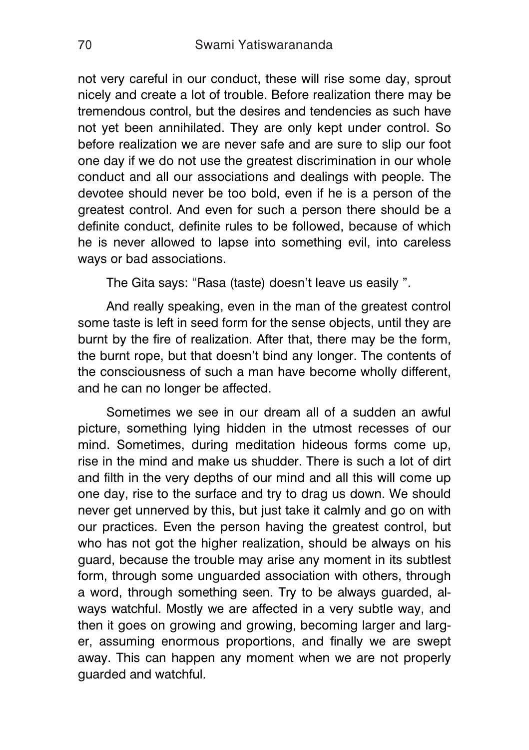not very careful in our conduct, these will rise some day, sprout nicely and create a lot of trouble. Before realization there may be tremendous control, but the desires and tendencies as such have not yet been annihilated. They are only kept under control. So before realization we are never safe and are sure to slip our foot one day if we do not use the greatest discrimination in our whole conduct and all our associations and dealings with people. The devotee should never be too bold, even if he is a person of the greatest control. And even for such a person there should be a definite conduct, definite rules to be followed, because of which he is never allowed to lapse into something evil, into careless ways or bad associations.

The Gita says: "Rasa (taste) doesn't leave us easily ".

And really speaking, even in the man of the greatest control some taste is left in seed form for the sense objects, until they are burnt by the fire of realization. After that, there may be the form, the burnt rope, but that doesn't bind any longer. The contents of the consciousness of such a man have become wholly different, and he can no longer be affected.

Sometimes we see in our dream all of a sudden an awful picture, something lying hidden in the utmost recesses of our mind. Sometimes, during meditation hideous forms come up, rise in the mind and make us shudder. There is such a lot of dirt and filth in the very depths of our mind and all this will come up one day, rise to the surface and try to drag us down. We should never get unnerved by this, but just take it calmly and go on with our practices. Even the person having the greatest control, but who has not got the higher realization, should be always on his guard, because the trouble may arise any moment in its subtlest form, through some unguarded association with others, through a word, through something seen. Try to be always guarded, always watchful. Mostly we are affected in a very subtle way, and then it goes on growing and growing, becoming larger and larger, assuming enormous proportions, and finally we are swept away. This can happen any moment when we are not properly guarded and watchful.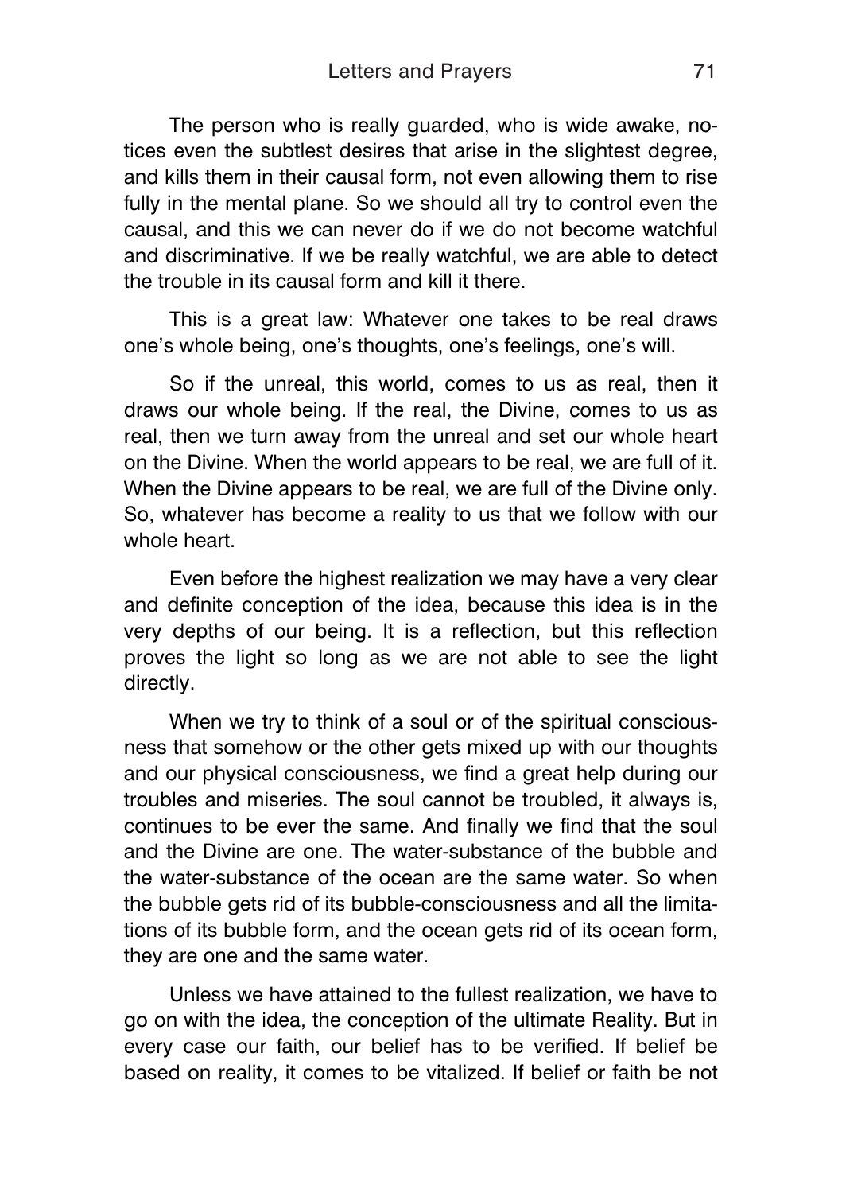The person who is really guarded, who is wide awake, notices even the subtlest desires that arise in the slightest degree, and kills them in their causal form, not even allowing them to rise fully in the mental plane. So we should all try to control even the causal, and this we can never do if we do not become watchful and discriminative. If we be really watchful, we are able to detect the trouble in its causal form and kill it there.

This is a great law: Whatever one takes to be real draws one's whole being, one's thoughts, one's feelings, one's will.

So if the unreal, this world, comes to us as real, then it draws our whole being. If the real, the Divine, comes to us as real, then we turn away from the unreal and set our whole heart on the Divine. When the world appears to be real, we are full of it. When the Divine appears to be real, we are full of the Divine only. So, whatever has become a reality to us that we follow with our whole heart.

Even before the highest realization we may have a very clear and definite conception of the idea, because this idea is in the very depths of our being. It is a reflection, but this reflection proves the light so long as we are not able to see the light directly.

When we try to think of a soul or of the spiritual consciousness that somehow or the other gets mixed up with our thoughts and our physical consciousness, we find a great help during our troubles and miseries. The soul cannot be troubled, it always is, continues to be ever the same. And finally we find that the soul and the Divine are one. The water-substance of the bubble and the water-substance of the ocean are the same water. So when the bubble gets rid of its bubble-consciousness and all the limitations of its bubble form, and the ocean gets rid of its ocean form, they are one and the same water.

Unless we have attained to the fullest realization, we have to go on with the idea, the conception of the ultimate Reality. But in every case our faith, our belief has to be verified. If belief be based on reality, it comes to be vitalized. If belief or faith be not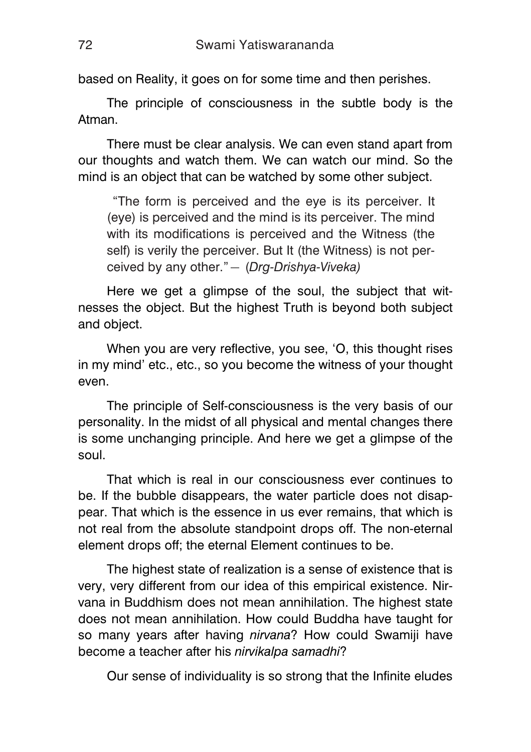based on Reality, it goes on for some time and then perishes.

The principle of consciousness in the subtle body is the Atman.

There must be clear analysis. We can even stand apart from our thoughts and watch them. We can watch our mind. So the mind is an object that can be watched by some other subject.

> "The form is perceived and the eye is its perceiver. It (eye) is perceived and the mind is its perceiver. The mind with its modifications is perceived and the Witness (the self) is verily the perceiver. But It (the Witness) is not perceived by any other." — (*Drg-Drishya-Viveka)*

Here we get a glimpse of the soul, the subject that witnesses the object. But the highest Truth is beyond both subject and object.

When you are very reflective, you see, 'O, this thought rises in my mind' etc., etc., so you become the witness of your thought even.

The principle of Self-consciousness is the very basis of our personality. In the midst of all physical and mental changes there is some unchanging principle. And here we get a glimpse of the soul.

That which is real in our consciousness ever continues to be. If the bubble disappears, the water particle does not disappear. That which is the essence in us ever remains, that which is not real from the absolute standpoint drops off. The non-eternal element drops off; the eternal Element continues to be.

The highest state of realization is a sense of existence that is very, very different from our idea of this empirical existence. Nirvana in Buddhism does not mean annihilation. The highest state does not mean annihilation. How could Buddha have taught for so many years after having *nirvana*? How could Swamiji have become a teacher after his *nirvikalpa samadhi*?

Our sense of individuality is so strong that the Infinite eludes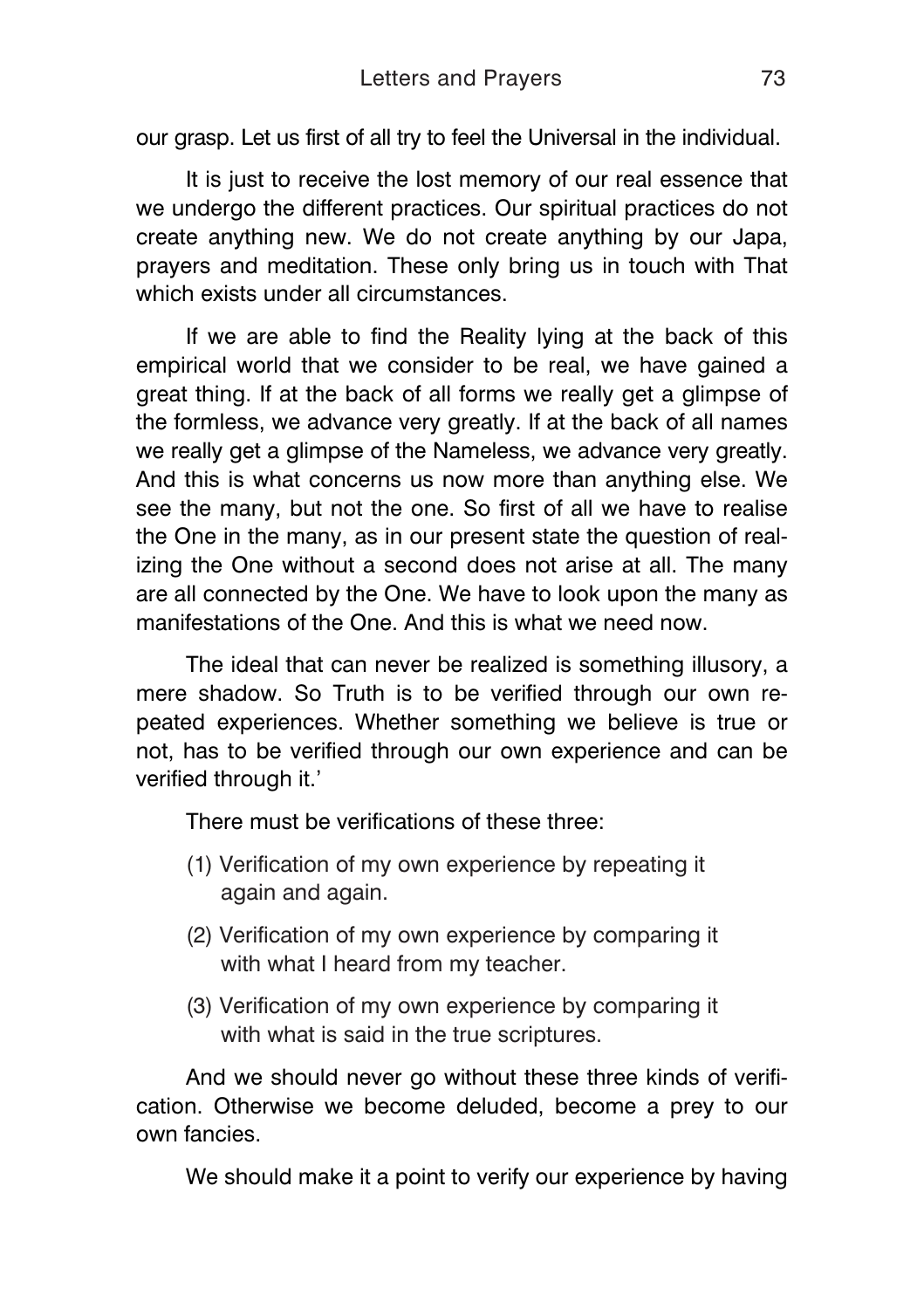our grasp. Let us first of all try to feel the Universal in the individual.

It is just to receive the lost memory of our real essence that we undergo the different practices. Our spiritual practices do not create anything new. We do not create anything by our Japa, prayers and meditation. These only bring us in touch with That which exists under all circumstances.

If we are able to find the Reality lying at the back of this empirical world that we consider to be real, we have gained a great thing. If at the back of all forms we really get a glimpse of the formless, we advance very greatly. If at the back of all names we really get a glimpse of the Nameless, we advance very greatly. And this is what concerns us now more than anything else. We see the many, but not the one. So first of all we have to realise the One in the many, as in our present state the question of realizing the One without a second does not arise at all. The many are all connected by the One. We have to look upon the many as manifestations of the One. And this is what we need now.

The ideal that can never be realized is something illusory, a mere shadow. So Truth is to be verified through our own repeated experiences. Whether something we believe is true or not, has to be verified through our own experience and can be verified through it.'

There must be verifications of these three:

(1) Verification of my own experience by repeating it again and again.

(2) Verification of my own experience by comparing it with what I heard from my teacher.

(3) Verification of my own experience by comparing it with what is said in the true scriptures.

And we should never go without these three kinds of verification. Otherwise we become deluded, become a prey to our own fancies.

We should make it a point to verify our experience by having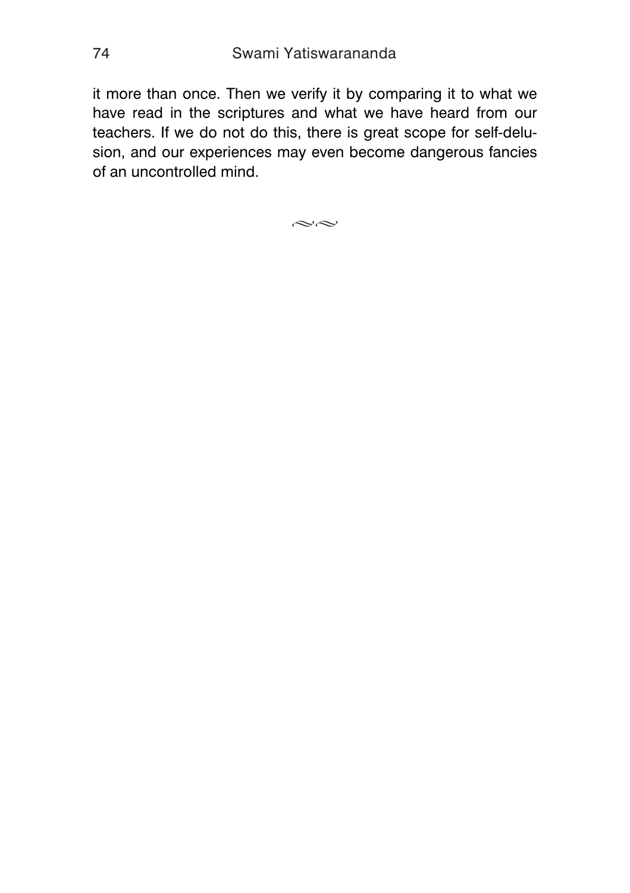it more than once. Then we verify it by comparing it to what we have read in the scriptures and what we have heard from our teachers. If we do not do this, there is great scope for self-delusion, and our experiences may even become dangerous fancies of an uncontrolled mind.

≈≈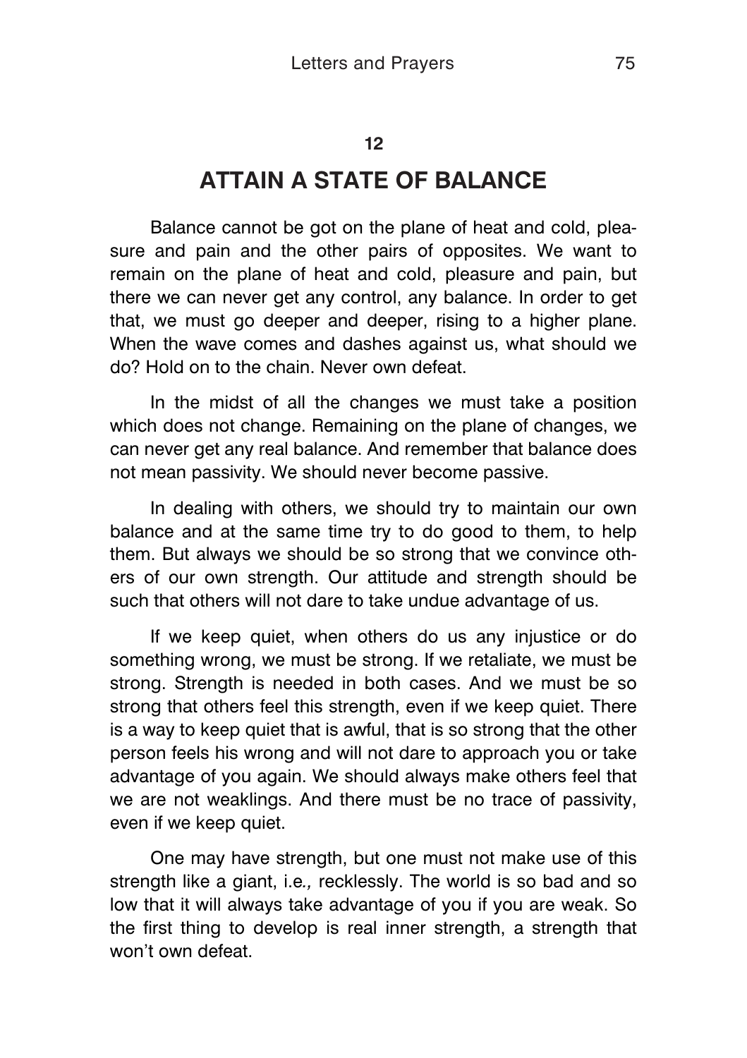**12**

## ATTAIN A STATE OF BALANCE

Balance cannot be got on the plane of heat and cold, pleasure and pain and the other pairs of opposites. We want to remain on the plane of heat and cold, pleasure and pain, but there we can never get any control, any balance. In order to get that, we must go deeper and deeper, rising to a higher plane. When the wave comes and dashes against us, what should we do? Hold on to the chain. Never own defeat.

In the midst of all the changes we must take a position which does not change. Remaining on the plane of changes, we can never get any real balance. And remember that balance does not mean passivity. We should never become passive.

In dealing with others, we should try to maintain our own balance and at the same time try to do good to them, to help them. But always we should be so strong that we convince others of our own strength. Our attitude and strength should be such that others will not dare to take undue advantage of us.

If we keep quiet, when others do us any injustice or do something wrong, we must be strong. If we retaliate, we must be strong. Strength is needed in both cases. And we must be so strong that others feel this strength, even if we keep quiet. There is a way to keep quiet that is awful, that is so strong that the other person feels his wrong and will not dare to approach you or take advantage of you again. We should always make others feel that we are not weaklings. And there must be no trace of passivity, even if we keep quiet.

One may have strength, but one must not make use of this strength like a giant, *i.e.,* recklessly. The world is so bad and so low that it will always take advantage of you if you are weak. So the first thing to develop is real inner strength, a strength that won't own defeat.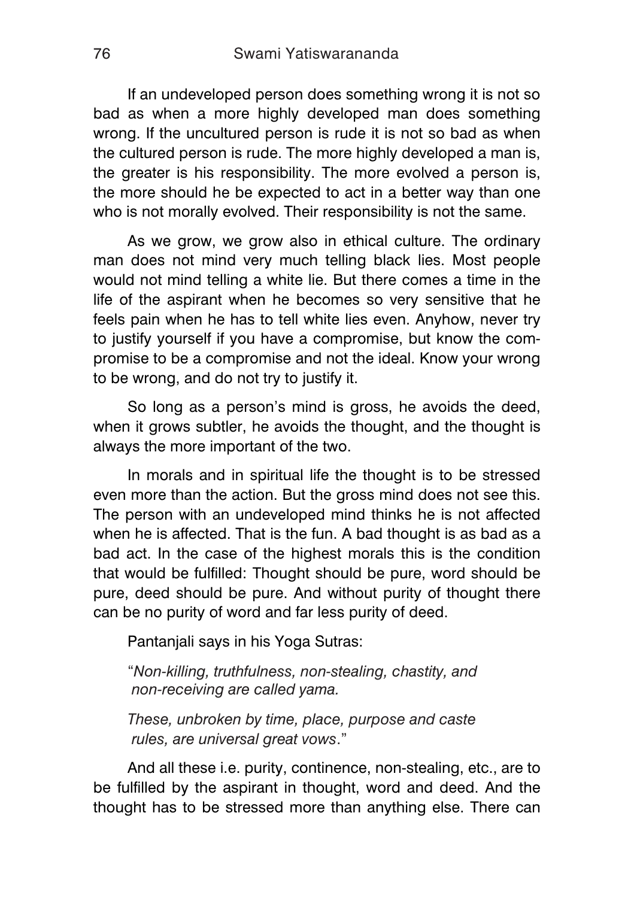If an undeveloped person does something wrong it is not so bad as when a more highly developed man does something wrong. If the uncultured person is rude it is not so bad as when the cultured person is rude. The more highly developed a man is, the greater is his responsibility. The more evolved a person is, the more should he be expected to act in a better way than one who is not morally evolved. Their responsibility is not the same.

As we grow, we grow also in ethical culture. The ordinary man does not mind very much telling black lies. Most people would not mind telling a white lie. But there comes a time in the life of the aspirant when he becomes so very sensitive that he feels pain when he has to tell white lies even. Anyhow, never try to justify yourself if you have a compromise, but know the compromise to be a compromise and not the ideal. Know your wrong to be wrong, and do not try to justify it.

So long as a person's mind is gross, he avoids the deed, when it grows subtler, he avoids the thought, and the thought is always the more important of the two.

In morals and in spiritual life the thought is to be stressed even more than the action. But the gross mind does not see this. The person with an undeveloped mind thinks he is not affected when he is affected. That is the fun. A bad thought is as bad as a bad act. In the case of the highest morals this is the condition that would be fulfilled: Thought should be pure, word should be pure, deed should be pure. And without purity of thought there can be no purity of word and far less purity of deed.

Pantanjali says in his Yoga Sutras:

> "*Non-killing, truthfulness, non-stealing, chastity, and non-receiving are called yama.*
>
> *These, unbroken by time, place, purpose and caste rules, are universal great vows*."

And all these i.e. purity, continence, non-stealing, etc., are to be fulfilled by the aspirant in thought, word and deed. And the thought has to be stressed more than anything else. There can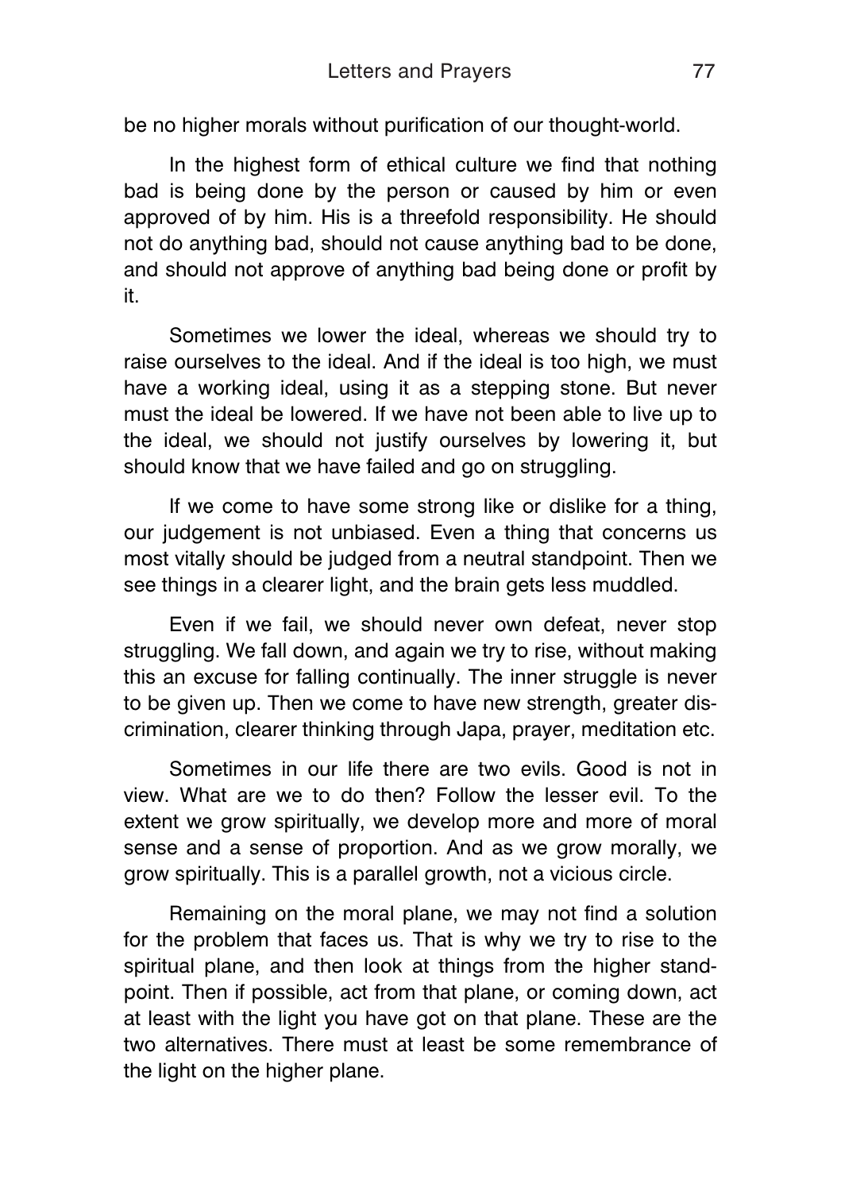be no higher morals without purification of our thought-world.

In the highest form of ethical culture we find that nothing bad is being done by the person or caused by him or even approved of by him. His is a threefold responsibility. He should not do anything bad, should not cause anything bad to be done, and should not approve of anything bad being done or profit by it.

Sometimes we lower the ideal, whereas we should try to raise ourselves to the ideal. And if the ideal is too high, we must have a working ideal, using it as a stepping stone. But never must the ideal be lowered. If we have not been able to live up to the ideal, we should not justify ourselves by lowering it, but should know that we have failed and go on struggling.

If we come to have some strong like or dislike for a thing, our judgement is not unbiased. Even a thing that concerns us most vitally should be judged from a neutral standpoint. Then we see things in a clearer light, and the brain gets less muddled.

Even if we fail, we should never own defeat, never stop struggling. We fall down, and again we try to rise, without making this an excuse for falling continually. The inner struggle is never to be given up. Then we come to have new strength, greater discrimination, clearer thinking through Japa, prayer, meditation etc.

Sometimes in our life there are two evils. Good is not in view. What are we to do then? Follow the lesser evil. To the extent we grow spiritually, we develop more and more of moral sense and a sense of proportion. And as we grow morally, we grow spiritually. This is a parallel growth, not a vicious circle.

Remaining on the moral plane, we may not find a solution for the problem that faces us. That is why we try to rise to the spiritual plane, and then look at things from the higher standpoint. Then if possible, act from that plane, or coming down, act at least with the light you have got on that plane. These are the two alternatives. There must at least be some remembrance of the light on the higher plane.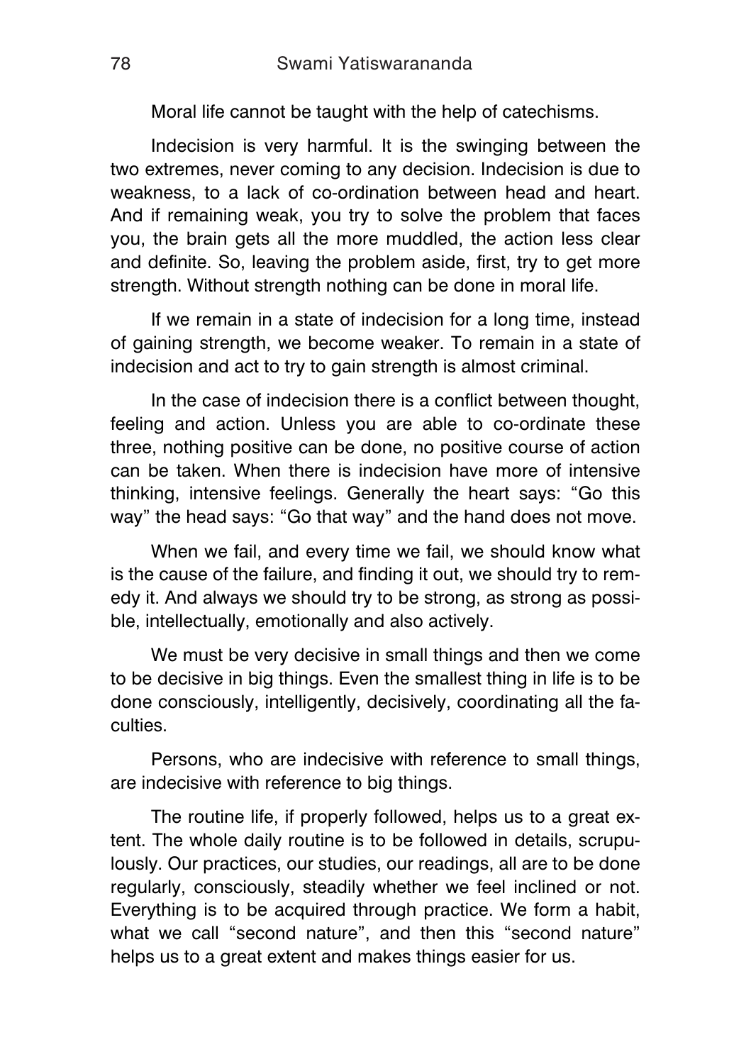Moral life cannot be taught with the help of catechisms.

Indecision is very harmful. It is the swinging between the two extremes, never coming to any decision. Indecision is due to weakness, to a lack of co-ordination between head and heart. And if remaining weak, you try to solve the problem that faces you, the brain gets all the more muddled, the action less clear and definite. So, leaving the problem aside, first, try to get more strength. Without strength nothing can be done in moral life.

If we remain in a state of indecision for a long time, instead of gaining strength, we become weaker. To remain in a state of indecision and act to try to gain strength is almost criminal.

In the case of indecision there is a conflict between thought, feeling and action. Unless you are able to co-ordinate these three, nothing positive can be done, no positive course of action can be taken. When there is indecision have more of intensive thinking, intensive feelings. Generally the heart says: "Go this way" the head says: "Go that way" and the hand does not move.

When we fail, and every time we fail, we should know what is the cause of the failure, and finding it out, we should try to remedy it. And always we should try to be strong, as strong as possible, intellectually, emotionally and also actively.

We must be very decisive in small things and then we come to be decisive in big things. Even the smallest thing in life is to be done consciously, intelligently, decisively, coordinating all the faculties.

Persons, who are indecisive with reference to small things, are indecisive with reference to big things.

The routine life, if properly followed, helps us to a great extent. The whole daily routine is to be followed in details, scrupulously. Our practices, our studies, our readings, all are to be done regularly, consciously, steadily whether we feel inclined or not. Everything is to be acquired through practice. We form a habit, what we call "second nature", and then this "second nature" helps us to a great extent and makes things easier for us.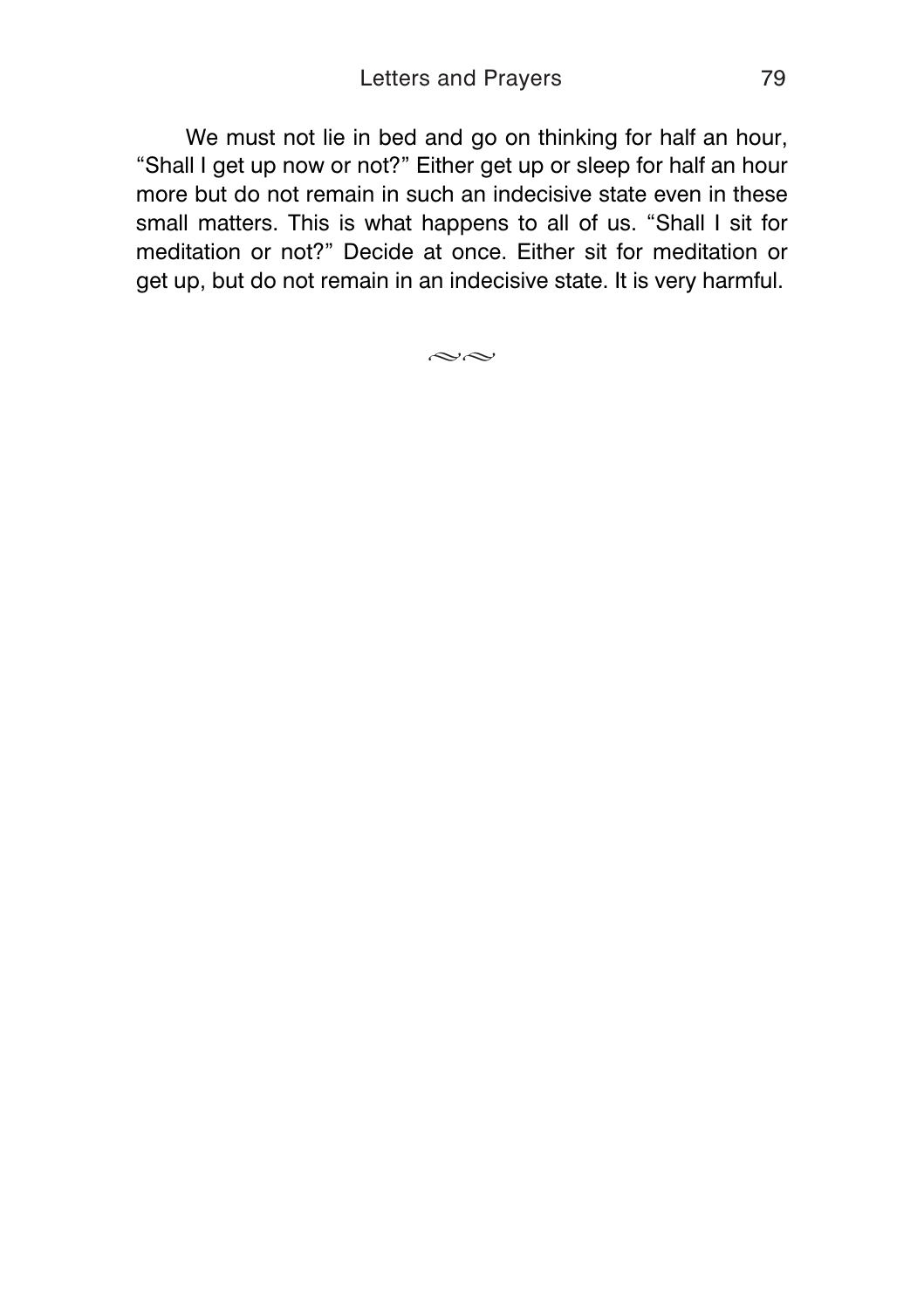We must not lie in bed and go on thinking for half an hour, "Shall I get up now or not?" Either get up or sleep for half an hour more but do not remain in such an indecisive state even in these small matters. This is what happens to all of us. "Shall I sit for meditation or not?" Decide at once. Either sit for meditation or get up, but do not remain in an indecisive state. It is very harmful.

≈≈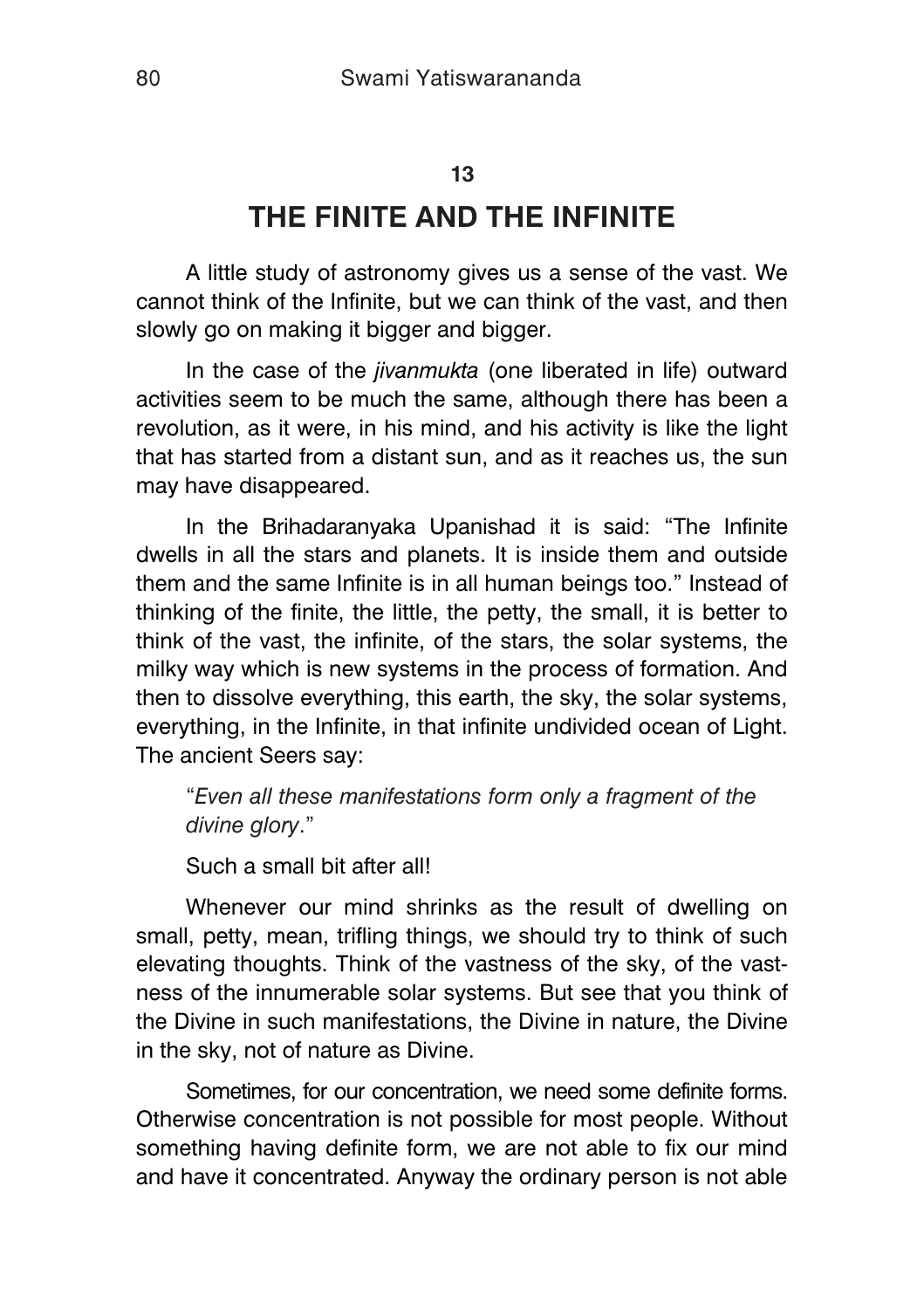## 13

# THE FINITE AND THE INFINITE

A little study of astronomy gives us a sense of the vast. We cannot think of the Infinite, but we can think of the vast, and then slowly go on making it bigger and bigger.

In the case of the *jivanmukta* (one liberated in life) outward activities seem to be much the same, although there has been a revolution, as it were, in his mind, and his activity is like the light that has started from a distant sun, and as it reaches us, the sun may have disappeared.

In the Brihadaranyaka Upanishad it is said: "The Infinite dwells in all the stars and planets. It is inside them and outside them and the same Infinite is in all human beings too." Instead of thinking of the finite, the little, the petty, the small, it is better to think of the vast, the infinite, of the stars, the solar systems, the milky way which is new systems in the process of formation. And then to dissolve everything, this earth, the sky, the solar systems, everything, in the Infinite, in that infinite undivided ocean of Light. The ancient Seers say:

> "*Even all these manifestations form only a fragment of the divine glory*."
>
> Such a small bit after all!

Whenever our mind shrinks as the result of dwelling on small, petty, mean, trifling things, we should try to think of such elevating thoughts. Think of the vastness of the sky, of the vastness of the innumerable solar systems. But see that you think of the Divine in such manifestations, the Divine in nature, the Divine in the sky, not of nature as Divine.

Sometimes, for our concentration, we need some definite forms. Otherwise concentration is not possible for most people. Without something having definite form, we are not able to fix our mind and have it concentrated. Anyway the ordinary person is not able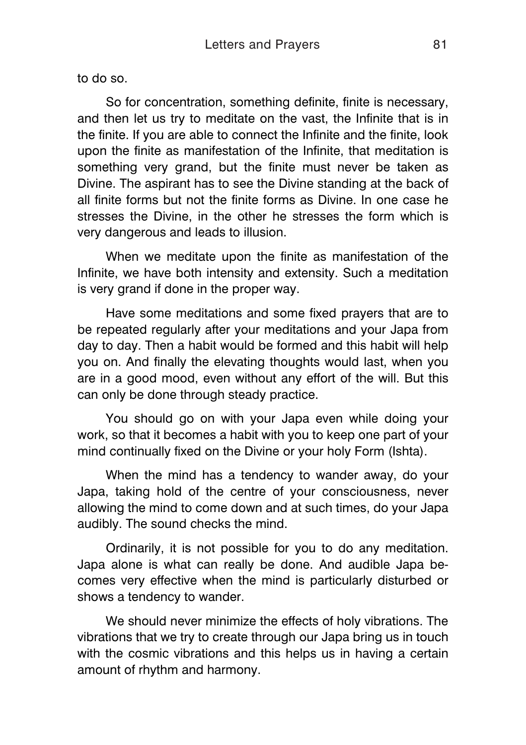to do so.

So for concentration, something definite, finite is necessary, and then let us try to meditate on the vast, the Infinite that is in the finite. If you are able to connect the Infinite and the finite, look upon the finite as manifestation of the Infinite, that meditation is something very grand, but the finite must never be taken as Divine. The aspirant has to see the Divine standing at the back of all finite forms but not the finite forms as Divine. In one case he stresses the Divine, in the other he stresses the form which is very dangerous and leads to illusion.

When we meditate upon the finite as manifestation of the Infinite, we have both intensity and extensity. Such a meditation is very grand if done in the proper way.

Have some meditations and some fixed prayers that are to be repeated regularly after your meditations and your Japa from day to day. Then a habit would be formed and this habit will help you on. And finally the elevating thoughts would last, when you are in a good mood, even without any effort of the will. But this can only be done through steady practice.

You should go on with your Japa even while doing your work, so that it becomes a habit with you to keep one part of your mind continually fixed on the Divine or your holy Form (Ishta).

When the mind has a tendency to wander away, do your Japa, taking hold of the centre of your consciousness, never allowing the mind to come down and at such times, do your Japa audibly. The sound checks the mind.

Ordinarily, it is not possible for you to do any meditation. Japa alone is what can really be done. And audible Japa becomes very effective when the mind is particularly disturbed or shows a tendency to wander.

We should never minimize the effects of holy vibrations. The vibrations that we try to create through our Japa bring us in touch with the cosmic vibrations and this helps us in having a certain amount of rhythm and harmony.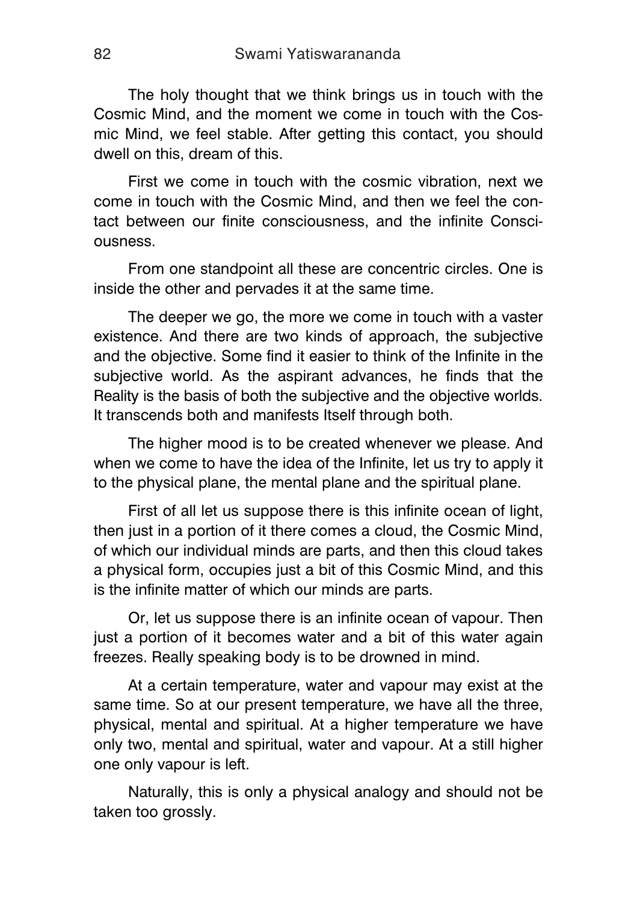The holy thought that we think brings us in touch with the Cosmic Mind, and the moment we come in touch with the Cosmic Mind, we feel stable. After getting this contact, you should dwell on this, dream of this.

First we come in touch with the cosmic vibration, next we come in touch with the Cosmic Mind, and then we feel the contact between our finite consciousness, and the infinite Consciousness.

From one standpoint all these are concentric circles. One is inside the other and pervades it at the same time.

The deeper we go, the more we come in touch with a vaster existence. And there are two kinds of approach, the subjective and the objective. Some find it easier to think of the Infinite in the subjective world. As the aspirant advances, he finds that the Reality is the basis of both the subjective and the objective worlds. It transcends both and manifests Itself through both.

The higher mood is to be created whenever we please. And when we come to have the idea of the Infinite, let us try to apply it to the physical plane, the mental plane and the spiritual plane.

First of all let us suppose there is this infinite ocean of light, then just in a portion of it there comes a cloud, the Cosmic Mind, of which our individual minds are parts, and then this cloud takes a physical form, occupies just a bit of this Cosmic Mind, and this is the infinite matter of which our minds are parts.

Or, let us suppose there is an infinite ocean of vapour. Then just a portion of it becomes water and a bit of this water again freezes. Really speaking body is to be drowned in mind.

At a certain temperature, water and vapour may exist at the same time. So at our present temperature, we have all the three, physical, mental and spiritual. At a higher temperature we have only two, mental and spiritual, water and vapour. At a still higher one only vapour is left.

Naturally, this is only a physical analogy and should not be taken too grossly.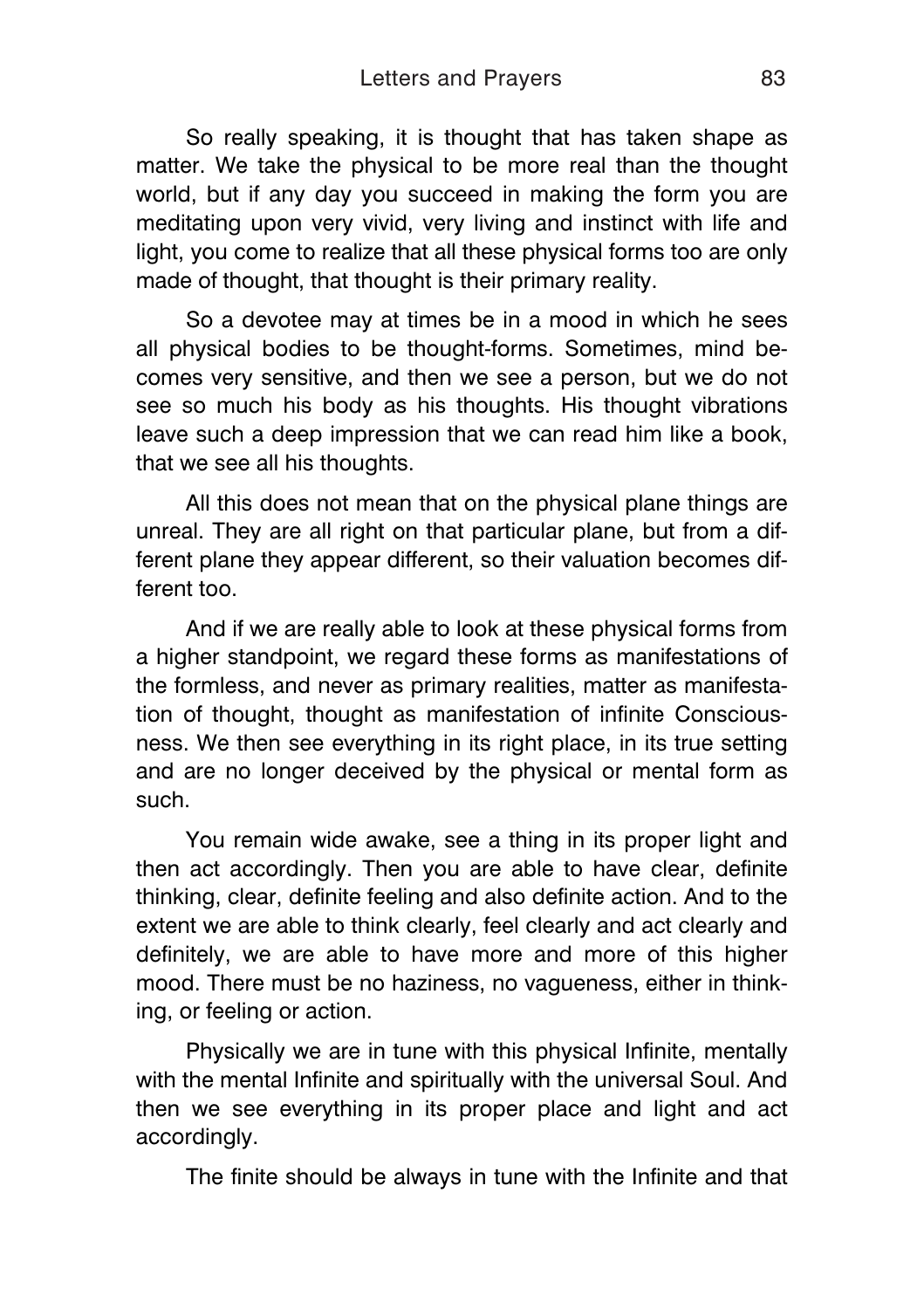So really speaking, it is thought that has taken shape as matter. We take the physical to be more real than the thought world, but if any day you succeed in making the form you are meditating upon very vivid, very living and instinct with life and light, you come to realize that all these physical forms too are only made of thought, that thought is their primary reality.

So a devotee may at times be in a mood in which he sees all physical bodies to be thought-forms. Sometimes, mind becomes very sensitive, and then we see a person, but we do not see so much his body as his thoughts. His thought vibrations leave such a deep impression that we can read him like a book, that we see all his thoughts.

All this does not mean that on the physical plane things are unreal. They are all right on that particular plane, but from a different plane they appear different, so their valuation becomes different too.

And if we are really able to look at these physical forms from a higher standpoint, we regard these forms as manifestations of the formless, and never as primary realities, matter as manifestation of thought, thought as manifestation of infinite Consciousness. We then see everything in its right place, in its true setting and are no longer deceived by the physical or mental form as such.

You remain wide awake, see a thing in its proper light and then act accordingly. Then you are able to have clear, definite thinking, clear, definite feeling and also definite action. And to the extent we are able to think clearly, feel clearly and act clearly and definitely, we are able to have more and more of this higher mood. There must be no haziness, no vagueness, either in thinking, or feeling or action.

Physically we are in tune with this physical Infinite, mentally with the mental Infinite and spiritually with the universal Soul. And then we see everything in its proper place and light and act accordingly.

The finite should be always in tune with the Infinite and that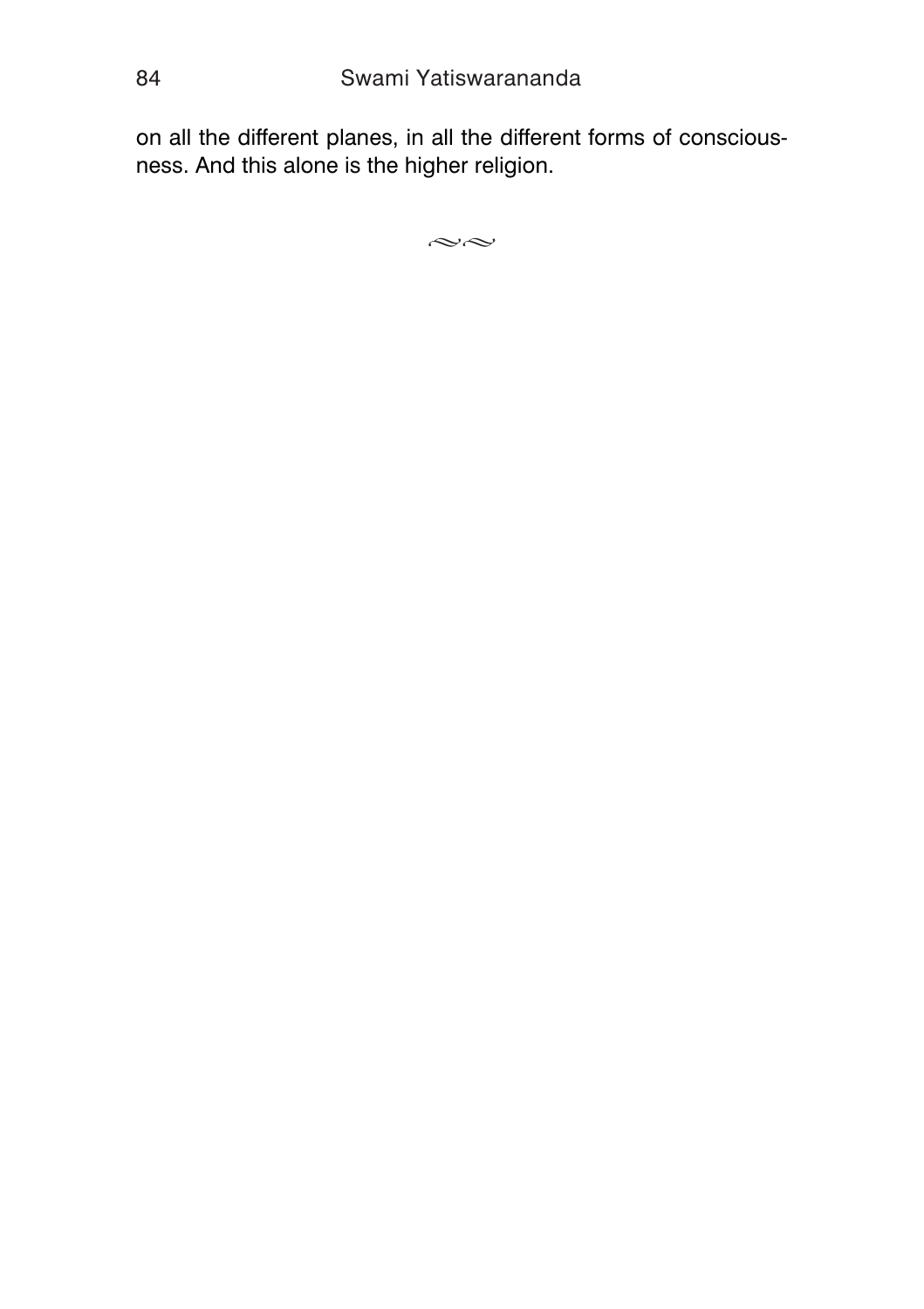on all the different planes, in all the different forms of consciousness. And this alone is the higher religion.

≈≈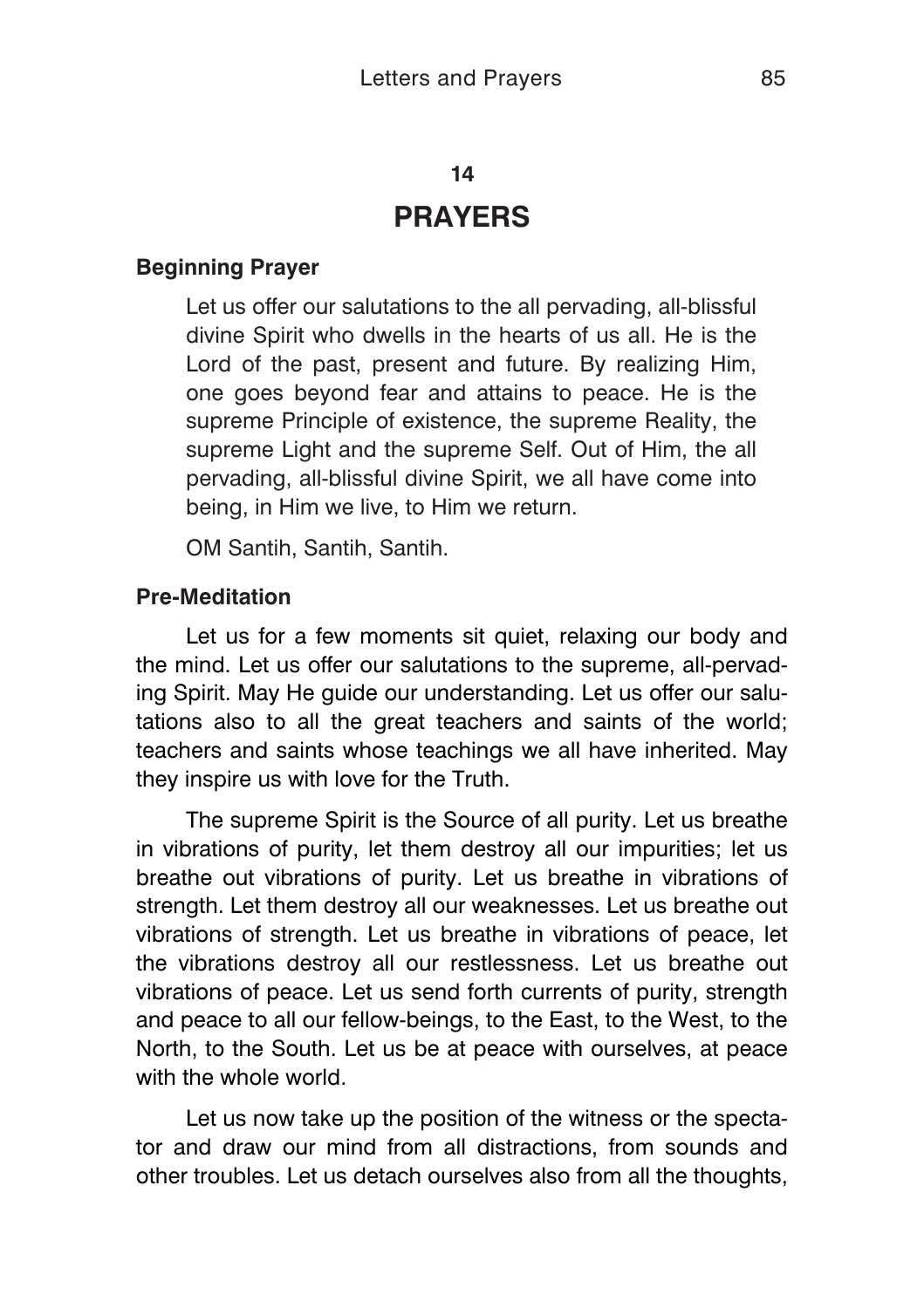## 14

## PRAYERS

### Beginning Prayer

> Let us offer our salutations to the all pervading, all-blissful divine Spirit who dwells in the hearts of us all. He is the Lord of the past, present and future. By realizing Him, one goes beyond fear and attains to peace. He is the supreme Principle of existence, the supreme Reality, the supreme Light and the supreme Self. Out of Him, the all pervading, all-blissful divine Spirit, we all have come into being, in Him we live, to Him we return.
>
> OM Santih, Santih, Santih.

### Pre-Meditation

Let us for a few moments sit quiet, relaxing our body and the mind. Let us offer our salutations to the supreme, all-pervading Spirit. May He guide our understanding. Let us offer our salutations also to all the great teachers and saints of the world; teachers and saints whose teachings we all have inherited. May they inspire us with love for the Truth.

The supreme Spirit is the Source of all purity. Let us breathe in vibrations of purity, let them destroy all our impurities; let us breathe out vibrations of purity. Let us breathe in vibrations of strength. Let them destroy all our weaknesses. Let us breathe out vibrations of strength. Let us breathe in vibrations of peace, let the vibrations destroy all our restlessness. Let us breathe out vibrations of peace. Let us send forth currents of purity, strength and peace to all our fellow-beings, to the East, to the West, to the North, to the South. Let us be at peace with ourselves, at peace with the whole world.

Let us now take up the position of the witness or the spectator and draw our mind from all distractions, from sounds and other troubles. Let us detach ourselves also from all the thoughts,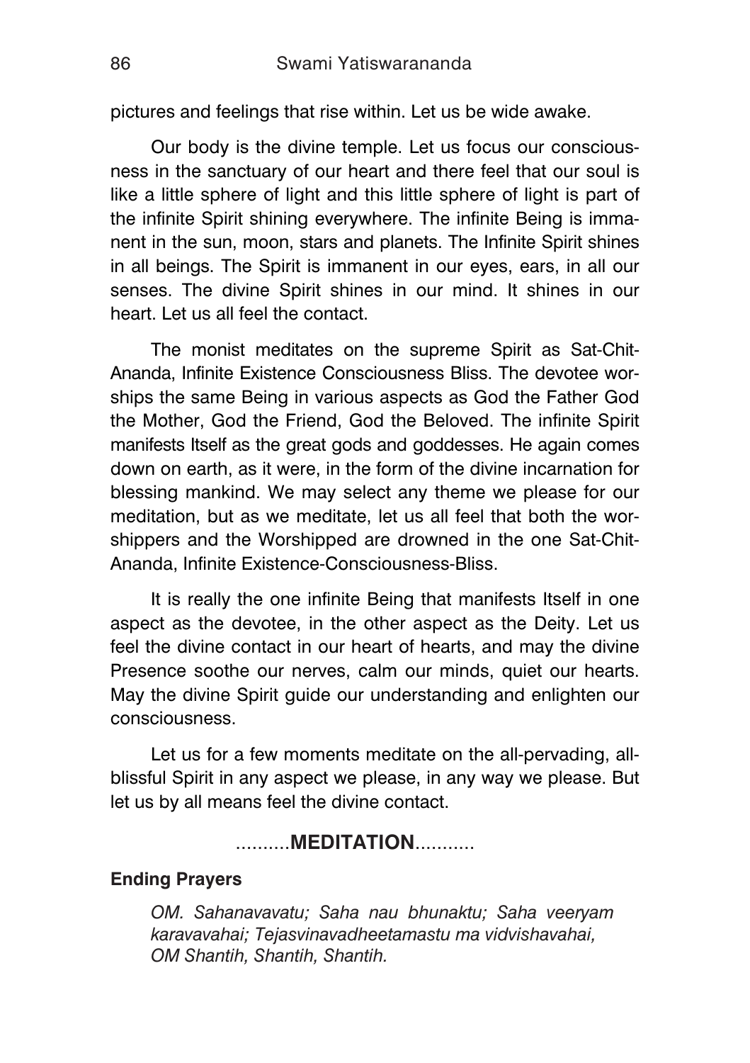pictures and feelings that rise within. Let us be wide awake.

Our body is the divine temple. Let us focus our consciousness in the sanctuary of our heart and there feel that our soul is like a little sphere of light and this little sphere of light is part of the infinite Spirit shining everywhere. The infinite Being is immanent in the sun, moon, stars and planets. The Infinite Spirit shines in all beings. The Spirit is immanent in our eyes, ears, in all our senses. The divine Spirit shines in our mind. It shines in our heart. Let us all feel the contact.

The monist meditates on the supreme Spirit as Sat-Chit-Ananda, Infinite Existence Consciousness Bliss. The devotee worships the same Being in various aspects as God the Father God the Mother, God the Friend, God the Beloved. The infinite Spirit manifests Itself as the great gods and goddesses. He again comes down on earth, as it were, in the form of the divine incarnation for blessing mankind. We may select any theme we please for our meditation, but as we meditate, let us all feel that both the worshippers and the Worshipped are drowned in the one Sat-Chit-Ananda, Infinite Existence-Consciousness-Bliss.

It is really the one infinite Being that manifests Itself in one aspect as the devotee, in the other aspect as the Deity. Let us feel the divine contact in our heart of hearts, and may the divine Presence soothe our nerves, calm our minds, quiet our hearts. May the divine Spirit guide our understanding and enlighten our consciousness.

Let us for a few moments meditate on the all-pervading, all-blissful Spirit in any aspect we please, in any way we please. But let us by all means feel the divine contact.

..........**MEDITATION**...........

**Ending Prayers**

*OM. Sahanavavatu; Saha nau bhunaktu; Saha veeryam karavavahai; Tejasvinavadheetamastu ma vidvishavahai, OM Shantih, Shantih, Shantih.*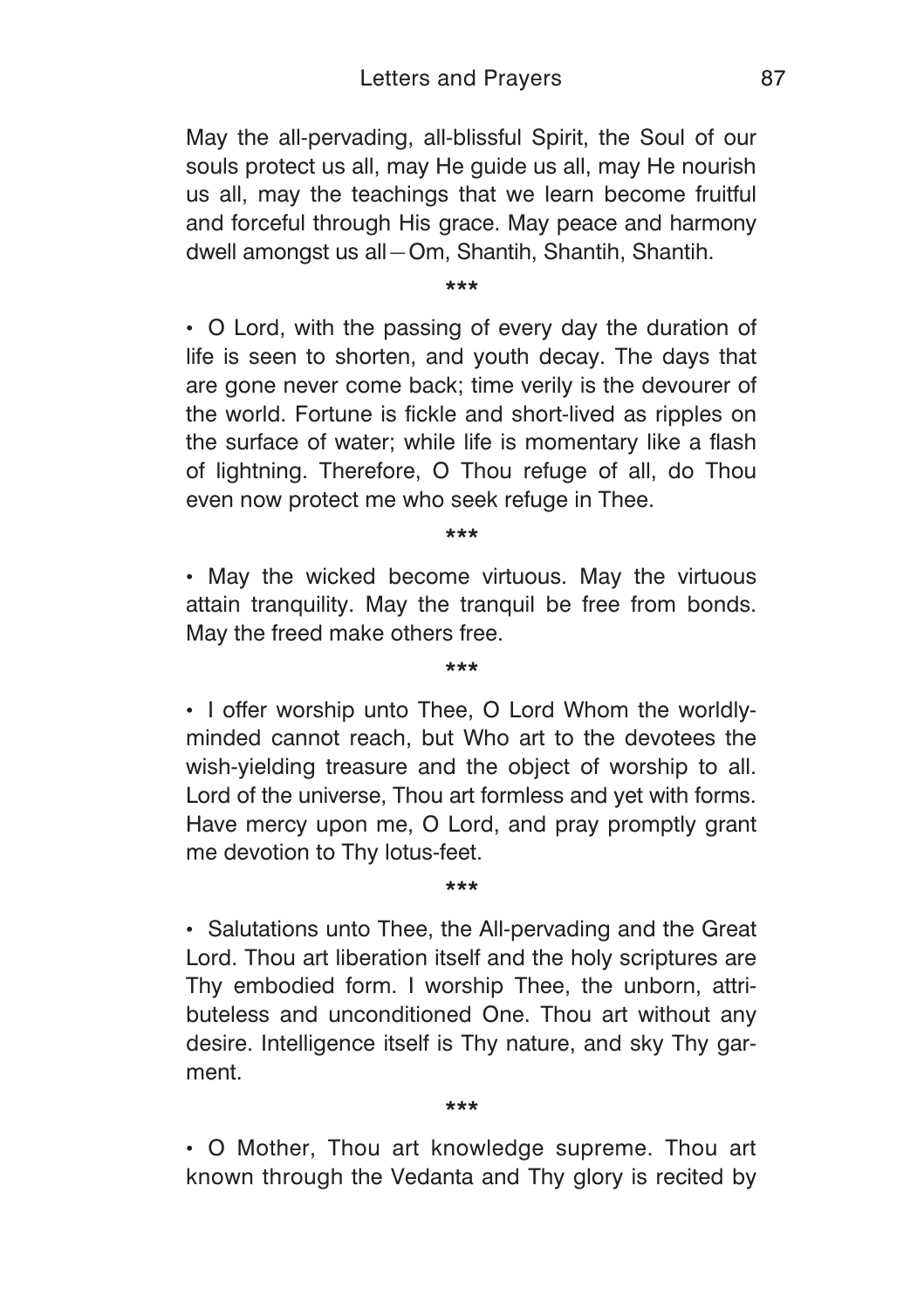May the all-pervading, all-blissful Spirit, the Soul of our souls protect us all, may He guide us all, may He nourish us all, may the teachings that we learn become fruitful and forceful through His grace. May peace and harmony dwell amongst us all—Om, Shantih, Shantih, Shantih.

***

- O Lord, with the passing of every day the duration of life is seen to shorten, and youth decay. The days that are gone never come back; time verily is the devourer of the world. Fortune is fickle and short-lived as ripples on the surface of water; while life is momentary like a flash of lightning. Therefore, O Thou refuge of all, do Thou even now protect me who seek refuge in Thee.

***

- May the wicked become virtuous. May the virtuous attain tranquility. May the tranquil be free from bonds. May the freed make others free.

***

- I offer worship unto Thee, O Lord Whom the worldly-minded cannot reach, but Who art to the devotees the wish-yielding treasure and the object of worship to all. Lord of the universe, Thou art formless and yet with forms. Have mercy upon me, O Lord, and pray promptly grant me devotion to Thy lotus-feet.

***

- Salutations unto Thee, the All-pervading and the Great Lord. Thou art liberation itself and the holy scriptures are Thy embodied form. I worship Thee, the unborn, attributeless and unconditioned One. Thou art without any desire. Intelligence itself is Thy nature, and sky Thy garment.

***

- O Mother, Thou art knowledge supreme. Thou art known through the Vedanta and Thy glory is recited by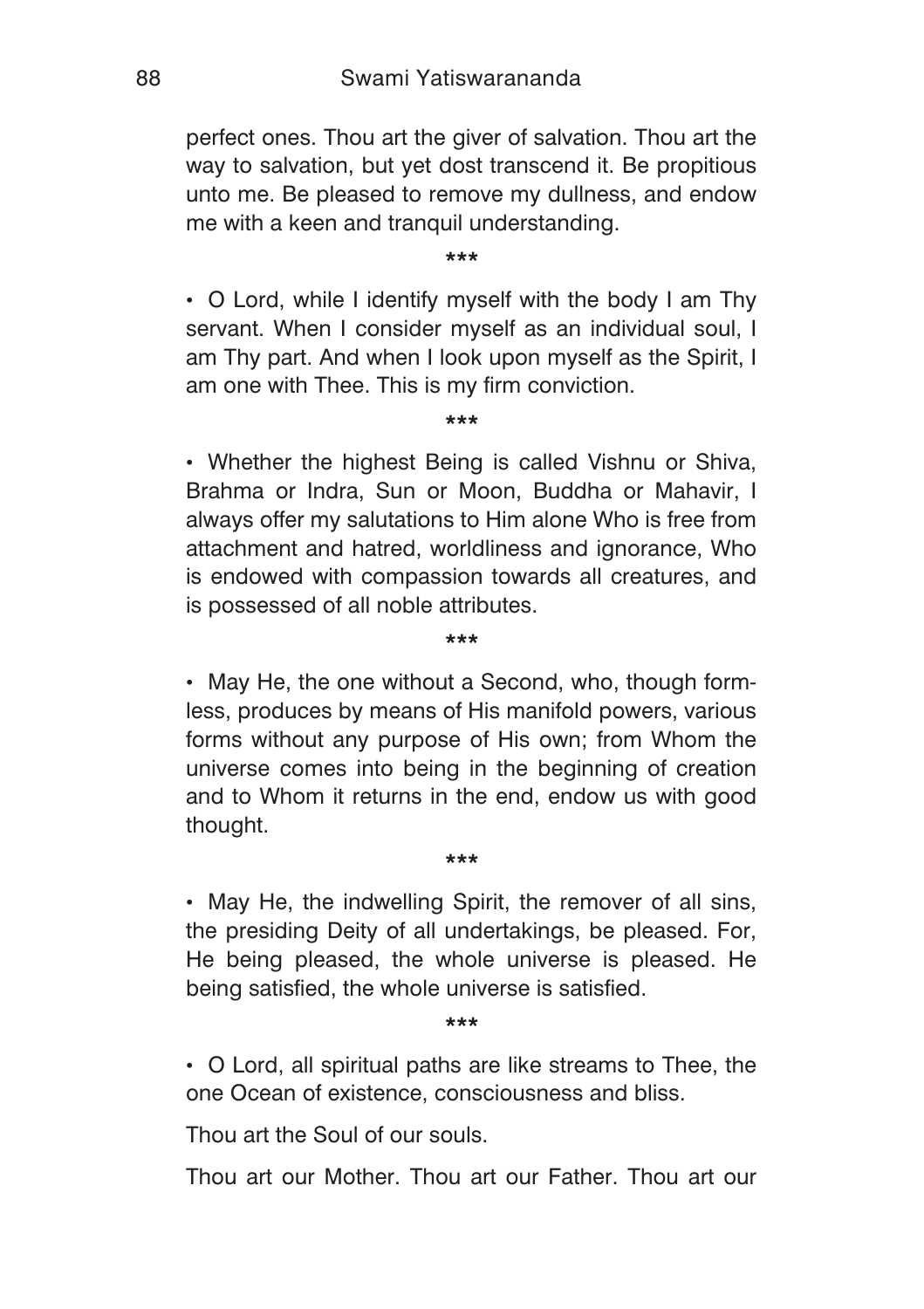perfect ones. Thou art the giver of salvation. Thou art the way to salvation, but yet dost transcend it. Be propitious unto me. Be pleased to remove my dullness, and endow me with a keen and tranquil understanding.

\*\*\*

- O Lord, while I identify myself with the body I am Thy servant. When I consider myself as an individual soul, I am Thy part. And when I look upon myself as the Spirit, I am one with Thee. This is my firm conviction.

\*\*\*

- Whether the highest Being is called Vishnu or Shiva, Brahma or Indra, Sun or Moon, Buddha or Mahavir, I always offer my salutations to Him alone Who is free from attachment and hatred, worldliness and ignorance, Who is endowed with compassion towards all creatures, and is possessed of all noble attributes.

\*\*\*

- May He, the one without a Second, who, though formless, produces by means of His manifold powers, various forms without any purpose of His own; from Whom the universe comes into being in the beginning of creation and to Whom it returns in the end, endow us with good thought.

\*\*\*

- May He, the indwelling Spirit, the remover of all sins, the presiding Deity of all undertakings, be pleased. For, He being pleased, the whole universe is pleased. He being satisfied, the whole universe is satisfied.

\*\*\*

- O Lord, all spiritual paths are like streams to Thee, the one Ocean of existence, consciousness and bliss.

Thou art the Soul of our souls.

Thou art our Mother. Thou art our Father. Thou art our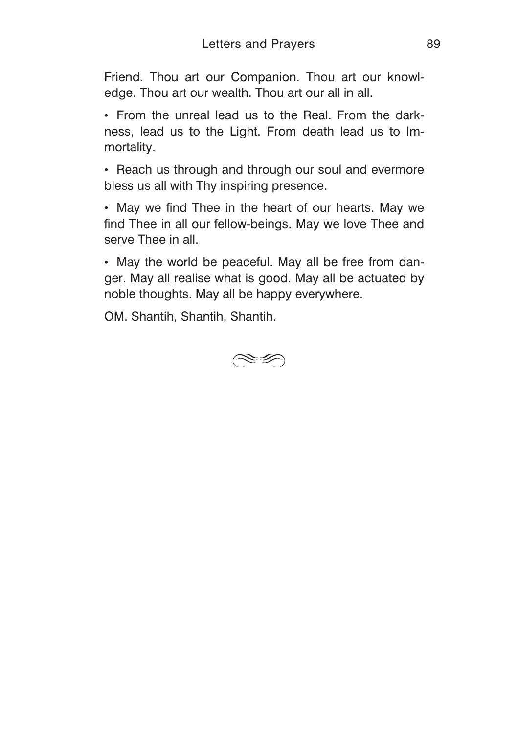Friend. Thou art our Companion. Thou art our knowledge. Thou art our wealth. Thou art our all in all.

- From the unreal lead us to the Real. From the darkness, lead us to the Light. From death lead us to Immortality.

- Reach us through and through our soul and evermore bless us all with Thy inspiring presence.

- May we find Thee in the heart of our hearts. May we find Thee in all our fellow-beings. May we love Thee and serve Thee in all.

- May the world be peaceful. May all be free from danger. May all realise what is good. May all be actuated by noble thoughts. May all be happy everywhere.

OM. Shantih, Shantih, Shantih.